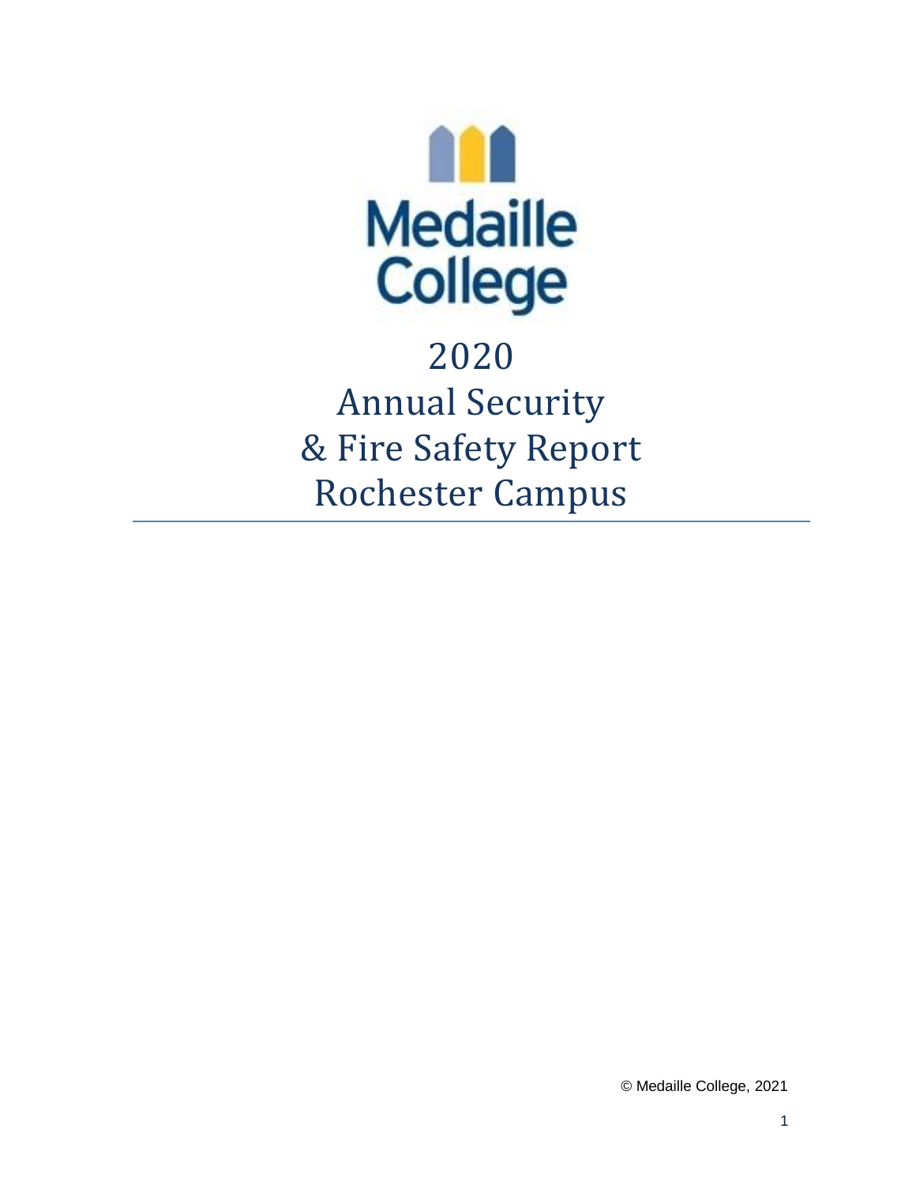Medaille College

# 2020 Annual Security & Fire Safety Report Rochester Campus

© Medaille College, 2021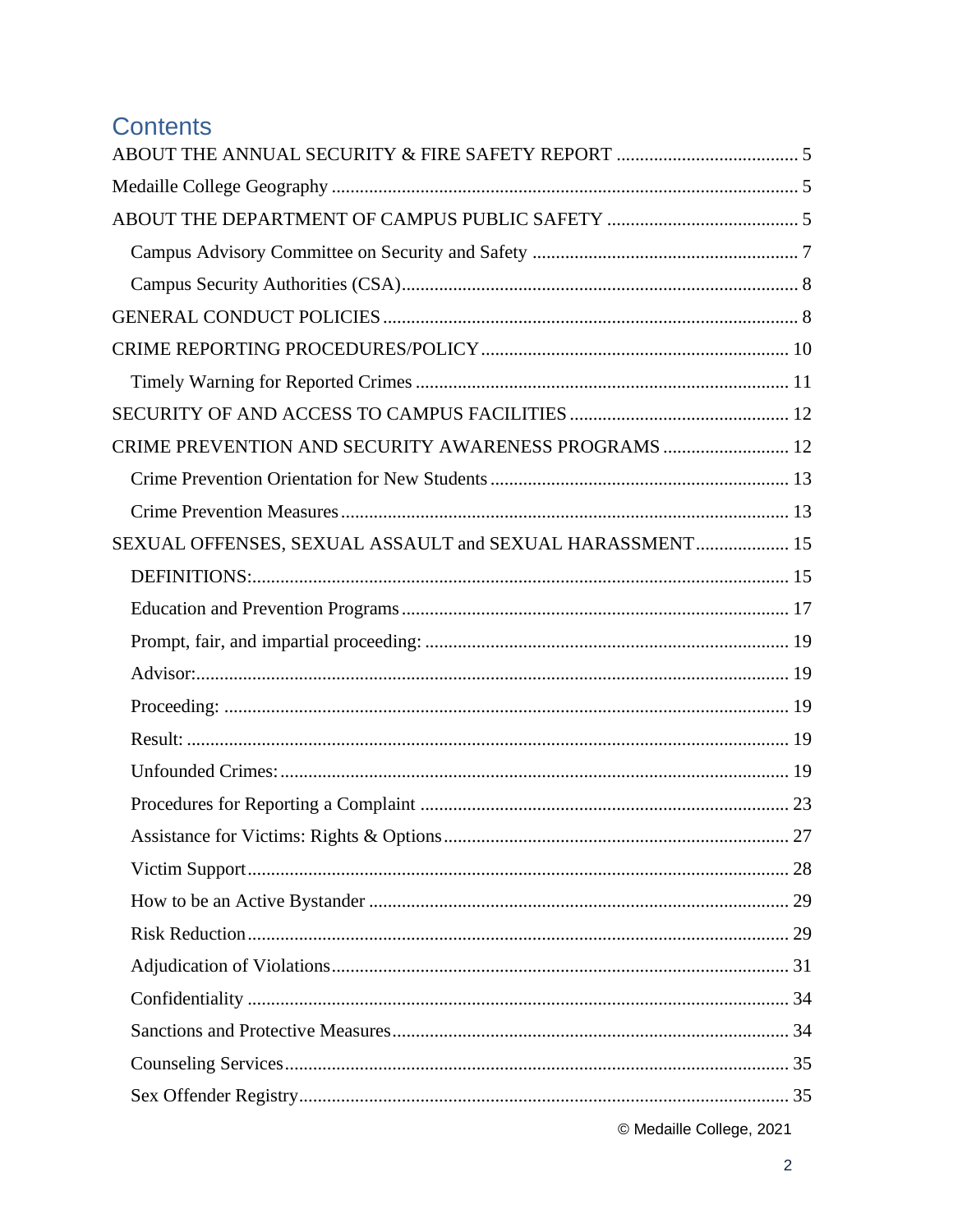## Contents

- ABOUT THE ANNUAL SECURITY & FIRE SAFETY REPORT ........ 5
- Medaille College Geography ........ 5
- ABOUT THE DEPARTMENT OF CAMPUS PUBLIC SAFETY ........ 5
  - Campus Advisory Committee on Security and Safety ........ 7
  - Campus Security Authorities (CSA) ........ 8
- GENERAL CONDUCT POLICIES ........ 8
- CRIME REPORTING PROCEDURES/POLICY ........ 10
  - Timely Warning for Reported Crimes ........ 11
- SECURITY OF AND ACCESS TO CAMPUS FACILITIES ........ 12
- CRIME PREVENTION AND SECURITY AWARENESS PROGRAMS ........ 12
  - Crime Prevention Orientation for New Students ........ 13
  - Crime Prevention Measures ........ 13
- SEXUAL OFFENSES, SEXUAL ASSAULT and SEXUAL HARASSMENT ........ 15
  - DEFINITIONS: ........ 15
  - Education and Prevention Programs ........ 17
  - Prompt, fair, and impartial proceeding: ........ 19
  - Advisor: ........ 19
  - Proceeding: ........ 19
  - Result: ........ 19
  - Unfounded Crimes: ........ 19
  - Procedures for Reporting a Complaint ........ 23
  - Assistance for Victims: Rights & Options ........ 27
  - Victim Support ........ 28
  - How to be an Active Bystander ........ 29
  - Risk Reduction ........ 29
  - Adjudication of Violations ........ 31
  - Confidentiality ........ 34
  - Sanctions and Protective Measures ........ 34
  - Counseling Services ........ 35
  - Sex Offender Registry ........ 35

© Medaille College, 2021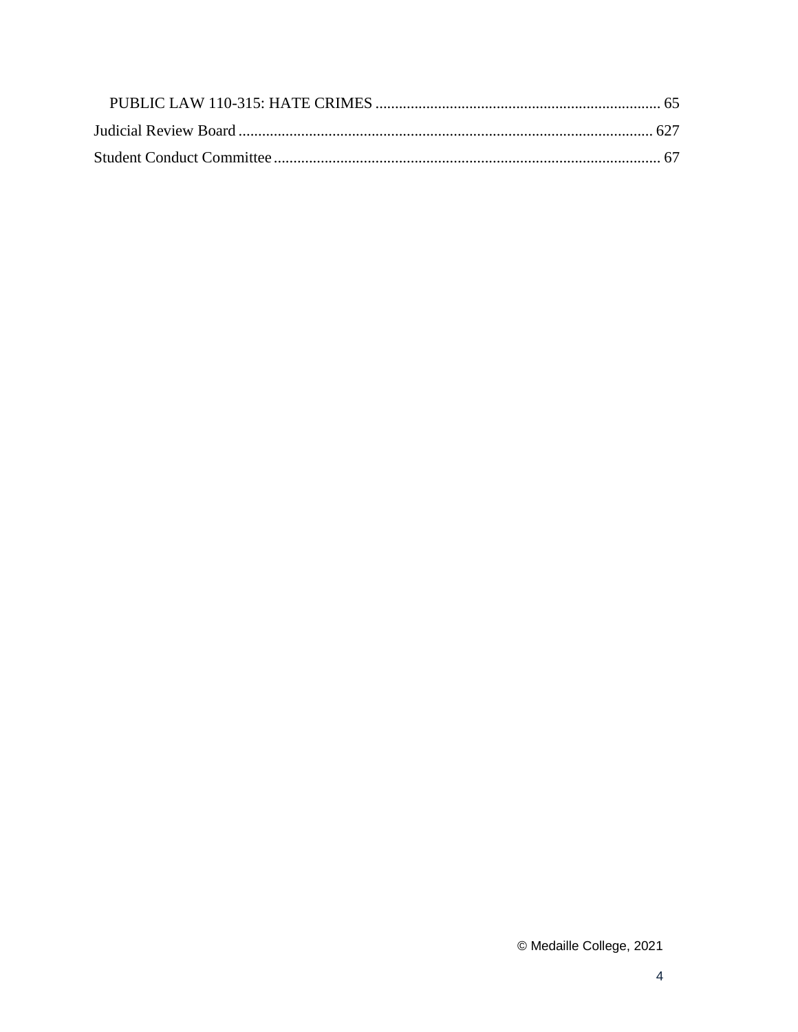PUBLIC LAW 110-315: HATE CRIMES ........................................................................ 65

Judicial Review Board ........................................................................................................ 627

Student Conduct Committee ................................................................................................ 67

© Medaille College, 2021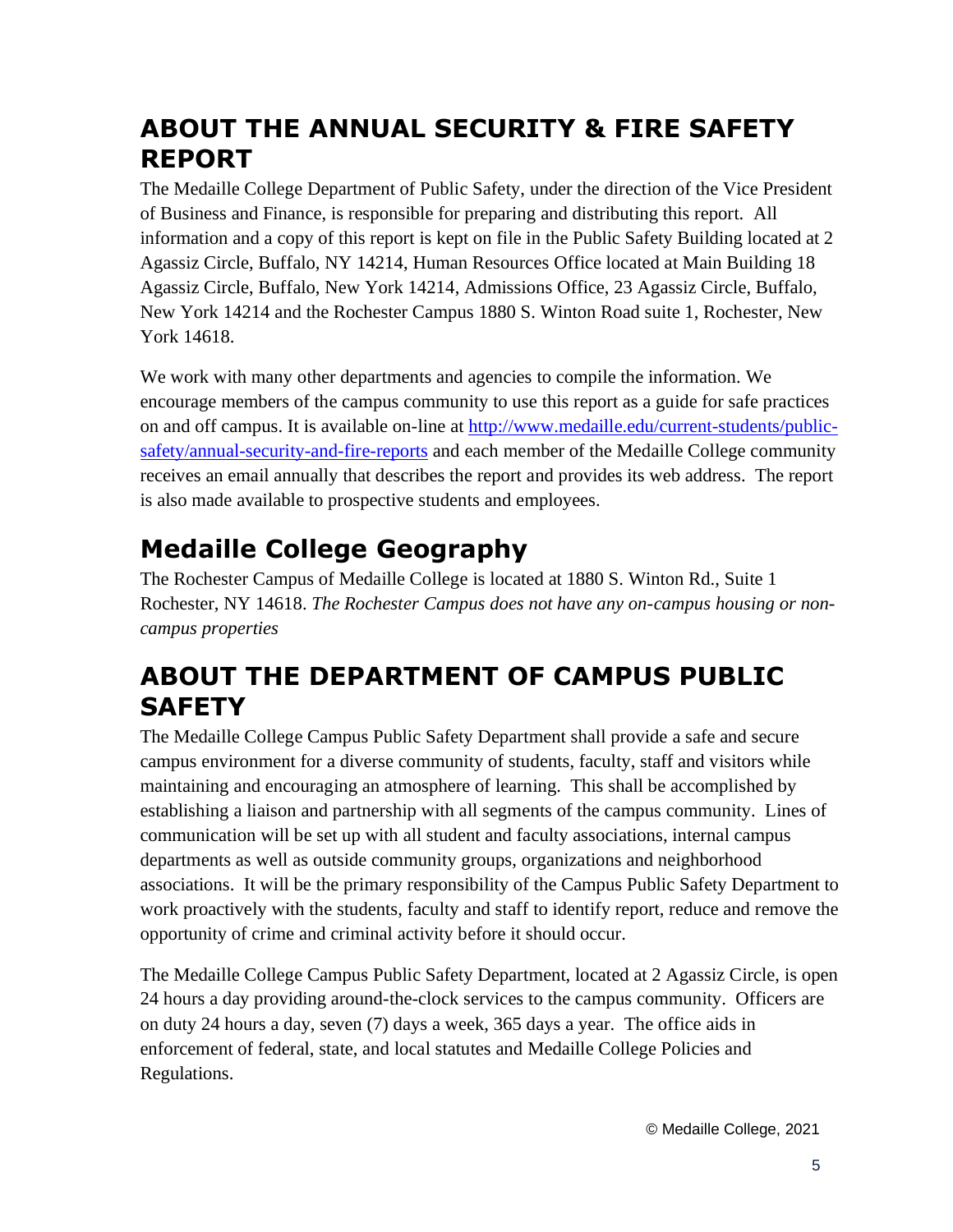# ABOUT THE ANNUAL SECURITY & FIRE SAFETY REPORT

The Medaille College Department of Public Safety, under the direction of the Vice President of Business and Finance, is responsible for preparing and distributing this report. All information and a copy of this report is kept on file in the Public Safety Building located at 2 Agassiz Circle, Buffalo, NY 14214, Human Resources Office located at Main Building 18 Agassiz Circle, Buffalo, New York 14214, Admissions Office, 23 Agassiz Circle, Buffalo, New York 14214 and the Rochester Campus 1880 S. Winton Road suite 1, Rochester, New York 14618.

We work with many other departments and agencies to compile the information. We encourage members of the campus community to use this report as a guide for safe practices on and off campus. It is available on-line at [http://www.medaille.edu/current-students/public-safety/annual-security-and-fire-reports](http://www.medaille.edu/current-students/public-safety/annual-security-and-fire-reports) and each member of the Medaille College community receives an email annually that describes the report and provides its web address. The report is also made available to prospective students and employees.

# Medaille College Geography

The Rochester Campus of Medaille College is located at 1880 S. Winton Rd., Suite 1 Rochester, NY 14618. *The Rochester Campus does not have any on-campus housing or non-campus properties*

# ABOUT THE DEPARTMENT OF CAMPUS PUBLIC SAFETY

The Medaille College Campus Public Safety Department shall provide a safe and secure campus environment for a diverse community of students, faculty, staff and visitors while maintaining and encouraging an atmosphere of learning. This shall be accomplished by establishing a liaison and partnership with all segments of the campus community. Lines of communication will be set up with all student and faculty associations, internal campus departments as well as outside community groups, organizations and neighborhood associations. It will be the primary responsibility of the Campus Public Safety Department to work proactively with the students, faculty and staff to identify report, reduce and remove the opportunity of crime and criminal activity before it should occur.

The Medaille College Campus Public Safety Department, located at 2 Agassiz Circle, is open 24 hours a day providing around-the-clock services to the campus community. Officers are on duty 24 hours a day, seven (7) days a week, 365 days a year. The office aids in enforcement of federal, state, and local statutes and Medaille College Policies and Regulations.

© Medaille College, 2021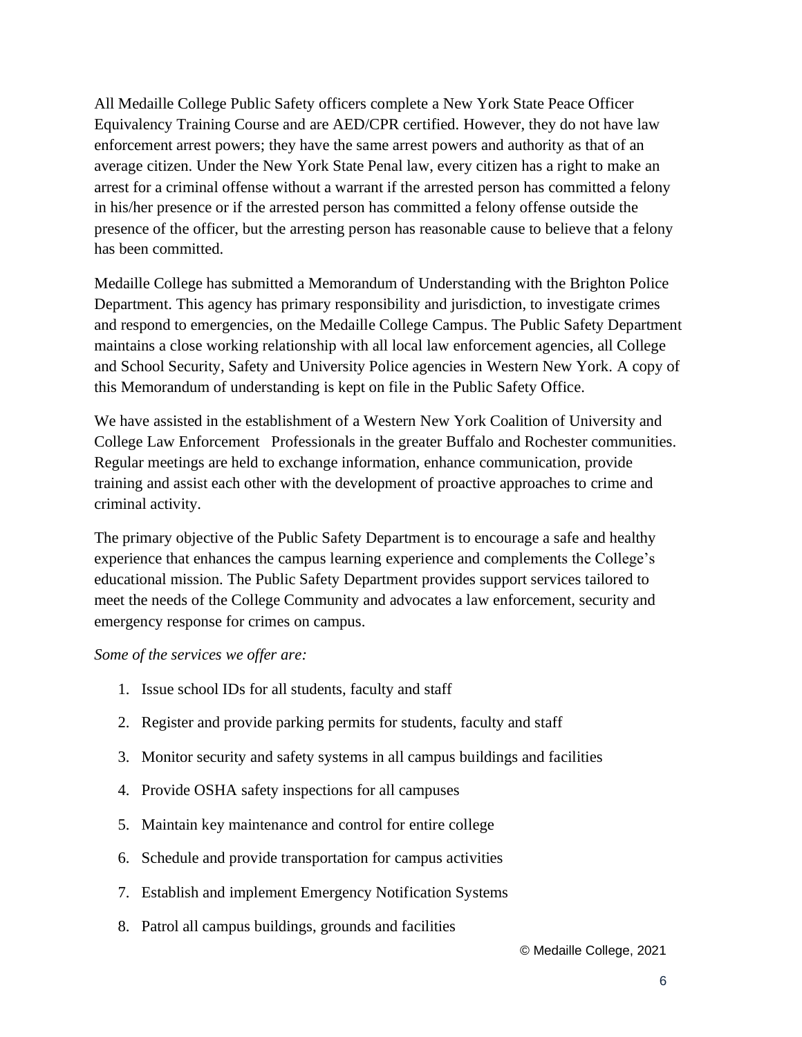All Medaille College Public Safety officers complete a New York State Peace Officer Equivalency Training Course and are AED/CPR certified. However, they do not have law enforcement arrest powers; they have the same arrest powers and authority as that of an average citizen. Under the New York State Penal law, every citizen has a right to make an arrest for a criminal offense without a warrant if the arrested person has committed a felony in his/her presence or if the arrested person has committed a felony offense outside the presence of the officer, but the arresting person has reasonable cause to believe that a felony has been committed.

Medaille College has submitted a Memorandum of Understanding with the Brighton Police Department. This agency has primary responsibility and jurisdiction, to investigate crimes and respond to emergencies, on the Medaille College Campus. The Public Safety Department maintains a close working relationship with all local law enforcement agencies, all College and School Security, Safety and University Police agencies in Western New York. A copy of this Memorandum of understanding is kept on file in the Public Safety Office.

We have assisted in the establishment of a Western New York Coalition of University and College Law Enforcement Professionals in the greater Buffalo and Rochester communities. Regular meetings are held to exchange information, enhance communication, provide training and assist each other with the development of proactive approaches to crime and criminal activity.

The primary objective of the Public Safety Department is to encourage a safe and healthy experience that enhances the campus learning experience and complements the College's educational mission. The Public Safety Department provides support services tailored to meet the needs of the College Community and advocates a law enforcement, security and emergency response for crimes on campus.

*Some of the services we offer are:*

1. Issue school IDs for all students, faculty and staff
2. Register and provide parking permits for students, faculty and staff
3. Monitor security and safety systems in all campus buildings and facilities
4. Provide OSHA safety inspections for all campuses
5. Maintain key maintenance and control for entire college
6. Schedule and provide transportation for campus activities
7. Establish and implement Emergency Notification Systems
8. Patrol all campus buildings, grounds and facilities

© Medaille College, 2021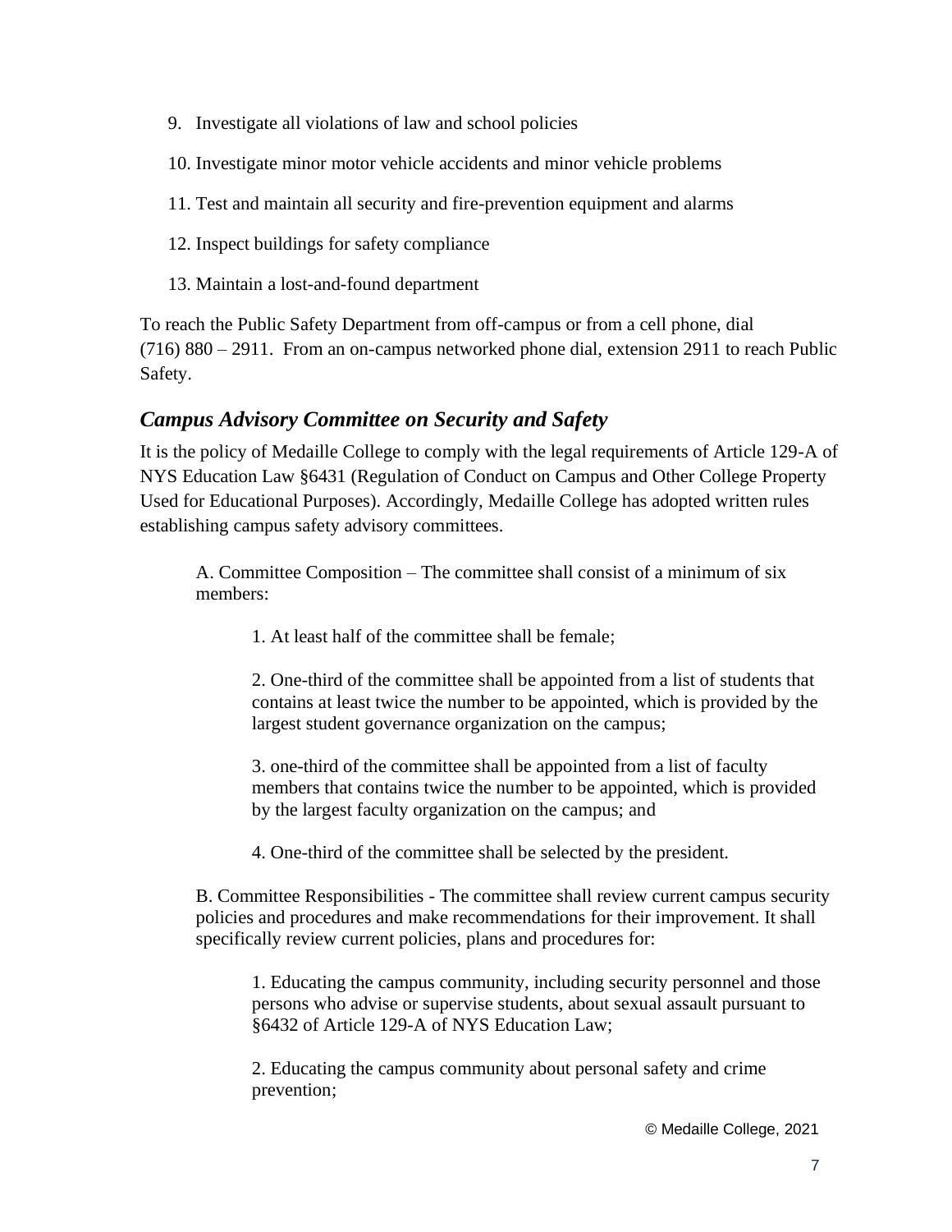9. Investigate all violations of law and school policies
10. Investigate minor motor vehicle accidents and minor vehicle problems
11. Test and maintain all security and fire-prevention equipment and alarms
12. Inspect buildings for safety compliance
13. Maintain a lost-and-found department

To reach the Public Safety Department from off-campus or from a cell phone, dial (716) 880 – 2911. From an on-campus networked phone dial, extension 2911 to reach Public Safety.

## *Campus Advisory Committee on Security and Safety*

It is the policy of Medaille College to comply with the legal requirements of Article 129-A of NYS Education Law §6431 (Regulation of Conduct on Campus and Other College Property Used for Educational Purposes). Accordingly, Medaille College has adopted written rules establishing campus safety advisory committees.

A. Committee Composition – The committee shall consist of a minimum of six members:

1. At least half of the committee shall be female;

2. One-third of the committee shall be appointed from a list of students that contains at least twice the number to be appointed, which is provided by the largest student governance organization on the campus;

3. one-third of the committee shall be appointed from a list of faculty members that contains twice the number to be appointed, which is provided by the largest faculty organization on the campus; and

4. One-third of the committee shall be selected by the president.

B. Committee Responsibilities - The committee shall review current campus security policies and procedures and make recommendations for their improvement. It shall specifically review current policies, plans and procedures for:

1. Educating the campus community, including security personnel and those persons who advise or supervise students, about sexual assault pursuant to §6432 of Article 129-A of NYS Education Law;

2. Educating the campus community about personal safety and crime prevention;

© Medaille College, 2021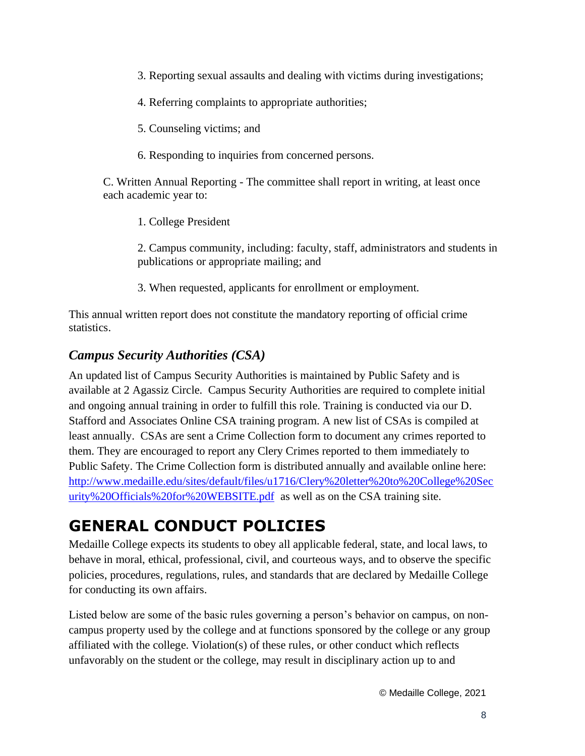3. Reporting sexual assaults and dealing with victims during investigations;

4. Referring complaints to appropriate authorities;

5. Counseling victims; and

6. Responding to inquiries from concerned persons.

C. Written Annual Reporting - The committee shall report in writing, at least once each academic year to:

1. College President

2. Campus community, including: faculty, staff, administrators and students in publications or appropriate mailing; and

3. When requested, applicants for enrollment or employment.

This annual written report does not constitute the mandatory reporting of official crime statistics.

### *Campus Security Authorities (CSA)*

An updated list of Campus Security Authorities is maintained by Public Safety and is available at 2 Agassiz Circle. Campus Security Authorities are required to complete initial and ongoing annual training in order to fulfill this role. Training is conducted via our D. Stafford and Associates Online CSA training program. A new list of CSAs is compiled at least annually. CSAs are sent a Crime Collection form to document any crimes reported to them. They are encouraged to report any Clery Crimes reported to them immediately to Public Safety. The Crime Collection form is distributed annually and available online here: [http://www.medaille.edu/sites/default/files/u1716/Clery%20letter%20to%20College%20Security%20Officials%20for%20WEBSITE.pdf](http://www.medaille.edu/sites/default/files/u1716/Clery%20letter%20to%20College%20Security%20Officials%20for%20WEBSITE.pdf) as well as on the CSA training site.

# GENERAL CONDUCT POLICIES

Medaille College expects its students to obey all applicable federal, state, and local laws, to behave in moral, ethical, professional, civil, and courteous ways, and to observe the specific policies, procedures, regulations, rules, and standards that are declared by Medaille College for conducting its own affairs.

Listed below are some of the basic rules governing a person's behavior on campus, on non-campus property used by the college and at functions sponsored by the college or any group affiliated with the college. Violation(s) of these rules, or other conduct which reflects unfavorably on the student or the college, may result in disciplinary action up to and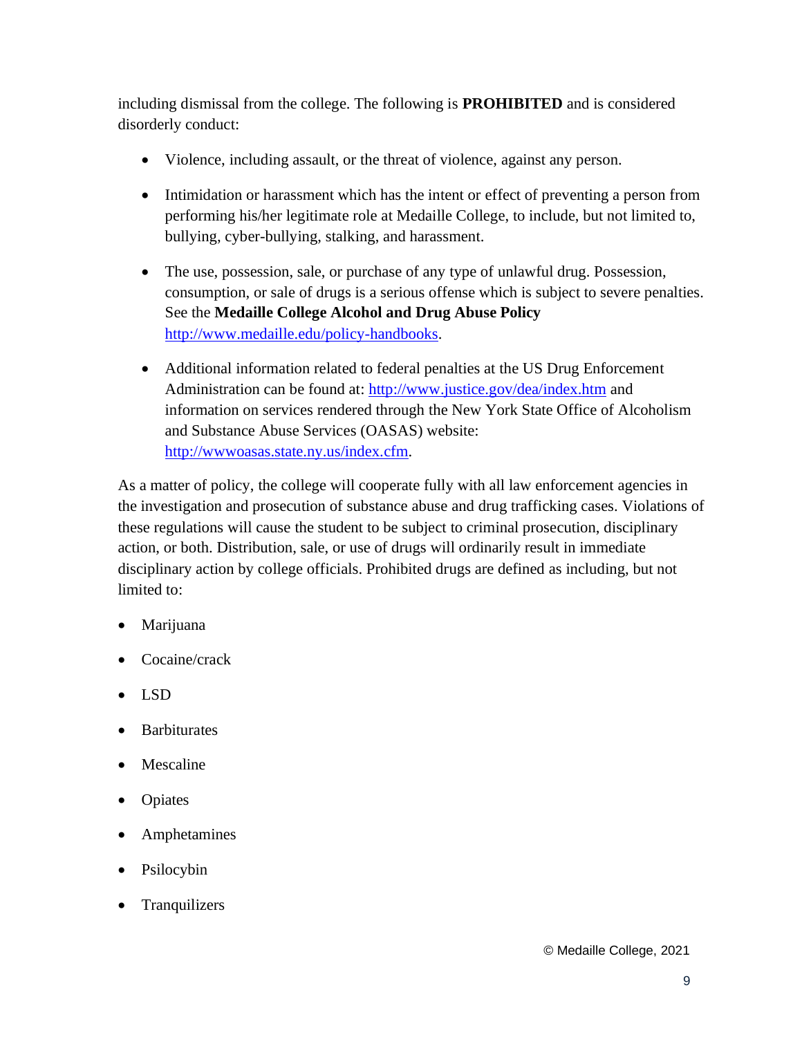including dismissal from the college. The following is **PROHIBITED** and is considered disorderly conduct:

- Violence, including assault, or the threat of violence, against any person.
- Intimidation or harassment which has the intent or effect of preventing a person from performing his/her legitimate role at Medaille College, to include, but not limited to, bullying, cyber-bullying, stalking, and harassment.
- The use, possession, sale, or purchase of any type of unlawful drug. Possession, consumption, or sale of drugs is a serious offense which is subject to severe penalties. See the **Medaille College Alcohol and Drug Abuse Policy** http://www.medaille.edu/policy-handbooks.
- Additional information related to federal penalties at the US Drug Enforcement Administration can be found at: http://www.justice.gov/dea/index.htm and information on services rendered through the New York State Office of Alcoholism and Substance Abuse Services (OASAS) website: http://wwwoasas.state.ny.us/index.cfm.

As a matter of policy, the college will cooperate fully with all law enforcement agencies in the investigation and prosecution of substance abuse and drug trafficking cases. Violations of these regulations will cause the student to be subject to criminal prosecution, disciplinary action, or both. Distribution, sale, or use of drugs will ordinarily result in immediate disciplinary action by college officials. Prohibited drugs are defined as including, but not limited to:

- Marijuana
- Cocaine/crack
- LSD
- Barbiturates
- Mescaline
- Opiates
- Amphetamines
- Psilocybin
- Tranquilizers

© Medaille College, 2021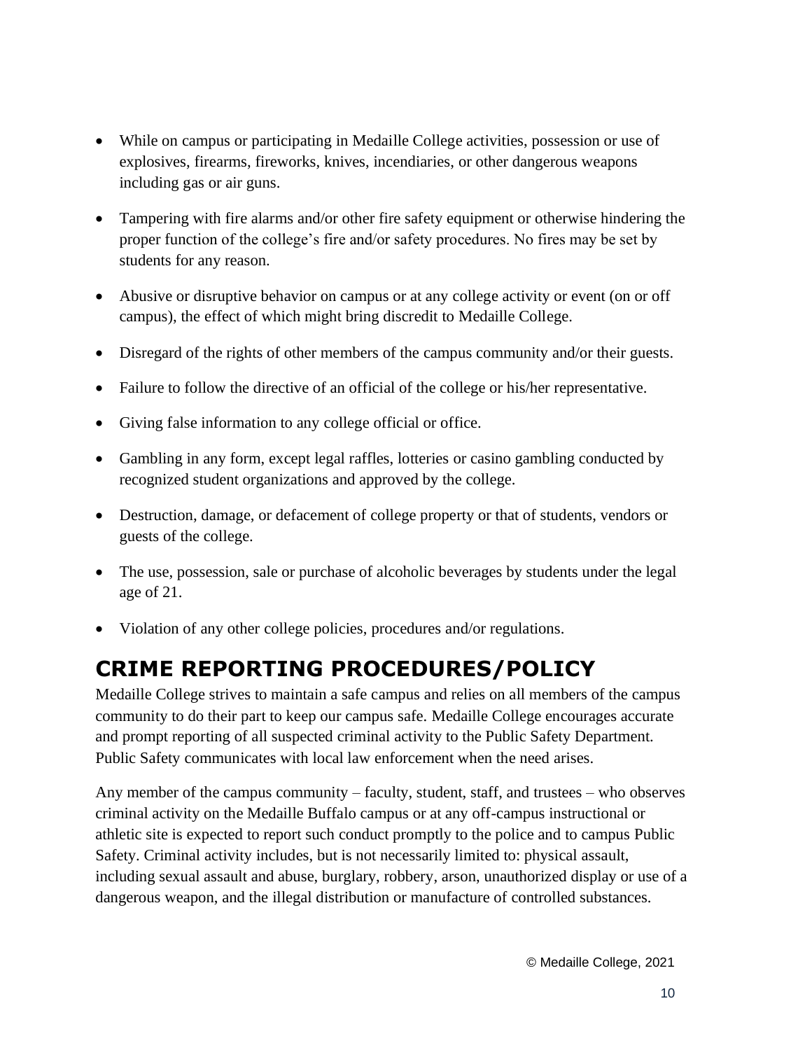- While on campus or participating in Medaille College activities, possession or use of explosives, firearms, fireworks, knives, incendiaries, or other dangerous weapons including gas or air guns.
- Tampering with fire alarms and/or other fire safety equipment or otherwise hindering the proper function of the college's fire and/or safety procedures. No fires may be set by students for any reason.
- Abusive or disruptive behavior on campus or at any college activity or event (on or off campus), the effect of which might bring discredit to Medaille College.
- Disregard of the rights of other members of the campus community and/or their guests.
- Failure to follow the directive of an official of the college or his/her representative.
- Giving false information to any college official or office.
- Gambling in any form, except legal raffles, lotteries or casino gambling conducted by recognized student organizations and approved by the college.
- Destruction, damage, or defacement of college property or that of students, vendors or guests of the college.
- The use, possession, sale or purchase of alcoholic beverages by students under the legal age of 21.
- Violation of any other college policies, procedures and/or regulations.

# CRIME REPORTING PROCEDURES/POLICY

Medaille College strives to maintain a safe campus and relies on all members of the campus community to do their part to keep our campus safe. Medaille College encourages accurate and prompt reporting of all suspected criminal activity to the Public Safety Department. Public Safety communicates with local law enforcement when the need arises.

Any member of the campus community – faculty, student, staff, and trustees – who observes criminal activity on the Medaille Buffalo campus or at any off-campus instructional or athletic site is expected to report such conduct promptly to the police and to campus Public Safety. Criminal activity includes, but is not necessarily limited to: physical assault, including sexual assault and abuse, burglary, robbery, arson, unauthorized display or use of a dangerous weapon, and the illegal distribution or manufacture of controlled substances.

© Medaille College, 2021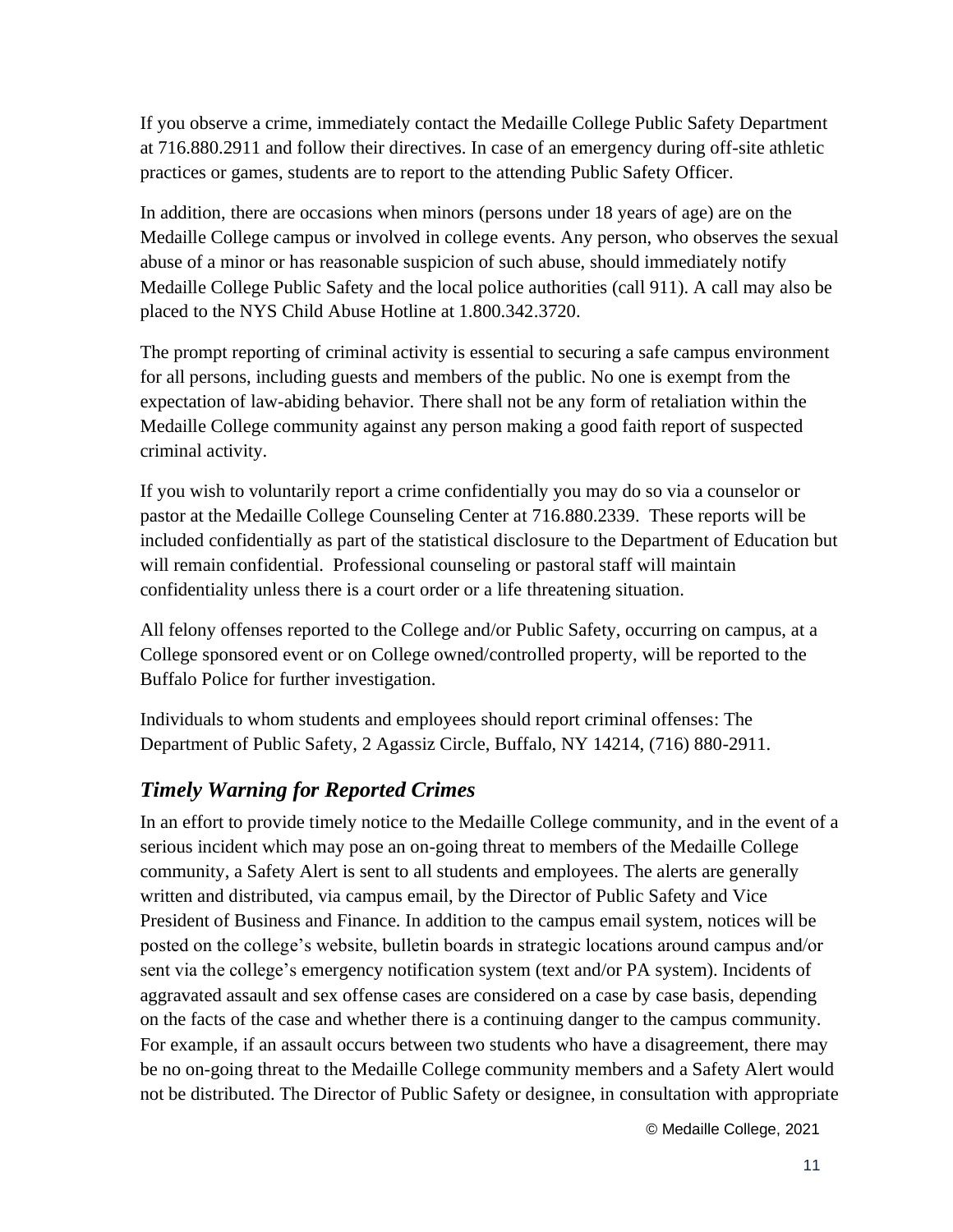If you observe a crime, immediately contact the Medaille College Public Safety Department at 716.880.2911 and follow their directives. In case of an emergency during off-site athletic practices or games, students are to report to the attending Public Safety Officer.

In addition, there are occasions when minors (persons under 18 years of age) are on the Medaille College campus or involved in college events. Any person, who observes the sexual abuse of a minor or has reasonable suspicion of such abuse, should immediately notify Medaille College Public Safety and the local police authorities (call 911). A call may also be placed to the NYS Child Abuse Hotline at 1.800.342.3720.

The prompt reporting of criminal activity is essential to securing a safe campus environment for all persons, including guests and members of the public. No one is exempt from the expectation of law-abiding behavior. There shall not be any form of retaliation within the Medaille College community against any person making a good faith report of suspected criminal activity.

If you wish to voluntarily report a crime confidentially you may do so via a counselor or pastor at the Medaille College Counseling Center at 716.880.2339. These reports will be included confidentially as part of the statistical disclosure to the Department of Education but will remain confidential. Professional counseling or pastoral staff will maintain confidentiality unless there is a court order or a life threatening situation.

All felony offenses reported to the College and/or Public Safety, occurring on campus, at a College sponsored event or on College owned/controlled property, will be reported to the Buffalo Police for further investigation.

Individuals to whom students and employees should report criminal offenses: The Department of Public Safety, 2 Agassiz Circle, Buffalo, NY 14214, (716) 880-2911.

## *Timely Warning for Reported Crimes*

In an effort to provide timely notice to the Medaille College community, and in the event of a serious incident which may pose an on-going threat to members of the Medaille College community, a Safety Alert is sent to all students and employees. The alerts are generally written and distributed, via campus email, by the Director of Public Safety and Vice President of Business and Finance. In addition to the campus email system, notices will be posted on the college's website, bulletin boards in strategic locations around campus and/or sent via the college's emergency notification system (text and/or PA system). Incidents of aggravated assault and sex offense cases are considered on a case by case basis, depending on the facts of the case and whether there is a continuing danger to the campus community. For example, if an assault occurs between two students who have a disagreement, there may be no on-going threat to the Medaille College community members and a Safety Alert would not be distributed. The Director of Public Safety or designee, in consultation with appropriate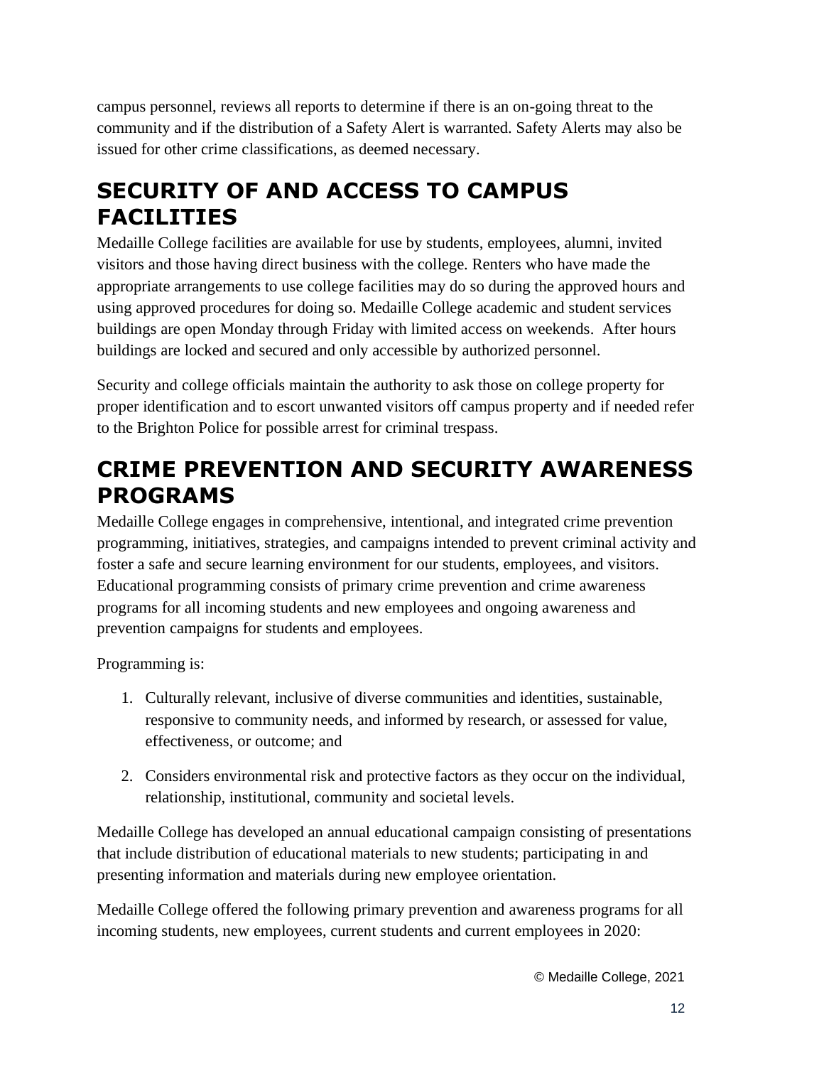campus personnel, reviews all reports to determine if there is an on-going threat to the community and if the distribution of a Safety Alert is warranted. Safety Alerts may also be issued for other crime classifications, as deemed necessary.

## SECURITY OF AND ACCESS TO CAMPUS FACILITIES

Medaille College facilities are available for use by students, employees, alumni, invited visitors and those having direct business with the college. Renters who have made the appropriate arrangements to use college facilities may do so during the approved hours and using approved procedures for doing so. Medaille College academic and student services buildings are open Monday through Friday with limited access on weekends. After hours buildings are locked and secured and only accessible by authorized personnel.

Security and college officials maintain the authority to ask those on college property for proper identification and to escort unwanted visitors off campus property and if needed refer to the Brighton Police for possible arrest for criminal trespass.

## CRIME PREVENTION AND SECURITY AWARENESS PROGRAMS

Medaille College engages in comprehensive, intentional, and integrated crime prevention programming, initiatives, strategies, and campaigns intended to prevent criminal activity and foster a safe and secure learning environment for our students, employees, and visitors. Educational programming consists of primary crime prevention and crime awareness programs for all incoming students and new employees and ongoing awareness and prevention campaigns for students and employees.

Programming is:

1. Culturally relevant, inclusive of diverse communities and identities, sustainable, responsive to community needs, and informed by research, or assessed for value, effectiveness, or outcome; and
2. Considers environmental risk and protective factors as they occur on the individual, relationship, institutional, community and societal levels.

Medaille College has developed an annual educational campaign consisting of presentations that include distribution of educational materials to new students; participating in and presenting information and materials during new employee orientation.

Medaille College offered the following primary prevention and awareness programs for all incoming students, new employees, current students and current employees in 2020: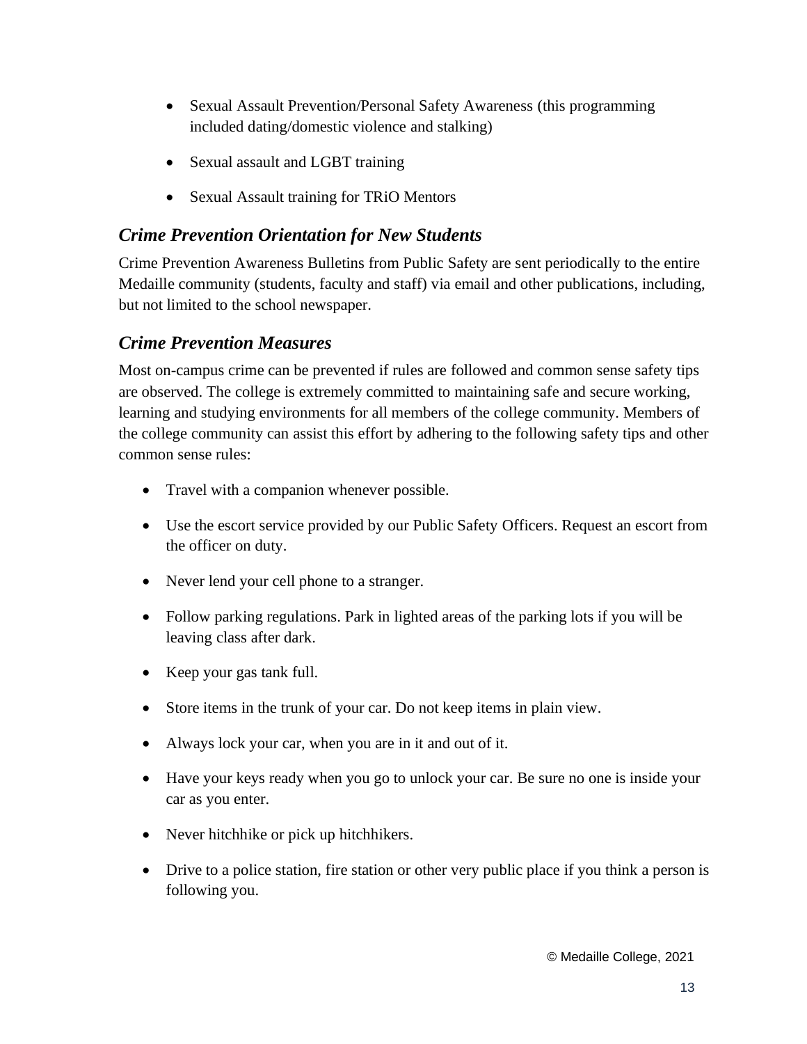- Sexual Assault Prevention/Personal Safety Awareness (this programming included dating/domestic violence and stalking)
- Sexual assault and LGBT training
- Sexual Assault training for TRiO Mentors

### *Crime Prevention Orientation for New Students*

Crime Prevention Awareness Bulletins from Public Safety are sent periodically to the entire Medaille community (students, faculty and staff) via email and other publications, including, but not limited to the school newspaper.

### *Crime Prevention Measures*

Most on-campus crime can be prevented if rules are followed and common sense safety tips are observed. The college is extremely committed to maintaining safe and secure working, learning and studying environments for all members of the college community. Members of the college community can assist this effort by adhering to the following safety tips and other common sense rules:

- Travel with a companion whenever possible.
- Use the escort service provided by our Public Safety Officers. Request an escort from the officer on duty.
- Never lend your cell phone to a stranger.
- Follow parking regulations. Park in lighted areas of the parking lots if you will be leaving class after dark.
- Keep your gas tank full.
- Store items in the trunk of your car. Do not keep items in plain view.
- Always lock your car, when you are in it and out of it.
- Have your keys ready when you go to unlock your car. Be sure no one is inside your car as you enter.
- Never hitchhike or pick up hitchhikers.
- Drive to a police station, fire station or other very public place if you think a person is following you.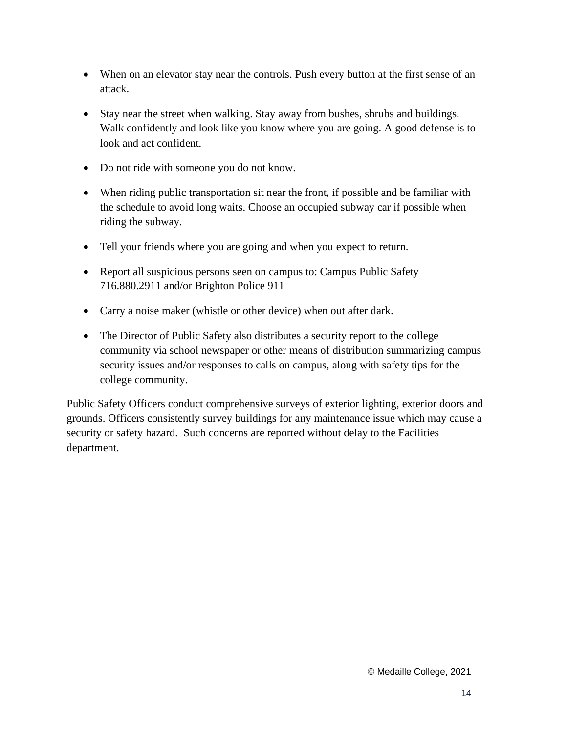- When on an elevator stay near the controls. Push every button at the first sense of an attack.
- Stay near the street when walking. Stay away from bushes, shrubs and buildings. Walk confidently and look like you know where you are going. A good defense is to look and act confident.
- Do not ride with someone you do not know.
- When riding public transportation sit near the front, if possible and be familiar with the schedule to avoid long waits. Choose an occupied subway car if possible when riding the subway.
- Tell your friends where you are going and when you expect to return.
- Report all suspicious persons seen on campus to: Campus Public Safety 716.880.2911 and/or Brighton Police 911
- Carry a noise maker (whistle or other device) when out after dark.
- The Director of Public Safety also distributes a security report to the college community via school newspaper or other means of distribution summarizing campus security issues and/or responses to calls on campus, along with safety tips for the college community.

Public Safety Officers conduct comprehensive surveys of exterior lighting, exterior doors and grounds. Officers consistently survey buildings for any maintenance issue which may cause a security or safety hazard. Such concerns are reported without delay to the Facilities department.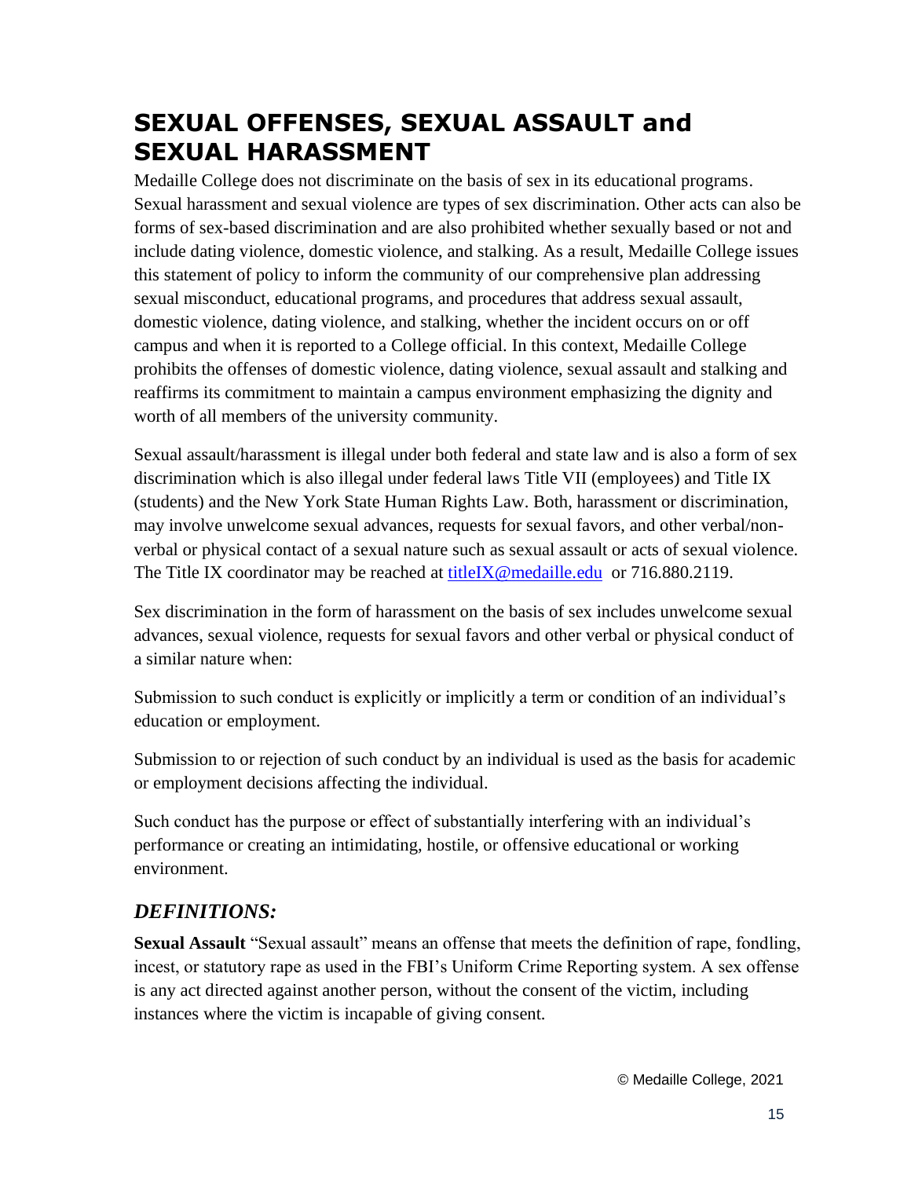# SEXUAL OFFENSES, SEXUAL ASSAULT and SEXUAL HARASSMENT

Medaille College does not discriminate on the basis of sex in its educational programs. Sexual harassment and sexual violence are types of sex discrimination. Other acts can also be forms of sex-based discrimination and are also prohibited whether sexually based or not and include dating violence, domestic violence, and stalking. As a result, Medaille College issues this statement of policy to inform the community of our comprehensive plan addressing sexual misconduct, educational programs, and procedures that address sexual assault, domestic violence, dating violence, and stalking, whether the incident occurs on or off campus and when it is reported to a College official. In this context, Medaille College prohibits the offenses of domestic violence, dating violence, sexual assault and stalking and reaffirms its commitment to maintain a campus environment emphasizing the dignity and worth of all members of the university community.

Sexual assault/harassment is illegal under both federal and state law and is also a form of sex discrimination which is also illegal under federal laws Title VII (employees) and Title IX (students) and the New York State Human Rights Law. Both, harassment or discrimination, may involve unwelcome sexual advances, requests for sexual favors, and other verbal/non-verbal or physical contact of a sexual nature such as sexual assault or acts of sexual violence. The Title IX coordinator may be reached at titleIX@medaille.edu or 716.880.2119.

Sex discrimination in the form of harassment on the basis of sex includes unwelcome sexual advances, sexual violence, requests for sexual favors and other verbal or physical conduct of a similar nature when:

Submission to such conduct is explicitly or implicitly a term or condition of an individual's education or employment.

Submission to or rejection of such conduct by an individual is used as the basis for academic or employment decisions affecting the individual.

Such conduct has the purpose or effect of substantially interfering with an individual's performance or creating an intimidating, hostile, or offensive educational or working environment.

## *DEFINITIONS:*

**Sexual Assault** "Sexual assault" means an offense that meets the definition of rape, fondling, incest, or statutory rape as used in the FBI's Uniform Crime Reporting system. A sex offense is any act directed against another person, without the consent of the victim, including instances where the victim is incapable of giving consent.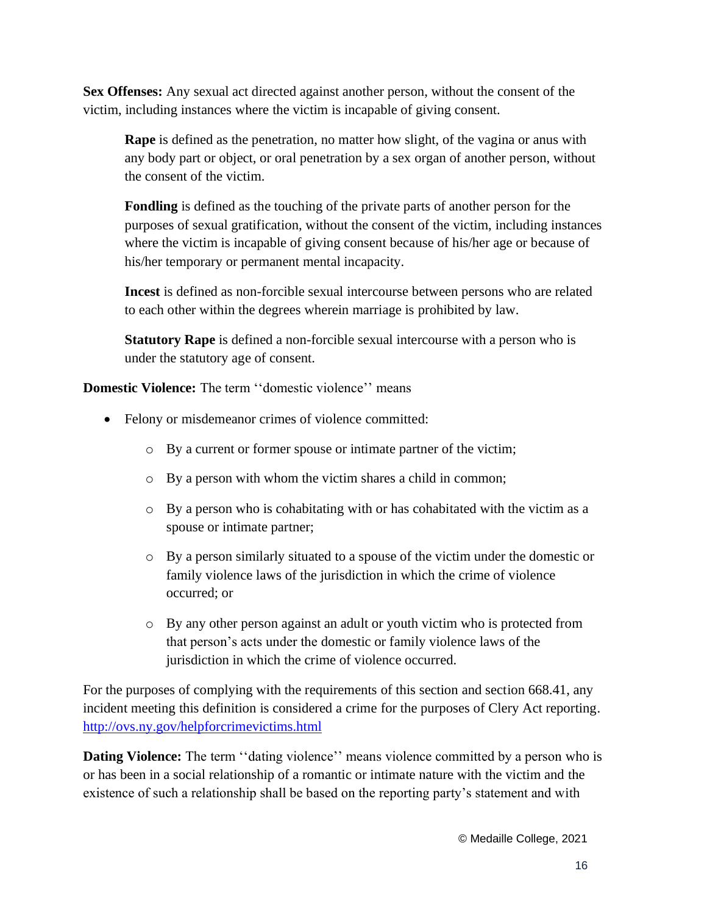**Sex Offenses:** Any sexual act directed against another person, without the consent of the victim, including instances where the victim is incapable of giving consent.

> **Rape** is defined as the penetration, no matter how slight, of the vagina or anus with any body part or object, or oral penetration by a sex organ of another person, without the consent of the victim.
>
> **Fondling** is defined as the touching of the private parts of another person for the purposes of sexual gratification, without the consent of the victim, including instances where the victim is incapable of giving consent because of his/her age or because of his/her temporary or permanent mental incapacity.
>
> **Incest** is defined as non-forcible sexual intercourse between persons who are related to each other within the degrees wherein marriage is prohibited by law.
>
> **Statutory Rape** is defined a non-forcible sexual intercourse with a person who is under the statutory age of consent.

**Domestic Violence:** The term ''domestic violence'' means

- Felony or misdemeanor crimes of violence committed:
  - By a current or former spouse or intimate partner of the victim;
  - By a person with whom the victim shares a child in common;
  - By a person who is cohabitating with or has cohabitated with the victim as a spouse or intimate partner;
  - By a person similarly situated to a spouse of the victim under the domestic or family violence laws of the jurisdiction in which the crime of violence occurred; or
  - By any other person against an adult or youth victim who is protected from that person's acts under the domestic or family violence laws of the jurisdiction in which the crime of violence occurred.

For the purposes of complying with the requirements of this section and section 668.41, any incident meeting this definition is considered a crime for the purposes of Clery Act reporting. http://ovs.ny.gov/helpforcrimevictims.html

**Dating Violence:** The term ''dating violence'' means violence committed by a person who is or has been in a social relationship of a romantic or intimate nature with the victim and the existence of such a relationship shall be based on the reporting party's statement and with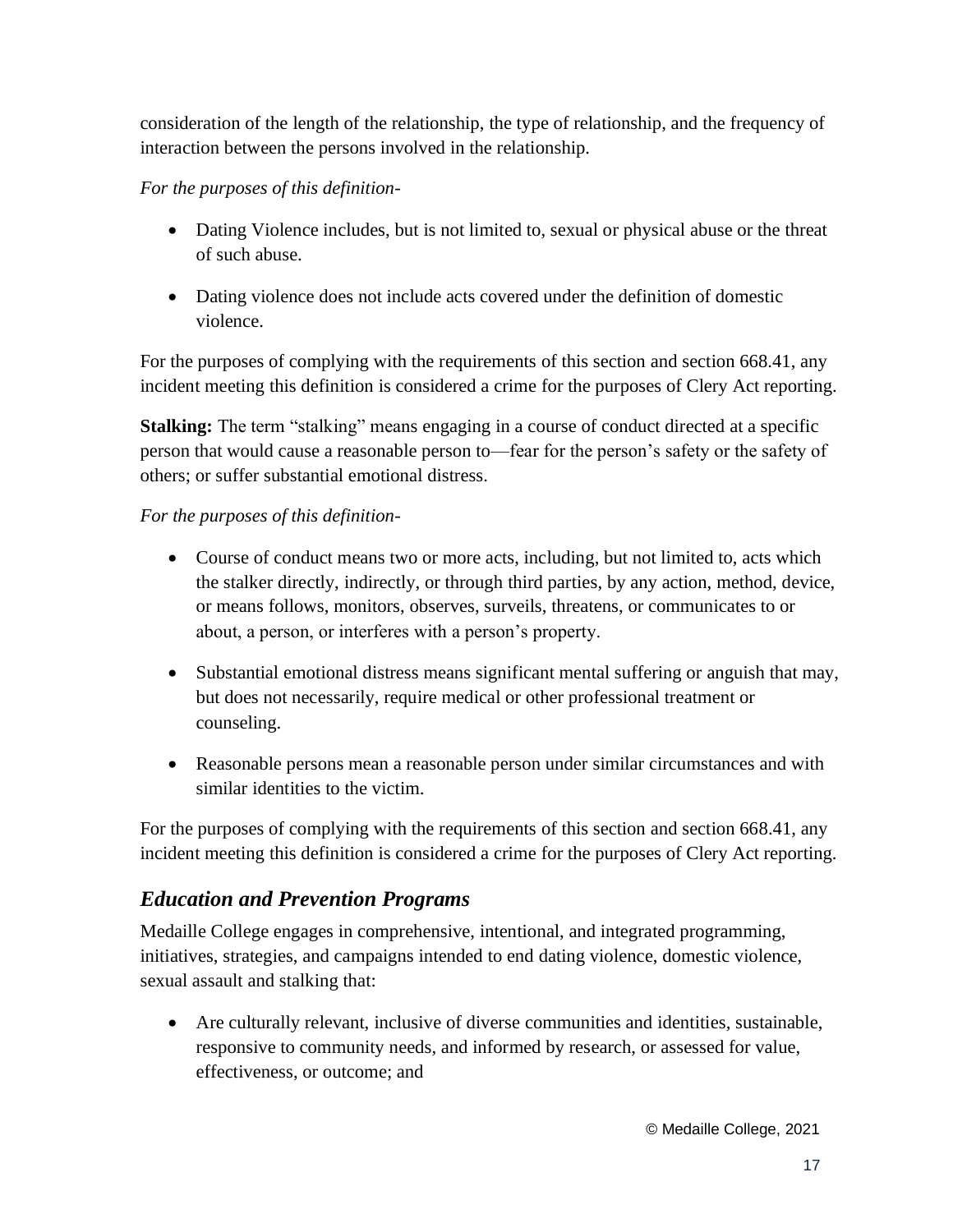consideration of the length of the relationship, the type of relationship, and the frequency of interaction between the persons involved in the relationship.

*For the purposes of this definition-*

- Dating Violence includes, but is not limited to, sexual or physical abuse or the threat of such abuse.
- Dating violence does not include acts covered under the definition of domestic violence.

For the purposes of complying with the requirements of this section and section 668.41, any incident meeting this definition is considered a crime for the purposes of Clery Act reporting.

**Stalking:** The term "stalking" means engaging in a course of conduct directed at a specific person that would cause a reasonable person to—fear for the person's safety or the safety of others; or suffer substantial emotional distress.

*For the purposes of this definition-*

- Course of conduct means two or more acts, including, but not limited to, acts which the stalker directly, indirectly, or through third parties, by any action, method, device, or means follows, monitors, observes, surveils, threatens, or communicates to or about, a person, or interferes with a person's property.
- Substantial emotional distress means significant mental suffering or anguish that may, but does not necessarily, require medical or other professional treatment or counseling.
- Reasonable persons mean a reasonable person under similar circumstances and with similar identities to the victim.

For the purposes of complying with the requirements of this section and section 668.41, any incident meeting this definition is considered a crime for the purposes of Clery Act reporting.

## *Education and Prevention Programs*

Medaille College engages in comprehensive, intentional, and integrated programming, initiatives, strategies, and campaigns intended to end dating violence, domestic violence, sexual assault and stalking that:

- Are culturally relevant, inclusive of diverse communities and identities, sustainable, responsive to community needs, and informed by research, or assessed for value, effectiveness, or outcome; and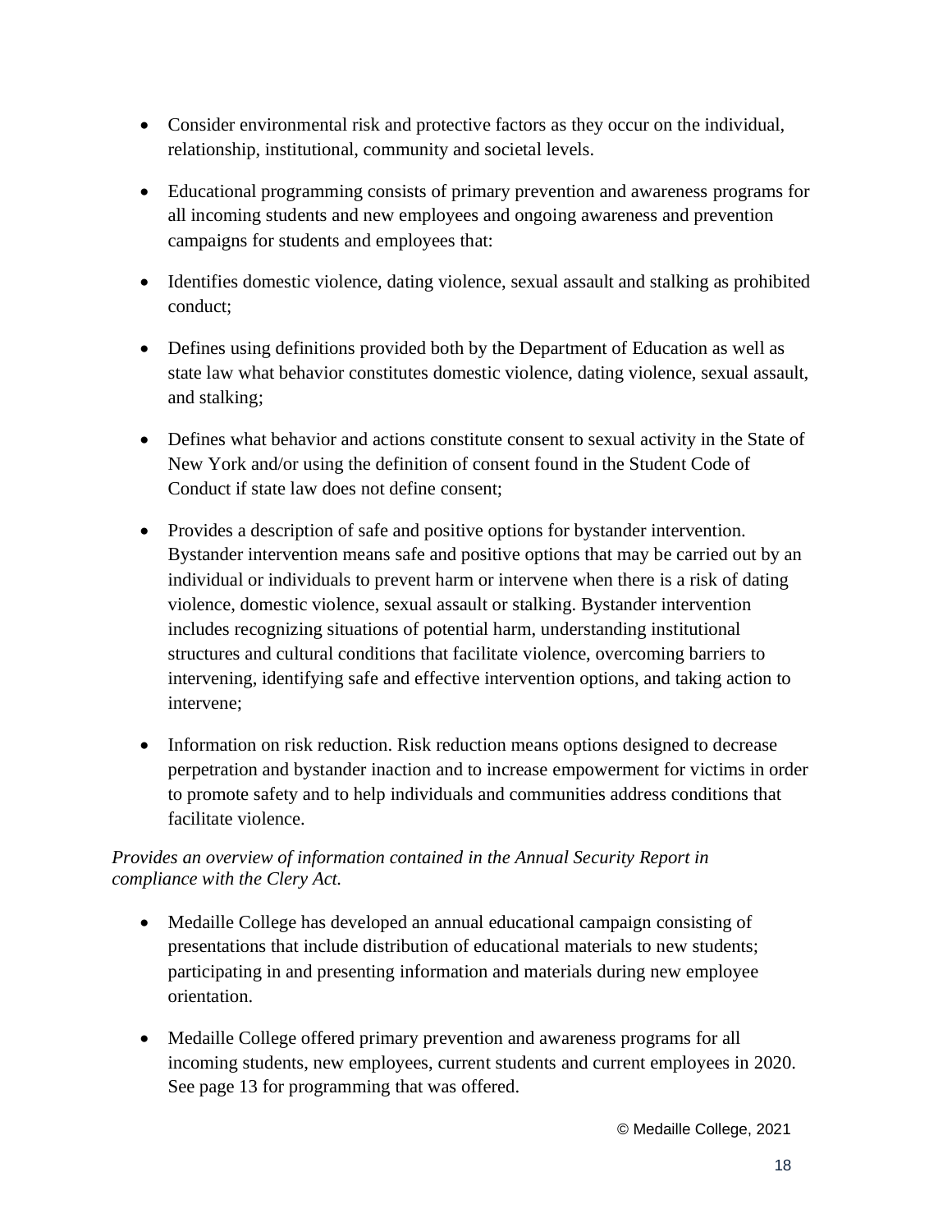- Consider environmental risk and protective factors as they occur on the individual, relationship, institutional, community and societal levels.
- Educational programming consists of primary prevention and awareness programs for all incoming students and new employees and ongoing awareness and prevention campaigns for students and employees that:
- Identifies domestic violence, dating violence, sexual assault and stalking as prohibited conduct;
- Defines using definitions provided both by the Department of Education as well as state law what behavior constitutes domestic violence, dating violence, sexual assault, and stalking;
- Defines what behavior and actions constitute consent to sexual activity in the State of New York and/or using the definition of consent found in the Student Code of Conduct if state law does not define consent;
- Provides a description of safe and positive options for bystander intervention. Bystander intervention means safe and positive options that may be carried out by an individual or individuals to prevent harm or intervene when there is a risk of dating violence, domestic violence, sexual assault or stalking. Bystander intervention includes recognizing situations of potential harm, understanding institutional structures and cultural conditions that facilitate violence, overcoming barriers to intervening, identifying safe and effective intervention options, and taking action to intervene;
- Information on risk reduction. Risk reduction means options designed to decrease perpetration and bystander inaction and to increase empowerment for victims in order to promote safety and to help individuals and communities address conditions that facilitate violence.

*Provides an overview of information contained in the Annual Security Report in compliance with the Clery Act.*

- Medaille College has developed an annual educational campaign consisting of presentations that include distribution of educational materials to new students; participating in and presenting information and materials during new employee orientation.
- Medaille College offered primary prevention and awareness programs for all incoming students, new employees, current students and current employees in 2020. See page 13 for programming that was offered.

© Medaille College, 2021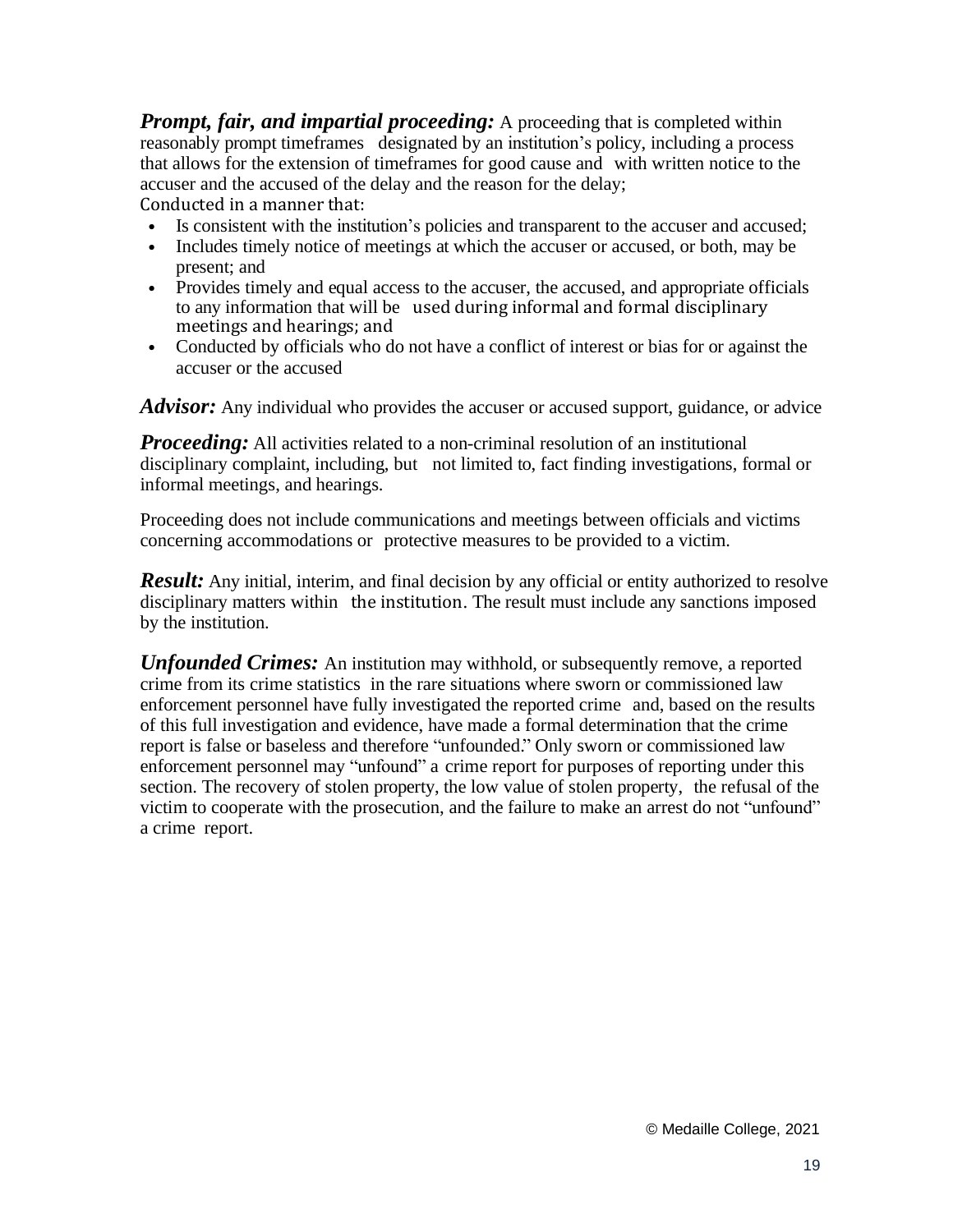***Prompt, fair, and impartial proceeding:*** A proceeding that is completed within reasonably prompt timeframes designated by an institution's policy, including a process that allows for the extension of timeframes for good cause and with written notice to the accuser and the accused of the delay and the reason for the delay;
Conducted in a manner that:

- Is consistent with the institution's policies and transparent to the accuser and accused;
- Includes timely notice of meetings at which the accuser or accused, or both, may be present; and
- Provides timely and equal access to the accuser, the accused, and appropriate officials to any information that will be used during informal and formal disciplinary meetings and hearings; and
- Conducted by officials who do not have a conflict of interest or bias for or against the accuser or the accused

***Advisor:*** Any individual who provides the accuser or accused support, guidance, or advice

***Proceeding:*** All activities related to a non-criminal resolution of an institutional disciplinary complaint, including, but not limited to, fact finding investigations, formal or informal meetings, and hearings.

Proceeding does not include communications and meetings between officials and victims concerning accommodations or protective measures to be provided to a victim.

***Result:*** Any initial, interim, and final decision by any official or entity authorized to resolve disciplinary matters within the institution. The result must include any sanctions imposed by the institution.

***Unfounded Crimes:*** An institution may withhold, or subsequently remove, a reported crime from its crime statistics in the rare situations where sworn or commissioned law enforcement personnel have fully investigated the reported crime and, based on the results of this full investigation and evidence, have made a formal determination that the crime report is false or baseless and therefore "unfounded." Only sworn or commissioned law enforcement personnel may "unfound" a crime report for purposes of reporting under this section. The recovery of stolen property, the low value of stolen property, the refusal of the victim to cooperate with the prosecution, and the failure to make an arrest do not "unfound" a crime report.

© Medaille College, 2021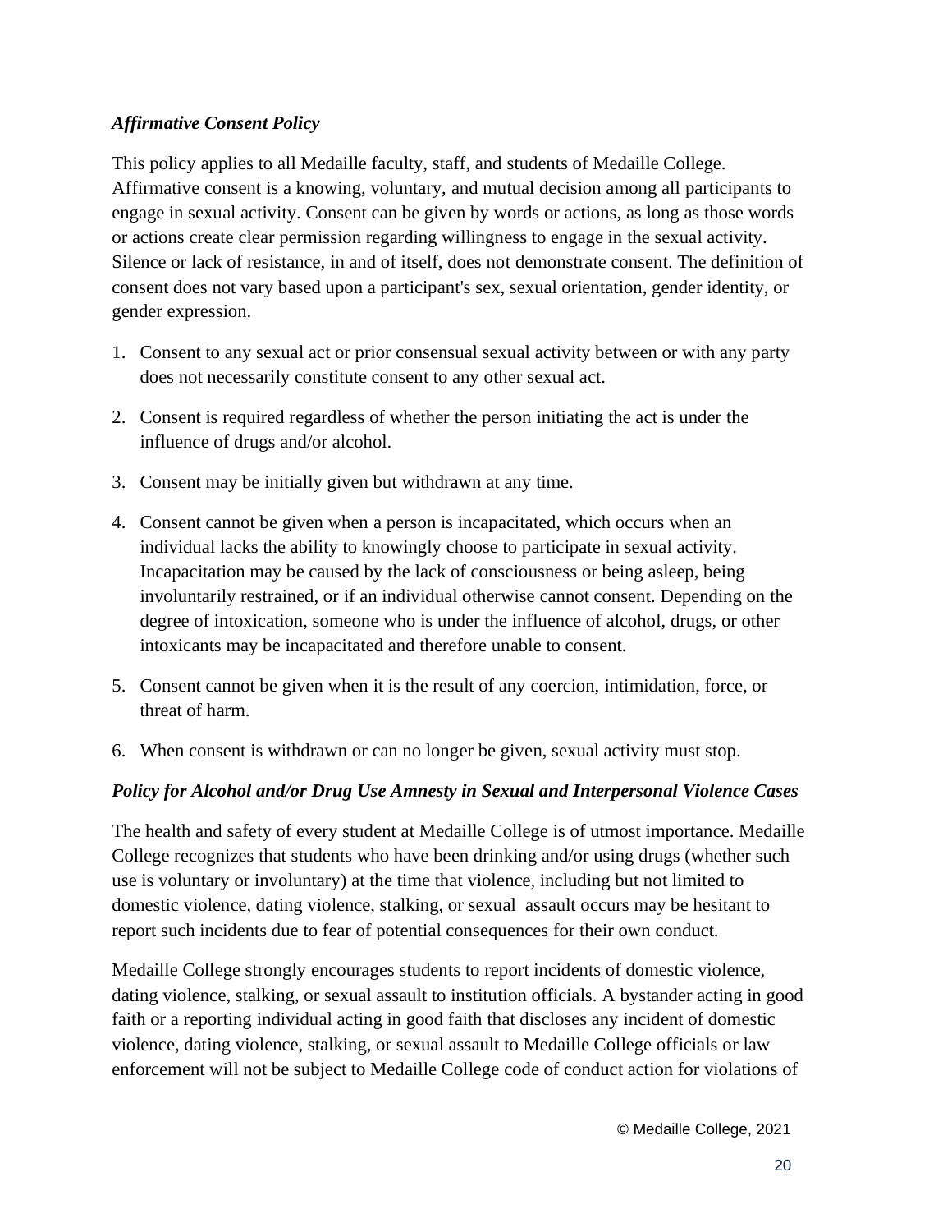***Affirmative Consent Policy***

This policy applies to all Medaille faculty, staff, and students of Medaille College. Affirmative consent is a knowing, voluntary, and mutual decision among all participants to engage in sexual activity. Consent can be given by words or actions, as long as those words or actions create clear permission regarding willingness to engage in the sexual activity. Silence or lack of resistance, in and of itself, does not demonstrate consent. The definition of consent does not vary based upon a participant's sex, sexual orientation, gender identity, or gender expression.

1. Consent to any sexual act or prior consensual sexual activity between or with any party does not necessarily constitute consent to any other sexual act.
2. Consent is required regardless of whether the person initiating the act is under the influence of drugs and/or alcohol.
3. Consent may be initially given but withdrawn at any time.
4. Consent cannot be given when a person is incapacitated, which occurs when an individual lacks the ability to knowingly choose to participate in sexual activity. Incapacitation may be caused by the lack of consciousness or being asleep, being involuntarily restrained, or if an individual otherwise cannot consent. Depending on the degree of intoxication, someone who is under the influence of alcohol, drugs, or other intoxicants may be incapacitated and therefore unable to consent.
5. Consent cannot be given when it is the result of any coercion, intimidation, force, or threat of harm.
6. When consent is withdrawn or can no longer be given, sexual activity must stop.

***Policy for Alcohol and/or Drug Use Amnesty in Sexual and Interpersonal Violence Cases***

The health and safety of every student at Medaille College is of utmost importance. Medaille College recognizes that students who have been drinking and/or using drugs (whether such use is voluntary or involuntary) at the time that violence, including but not limited to domestic violence, dating violence, stalking, or sexual assault occurs may be hesitant to report such incidents due to fear of potential consequences for their own conduct.

Medaille College strongly encourages students to report incidents of domestic violence, dating violence, stalking, or sexual assault to institution officials. A bystander acting in good faith or a reporting individual acting in good faith that discloses any incident of domestic violence, dating violence, stalking, or sexual assault to Medaille College officials or law enforcement will not be subject to Medaille College code of conduct action for violations of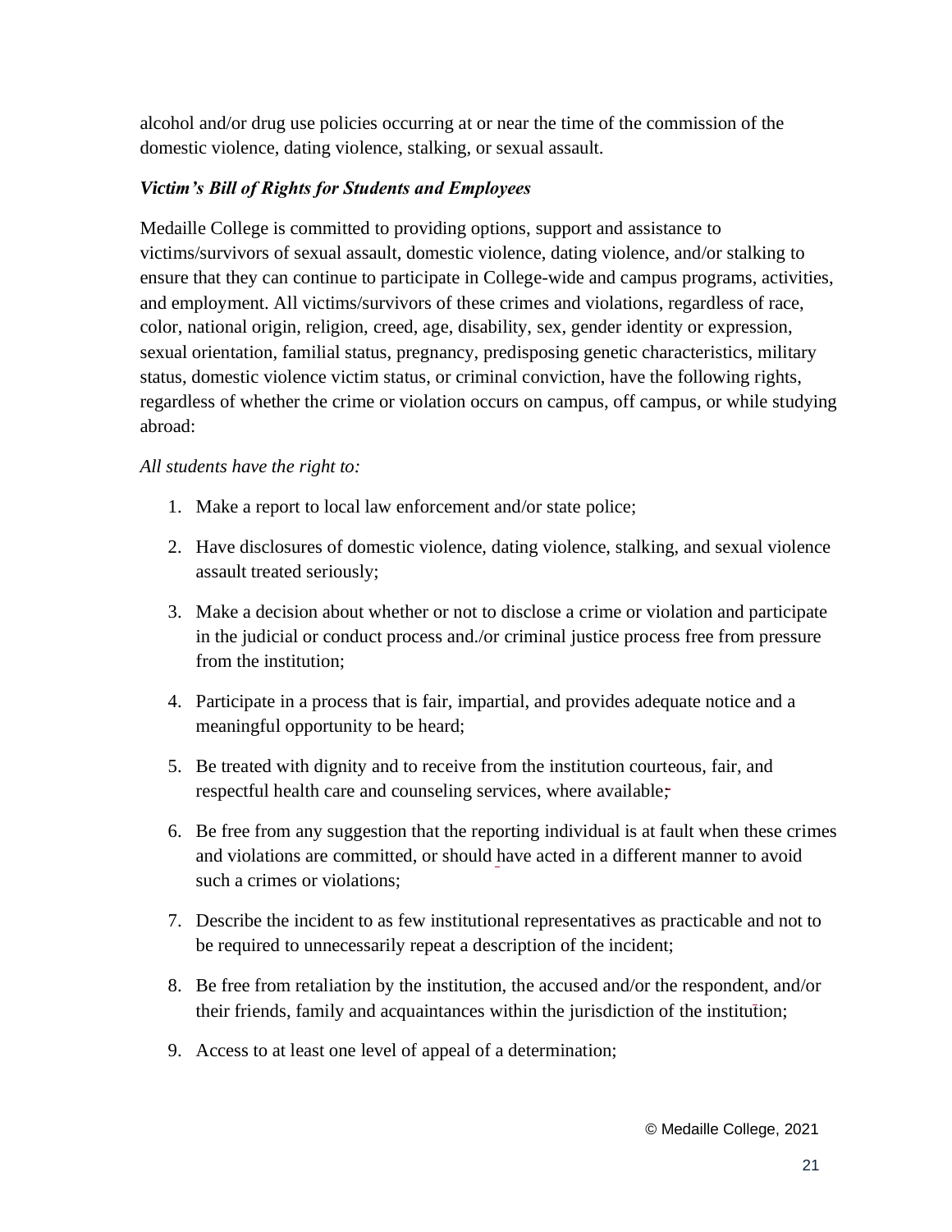alcohol and/or drug use policies occurring at or near the time of the commission of the domestic violence, dating violence, stalking, or sexual assault.

***Victim's Bill of Rights for Students and Employees***

Medaille College is committed to providing options, support and assistance to victims/survivors of sexual assault, domestic violence, dating violence, and/or stalking to ensure that they can continue to participate in College-wide and campus programs, activities, and employment. All victims/survivors of these crimes and violations, regardless of race, color, national origin, religion, creed, age, disability, sex, gender identity or expression, sexual orientation, familial status, pregnancy, predisposing genetic characteristics, military status, domestic violence victim status, or criminal conviction, have the following rights, regardless of whether the crime or violation occurs on campus, off campus, or while studying abroad:

*All students have the right to:*

1. Make a report to local law enforcement and/or state police;
2. Have disclosures of domestic violence, dating violence, stalking, and sexual violence assault treated seriously;
3. Make a decision about whether or not to disclose a crime or violation and participate in the judicial or conduct process and./or criminal justice process free from pressure from the institution;
4. Participate in a process that is fair, impartial, and provides adequate notice and a meaningful opportunity to be heard;
5. Be treated with dignity and to receive from the institution courteous, fair, and respectful health care and counseling services, where available;
6. Be free from any suggestion that the reporting individual is at fault when these crimes and violations are committed, or should have acted in a different manner to avoid such a crimes or violations;
7. Describe the incident to as few institutional representatives as practicable and not to be required to unnecessarily repeat a description of the incident;
8. Be free from retaliation by the institution, the accused and/or the respondent, and/or their friends, family and acquaintances within the jurisdiction of the institution;
9. Access to at least one level of appeal of a determination;

© Medaille College, 2021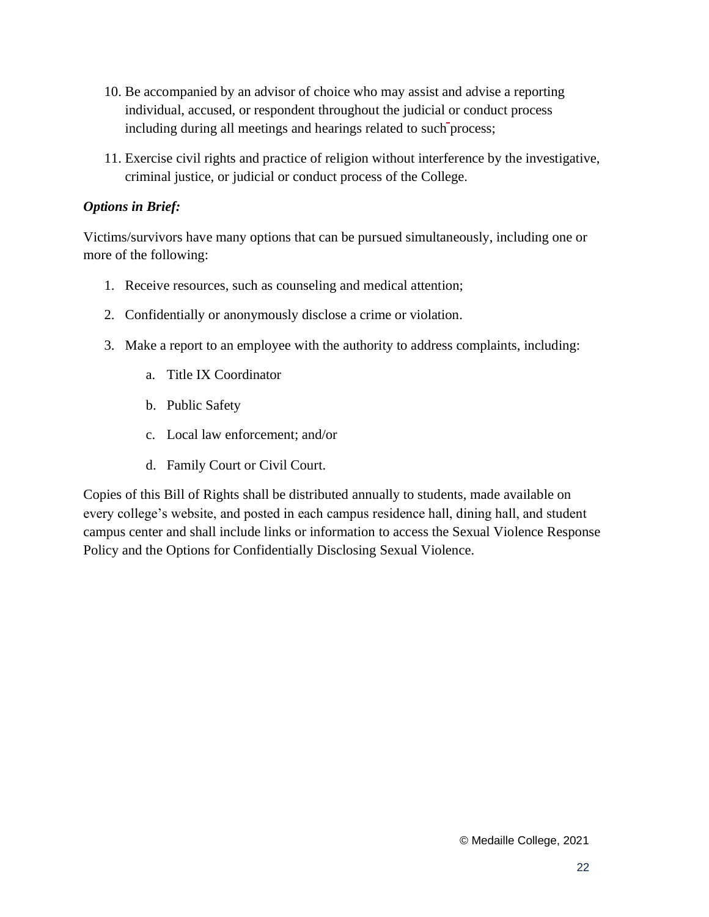10. Be accompanied by an advisor of choice who may assist and advise a reporting individual, accused, or respondent throughout the judicial or conduct process including during all meetings and hearings related to such process;

11. Exercise civil rights and practice of religion without interference by the investigative, criminal justice, or judicial or conduct process of the College.

***Options in Brief:***

Victims/survivors have many options that can be pursued simultaneously, including one or more of the following:

1. Receive resources, such as counseling and medical attention;

2. Confidentially or anonymously disclose a crime or violation.

3. Make a report to an employee with the authority to address complaints, including:

    a. Title IX Coordinator

    b. Public Safety

    c. Local law enforcement; and/or

    d. Family Court or Civil Court.

Copies of this Bill of Rights shall be distributed annually to students, made available on every college's website, and posted in each campus residence hall, dining hall, and student campus center and shall include links or information to access the Sexual Violence Response Policy and the Options for Confidentially Disclosing Sexual Violence.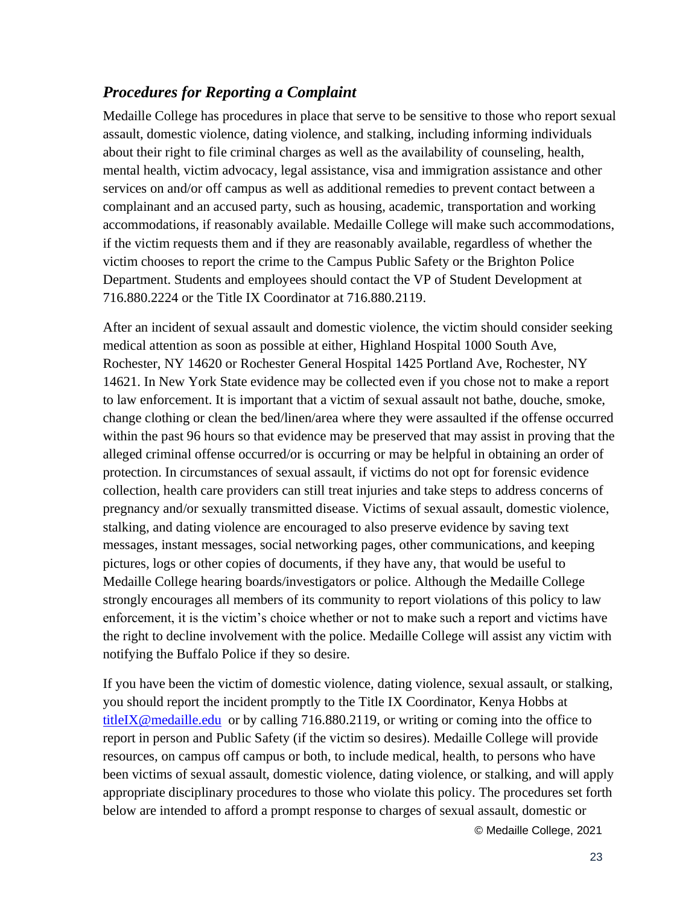## *Procedures for Reporting a Complaint*

Medaille College has procedures in place that serve to be sensitive to those who report sexual assault, domestic violence, dating violence, and stalking, including informing individuals about their right to file criminal charges as well as the availability of counseling, health, mental health, victim advocacy, legal assistance, visa and immigration assistance and other services on and/or off campus as well as additional remedies to prevent contact between a complainant and an accused party, such as housing, academic, transportation and working accommodations, if reasonably available. Medaille College will make such accommodations, if the victim requests them and if they are reasonably available, regardless of whether the victim chooses to report the crime to the Campus Public Safety or the Brighton Police Department. Students and employees should contact the VP of Student Development at 716.880.2224 or the Title IX Coordinator at 716.880.2119.

After an incident of sexual assault and domestic violence, the victim should consider seeking medical attention as soon as possible at either, Highland Hospital 1000 South Ave, Rochester, NY 14620 or Rochester General Hospital 1425 Portland Ave, Rochester, NY 14621. In New York State evidence may be collected even if you chose not to make a report to law enforcement. It is important that a victim of sexual assault not bathe, douche, smoke, change clothing or clean the bed/linen/area where they were assaulted if the offense occurred within the past 96 hours so that evidence may be preserved that may assist in proving that the alleged criminal offense occurred/or is occurring or may be helpful in obtaining an order of protection. In circumstances of sexual assault, if victims do not opt for forensic evidence collection, health care providers can still treat injuries and take steps to address concerns of pregnancy and/or sexually transmitted disease. Victims of sexual assault, domestic violence, stalking, and dating violence are encouraged to also preserve evidence by saving text messages, instant messages, social networking pages, other communications, and keeping pictures, logs or other copies of documents, if they have any, that would be useful to Medaille College hearing boards/investigators or police. Although the Medaille College strongly encourages all members of its community to report violations of this policy to law enforcement, it is the victim's choice whether or not to make such a report and victims have the right to decline involvement with the police. Medaille College will assist any victim with notifying the Buffalo Police if they so desire.

If you have been the victim of domestic violence, dating violence, sexual assault, or stalking, you should report the incident promptly to the Title IX Coordinator, Kenya Hobbs at [titleIX@medaille.edu](mailto:titleIX@medaille.edu) or by calling 716.880.2119, or writing or coming into the office to report in person and Public Safety (if the victim so desires). Medaille College will provide resources, on campus off campus or both, to include medical, health, to persons who have been victims of sexual assault, domestic violence, dating violence, or stalking, and will apply appropriate disciplinary procedures to those who violate this policy. The procedures set forth below are intended to afford a prompt response to charges of sexual assault, domestic or

© Medaille College, 2021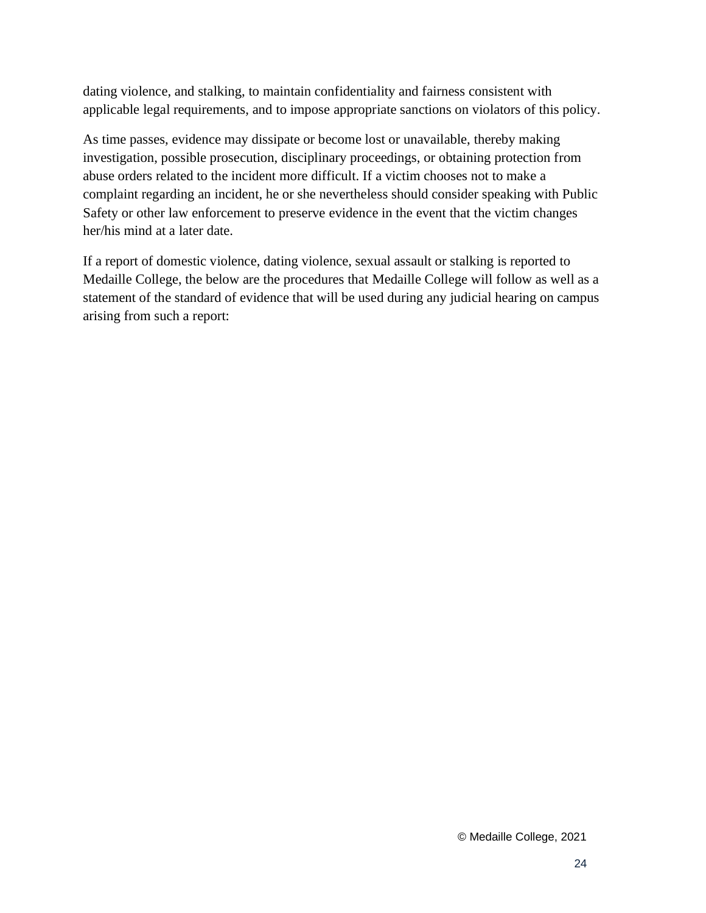dating violence, and stalking, to maintain confidentiality and fairness consistent with applicable legal requirements, and to impose appropriate sanctions on violators of this policy.

As time passes, evidence may dissipate or become lost or unavailable, thereby making investigation, possible prosecution, disciplinary proceedings, or obtaining protection from abuse orders related to the incident more difficult. If a victim chooses not to make a complaint regarding an incident, he or she nevertheless should consider speaking with Public Safety or other law enforcement to preserve evidence in the event that the victim changes her/his mind at a later date.

If a report of domestic violence, dating violence, sexual assault or stalking is reported to Medaille College, the below are the procedures that Medaille College will follow as well as a statement of the standard of evidence that will be used during any judicial hearing on campus arising from such a report: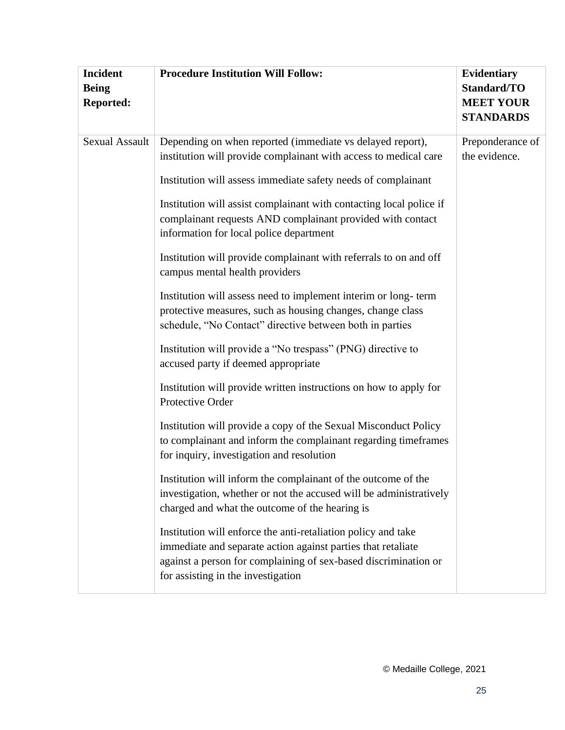| **Incident Being Reported:** | **Procedure Institution Will Follow:** | **Evidentiary Standard/TO MEET YOUR STANDARDS** |
|---|---|---|
| Sexual Assault | Depending on when reported (immediate vs delayed report), institution will provide complainant with access to medical care<br><br>Institution will assess immediate safety needs of complainant<br><br>Institution will assist complainant with contacting local police if complainant requests AND complainant provided with contact information for local police department<br><br>Institution will provide complainant with referrals to on and off campus mental health providers<br><br>Institution will assess need to implement interim or long- term protective measures, such as housing changes, change class schedule, "No Contact" directive between both in parties<br><br>Institution will provide a "No trespass" (PNG) directive to accused party if deemed appropriate<br><br>Institution will provide written instructions on how to apply for Protective Order<br><br>Institution will provide a copy of the Sexual Misconduct Policy to complainant and inform the complainant regarding timeframes for inquiry, investigation and resolution<br><br>Institution will inform the complainant of the outcome of the investigation, whether or not the accused will be administratively charged and what the outcome of the hearing is<br><br>Institution will enforce the anti-retaliation policy and take immediate and separate action against parties that retaliate against a person for complaining of sex-based discrimination or for assisting in the investigation | Preponderance of the evidence. |

© Medaille College, 2021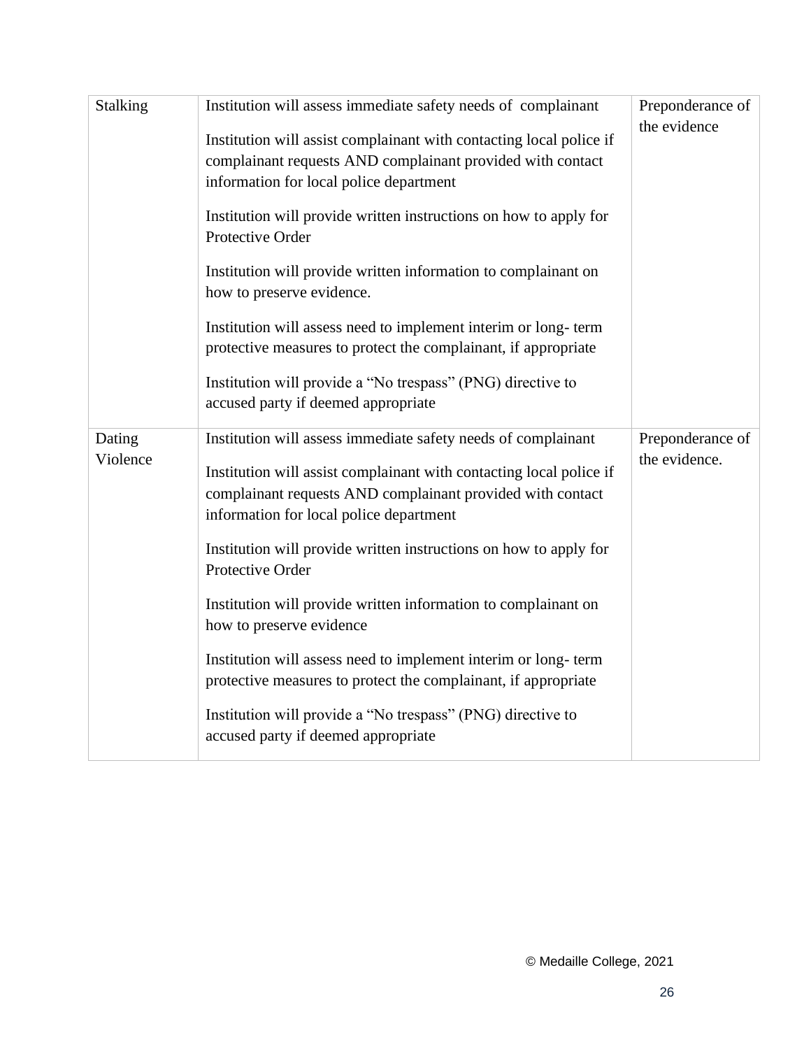| | | |
|---|---|---|
| Stalking | Institution will assess immediate safety needs of complainant<br><br>Institution will assist complainant with contacting local police if complainant requests AND complainant provided with contact information for local police department<br><br>Institution will provide written instructions on how to apply for Protective Order<br><br>Institution will provide written information to complainant on how to preserve evidence.<br><br>Institution will assess need to implement interim or long- term protective measures to protect the complainant, if appropriate<br><br>Institution will provide a "No trespass" (PNG) directive to accused party if deemed appropriate | Preponderance of the evidence |
| Dating Violence | Institution will assess immediate safety needs of complainant<br><br>Institution will assist complainant with contacting local police if complainant requests AND complainant provided with contact information for local police department<br><br>Institution will provide written instructions on how to apply for Protective Order<br><br>Institution will provide written information to complainant on how to preserve evidence<br><br>Institution will assess need to implement interim or long- term protective measures to protect the complainant, if appropriate<br><br>Institution will provide a "No trespass" (PNG) directive to accused party if deemed appropriate | Preponderance of the evidence. |

© Medaille College, 2021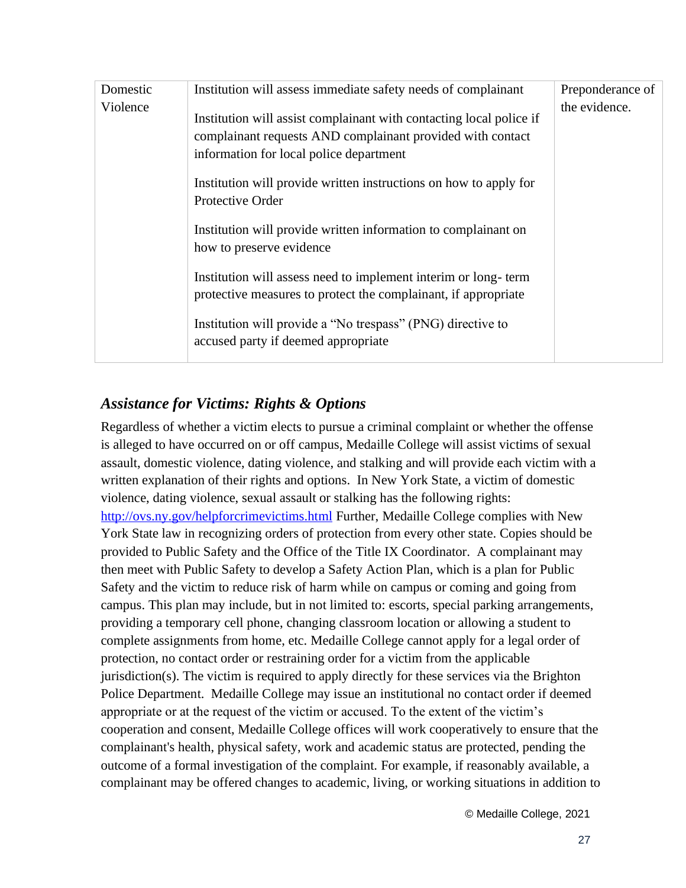| Domestic Violence | Institution will assess immediate safety needs of complainant<br><br>Institution will assist complainant with contacting local police if complainant requests AND complainant provided with contact information for local police department<br><br>Institution will provide written instructions on how to apply for Protective Order<br><br>Institution will provide written information to complainant on how to preserve evidence<br><br>Institution will assess need to implement interim or long- term protective measures to protect the complainant, if appropriate<br><br>Institution will provide a "No trespass" (PNG) directive to accused party if deemed appropriate | Preponderance of the evidence. |
|---|---|---|

### *Assistance for Victims: Rights & Options*

Regardless of whether a victim elects to pursue a criminal complaint or whether the offense is alleged to have occurred on or off campus, Medaille College will assist victims of sexual assault, domestic violence, dating violence, and stalking and will provide each victim with a written explanation of their rights and options. In New York State, a victim of domestic violence, dating violence, sexual assault or stalking has the following rights: http://ovs.ny.gov/helpforcrimevictims.html Further, Medaille College complies with New York State law in recognizing orders of protection from every other state. Copies should be provided to Public Safety and the Office of the Title IX Coordinator. A complainant may then meet with Public Safety to develop a Safety Action Plan, which is a plan for Public Safety and the victim to reduce risk of harm while on campus or coming and going from campus. This plan may include, but in not limited to: escorts, special parking arrangements, providing a temporary cell phone, changing classroom location or allowing a student to complete assignments from home, etc. Medaille College cannot apply for a legal order of protection, no contact order or restraining order for a victim from the applicable jurisdiction(s). The victim is required to apply directly for these services via the Brighton Police Department. Medaille College may issue an institutional no contact order if deemed appropriate or at the request of the victim or accused. To the extent of the victim's cooperation and consent, Medaille College offices will work cooperatively to ensure that the complainant's health, physical safety, work and academic status are protected, pending the outcome of a formal investigation of the complaint. For example, if reasonably available, a complainant may be offered changes to academic, living, or working situations in addition to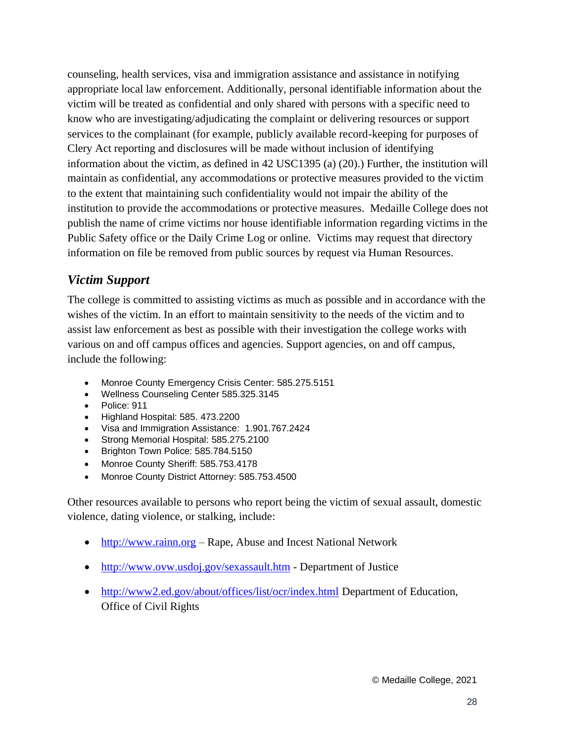counseling, health services, visa and immigration assistance and assistance in notifying appropriate local law enforcement. Additionally, personal identifiable information about the victim will be treated as confidential and only shared with persons with a specific need to know who are investigating/adjudicating the complaint or delivering resources or support services to the complainant (for example, publicly available record-keeping for purposes of Clery Act reporting and disclosures will be made without inclusion of identifying information about the victim, as defined in 42 USC1395 (a) (20).) Further, the institution will maintain as confidential, any accommodations or protective measures provided to the victim to the extent that maintaining such confidentiality would not impair the ability of the institution to provide the accommodations or protective measures. Medaille College does not publish the name of crime victims nor house identifiable information regarding victims in the Public Safety office or the Daily Crime Log or online. Victims may request that directory information on file be removed from public sources by request via Human Resources.

### *Victim Support*

The college is committed to assisting victims as much as possible and in accordance with the wishes of the victim. In an effort to maintain sensitivity to the needs of the victim and to assist law enforcement as best as possible with their investigation the college works with various on and off campus offices and agencies. Support agencies, on and off campus, include the following:

- Monroe County Emergency Crisis Center: 585.275.5151
- Wellness Counseling Center 585.325.3145
- Police: 911
- Highland Hospital: 585. 473.2200
- Visa and Immigration Assistance: 1.901.767.2424
- Strong Memorial Hospital: 585.275.2100
- Brighton Town Police: 585.784.5150
- Monroe County Sheriff: 585.753.4178
- Monroe County District Attorney: 585.753.4500

Other resources available to persons who report being the victim of sexual assault, domestic violence, dating violence, or stalking, include:

- http://www.rainn.org – Rape, Abuse and Incest National Network
- http://www.ovw.usdoj.gov/sexassault.htm - Department of Justice
- http://www2.ed.gov/about/offices/list/ocr/index.html Department of Education, Office of Civil Rights

© Medaille College, 2021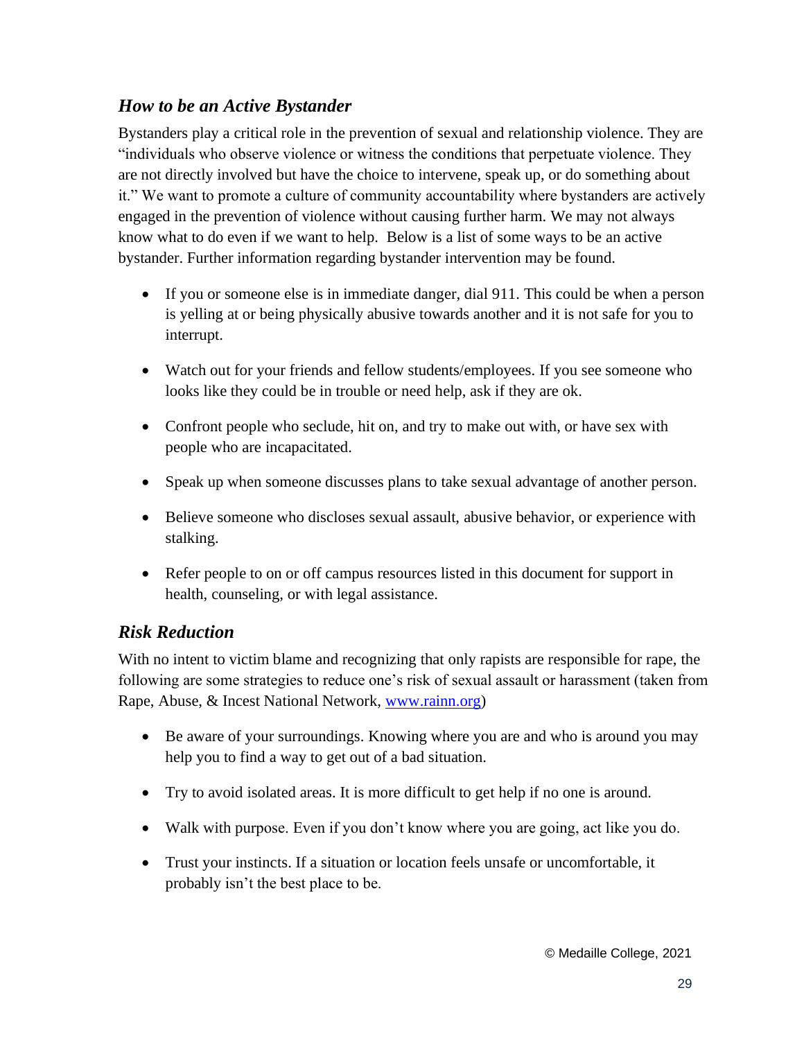## *How to be an Active Bystander*

Bystanders play a critical role in the prevention of sexual and relationship violence. They are "individuals who observe violence or witness the conditions that perpetuate violence. They are not directly involved but have the choice to intervene, speak up, or do something about it." We want to promote a culture of community accountability where bystanders are actively engaged in the prevention of violence without causing further harm. We may not always know what to do even if we want to help. Below is a list of some ways to be an active bystander. Further information regarding bystander intervention may be found.

- If you or someone else is in immediate danger, dial 911. This could be when a person is yelling at or being physically abusive towards another and it is not safe for you to interrupt.
- Watch out for your friends and fellow students/employees. If you see someone who looks like they could be in trouble or need help, ask if they are ok.
- Confront people who seclude, hit on, and try to make out with, or have sex with people who are incapacitated.
- Speak up when someone discusses plans to take sexual advantage of another person.
- Believe someone who discloses sexual assault, abusive behavior, or experience with stalking.
- Refer people to on or off campus resources listed in this document for support in health, counseling, or with legal assistance.

## *Risk Reduction*

With no intent to victim blame and recognizing that only rapists are responsible for rape, the following are some strategies to reduce one's risk of sexual assault or harassment (taken from Rape, Abuse, & Incest National Network, [www.rainn.org](www.rainn.org))

- Be aware of your surroundings. Knowing where you are and who is around you may help you to find a way to get out of a bad situation.
- Try to avoid isolated areas. It is more difficult to get help if no one is around.
- Walk with purpose. Even if you don't know where you are going, act like you do.
- Trust your instincts. If a situation or location feels unsafe or uncomfortable, it probably isn't the best place to be.

© Medaille College, 2021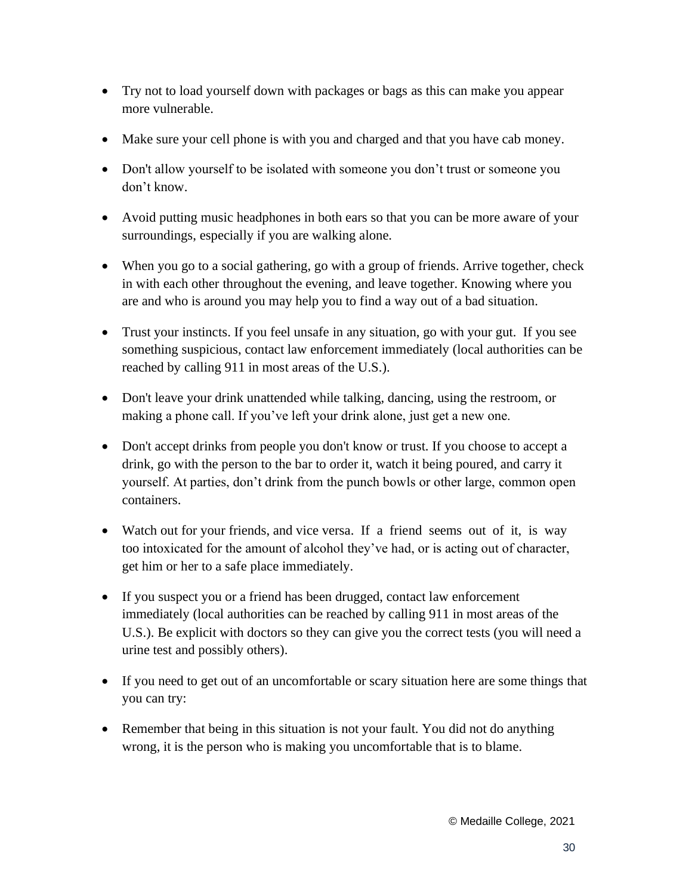- Try not to load yourself down with packages or bags as this can make you appear more vulnerable.
- Make sure your cell phone is with you and charged and that you have cab money.
- Don't allow yourself to be isolated with someone you don't trust or someone you don't know.
- Avoid putting music headphones in both ears so that you can be more aware of your surroundings, especially if you are walking alone.
- When you go to a social gathering, go with a group of friends. Arrive together, check in with each other throughout the evening, and leave together. Knowing where you are and who is around you may help you to find a way out of a bad situation.
- Trust your instincts. If you feel unsafe in any situation, go with your gut. If you see something suspicious, contact law enforcement immediately (local authorities can be reached by calling 911 in most areas of the U.S.).
- Don't leave your drink unattended while talking, dancing, using the restroom, or making a phone call. If you've left your drink alone, just get a new one.
- Don't accept drinks from people you don't know or trust. If you choose to accept a drink, go with the person to the bar to order it, watch it being poured, and carry it yourself. At parties, don't drink from the punch bowls or other large, common open containers.
- Watch out for your friends, and vice versa. If a friend seems out of it, is way too intoxicated for the amount of alcohol they've had, or is acting out of character, get him or her to a safe place immediately.
- If you suspect you or a friend has been drugged, contact law enforcement immediately (local authorities can be reached by calling 911 in most areas of the U.S.). Be explicit with doctors so they can give you the correct tests (you will need a urine test and possibly others).
- If you need to get out of an uncomfortable or scary situation here are some things that you can try:
- Remember that being in this situation is not your fault. You did not do anything wrong, it is the person who is making you uncomfortable that is to blame.

© Medaille College, 2021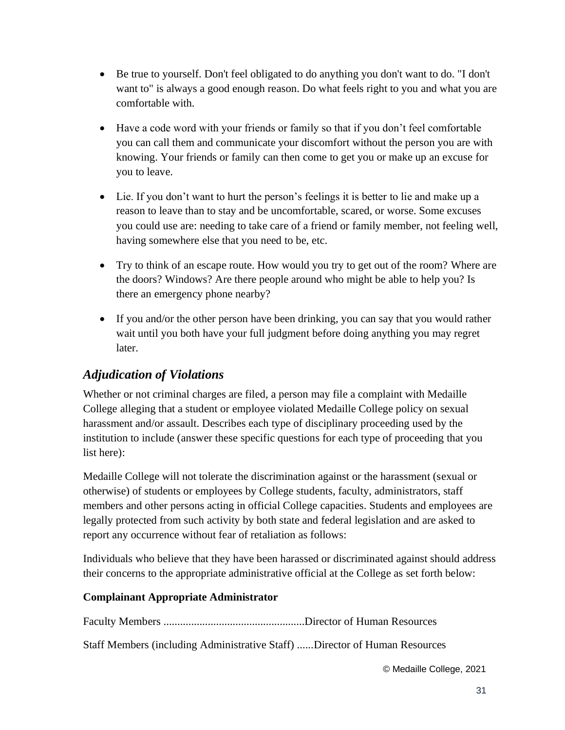- Be true to yourself. Don't feel obligated to do anything you don't want to do. "I don't want to" is always a good enough reason. Do what feels right to you and what you are comfortable with.

- Have a code word with your friends or family so that if you don't feel comfortable you can call them and communicate your discomfort without the person you are with knowing. Your friends or family can then come to get you or make up an excuse for you to leave.

- Lie. If you don't want to hurt the person's feelings it is better to lie and make up a reason to leave than to stay and be uncomfortable, scared, or worse. Some excuses you could use are: needing to take care of a friend or family member, not feeling well, having somewhere else that you need to be, etc.

- Try to think of an escape route. How would you try to get out of the room? Where are the doors? Windows? Are there people around who might be able to help you? Is there an emergency phone nearby?

- If you and/or the other person have been drinking, you can say that you would rather wait until you both have your full judgment before doing anything you may regret later.

## *Adjudication of Violations*

Whether or not criminal charges are filed, a person may file a complaint with Medaille College alleging that a student or employee violated Medaille College policy on sexual harassment and/or assault. Describes each type of disciplinary proceeding used by the institution to include (answer these specific questions for each type of proceeding that you list here):

Medaille College will not tolerate the discrimination against or the harassment (sexual or otherwise) of students or employees by College students, faculty, administrators, staff members and other persons acting in official College capacities. Students and employees are legally protected from such activity by both state and federal legislation and are asked to report any occurrence without fear of retaliation as follows:

Individuals who believe that they have been harassed or discriminated against should address their concerns to the appropriate administrative official at the College as set forth below:

**Complainant Appropriate Administrator**

Faculty Members ..................................................Director of Human Resources

Staff Members (including Administrative Staff) ......Director of Human Resources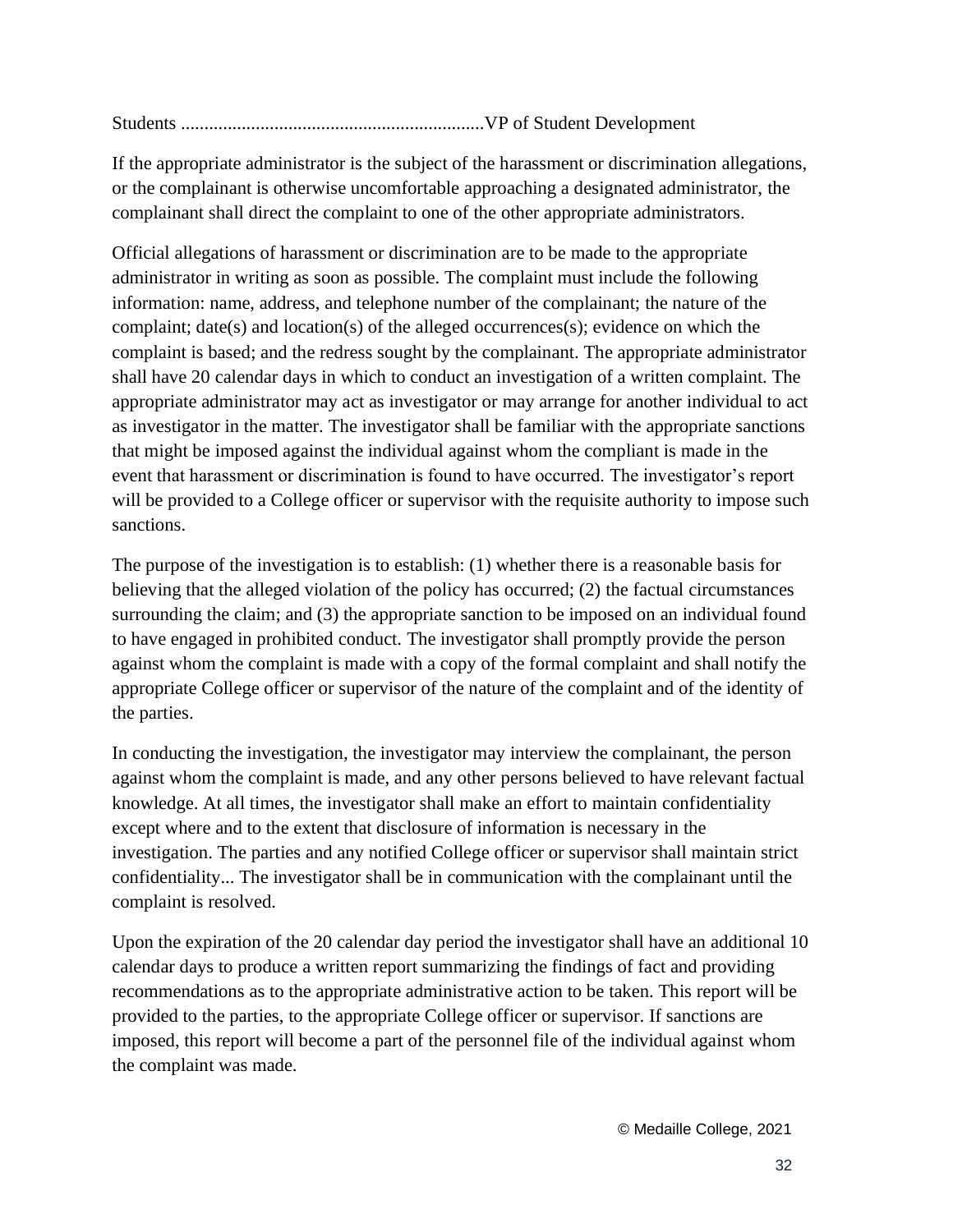Students ................................................................VP of Student Development

If the appropriate administrator is the subject of the harassment or discrimination allegations, or the complainant is otherwise uncomfortable approaching a designated administrator, the complainant shall direct the complaint to one of the other appropriate administrators.

Official allegations of harassment or discrimination are to be made to the appropriate administrator in writing as soon as possible. The complaint must include the following information: name, address, and telephone number of the complainant; the nature of the complaint; date(s) and location(s) of the alleged occurrences(s); evidence on which the complaint is based; and the redress sought by the complainant. The appropriate administrator shall have 20 calendar days in which to conduct an investigation of a written complaint. The appropriate administrator may act as investigator or may arrange for another individual to act as investigator in the matter. The investigator shall be familiar with the appropriate sanctions that might be imposed against the individual against whom the compliant is made in the event that harassment or discrimination is found to have occurred. The investigator's report will be provided to a College officer or supervisor with the requisite authority to impose such sanctions.

The purpose of the investigation is to establish: (1) whether there is a reasonable basis for believing that the alleged violation of the policy has occurred; (2) the factual circumstances surrounding the claim; and (3) the appropriate sanction to be imposed on an individual found to have engaged in prohibited conduct. The investigator shall promptly provide the person against whom the complaint is made with a copy of the formal complaint and shall notify the appropriate College officer or supervisor of the nature of the complaint and of the identity of the parties.

In conducting the investigation, the investigator may interview the complainant, the person against whom the complaint is made, and any other persons believed to have relevant factual knowledge. At all times, the investigator shall make an effort to maintain confidentiality except where and to the extent that disclosure of information is necessary in the investigation. The parties and any notified College officer or supervisor shall maintain strict confidentiality... The investigator shall be in communication with the complainant until the complaint is resolved.

Upon the expiration of the 20 calendar day period the investigator shall have an additional 10 calendar days to produce a written report summarizing the findings of fact and providing recommendations as to the appropriate administrative action to be taken. This report will be provided to the parties, to the appropriate College officer or supervisor. If sanctions are imposed, this report will become a part of the personnel file of the individual against whom the complaint was made.

© Medaille College, 2021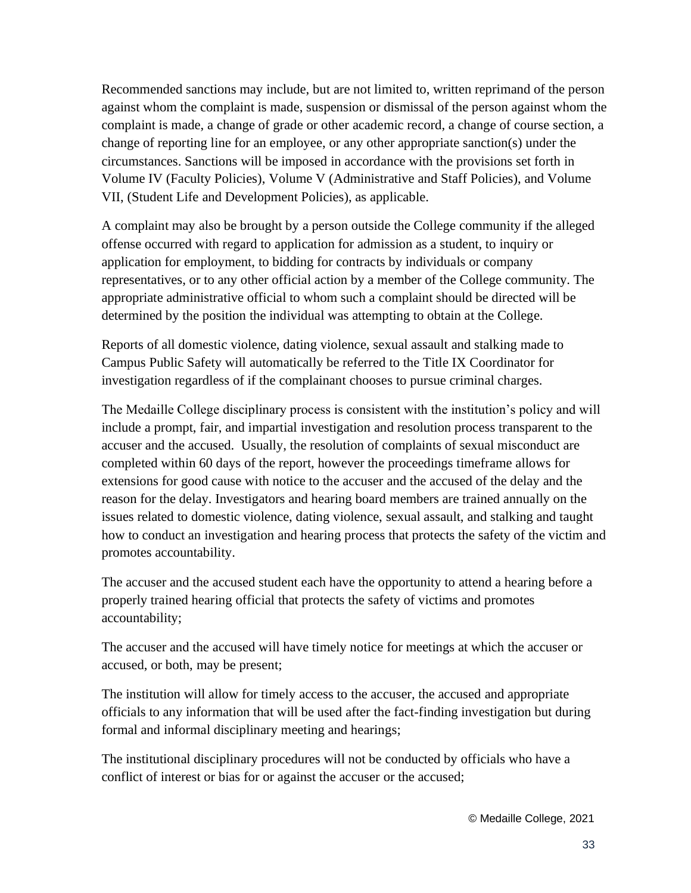Recommended sanctions may include, but are not limited to, written reprimand of the person against whom the complaint is made, suspension or dismissal of the person against whom the complaint is made, a change of grade or other academic record, a change of course section, a change of reporting line for an employee, or any other appropriate sanction(s) under the circumstances. Sanctions will be imposed in accordance with the provisions set forth in Volume IV (Faculty Policies), Volume V (Administrative and Staff Policies), and Volume VII, (Student Life and Development Policies), as applicable.

A complaint may also be brought by a person outside the College community if the alleged offense occurred with regard to application for admission as a student, to inquiry or application for employment, to bidding for contracts by individuals or company representatives, or to any other official action by a member of the College community. The appropriate administrative official to whom such a complaint should be directed will be determined by the position the individual was attempting to obtain at the College.

Reports of all domestic violence, dating violence, sexual assault and stalking made to Campus Public Safety will automatically be referred to the Title IX Coordinator for investigation regardless of if the complainant chooses to pursue criminal charges.

The Medaille College disciplinary process is consistent with the institution's policy and will include a prompt, fair, and impartial investigation and resolution process transparent to the accuser and the accused. Usually, the resolution of complaints of sexual misconduct are completed within 60 days of the report, however the proceedings timeframe allows for extensions for good cause with notice to the accuser and the accused of the delay and the reason for the delay. Investigators and hearing board members are trained annually on the issues related to domestic violence, dating violence, sexual assault, and stalking and taught how to conduct an investigation and hearing process that protects the safety of the victim and promotes accountability.

The accuser and the accused student each have the opportunity to attend a hearing before a properly trained hearing official that protects the safety of victims and promotes accountability;

The accuser and the accused will have timely notice for meetings at which the accuser or accused, or both, may be present;

The institution will allow for timely access to the accuser, the accused and appropriate officials to any information that will be used after the fact-finding investigation but during formal and informal disciplinary meeting and hearings;

The institutional disciplinary procedures will not be conducted by officials who have a conflict of interest or bias for or against the accuser or the accused;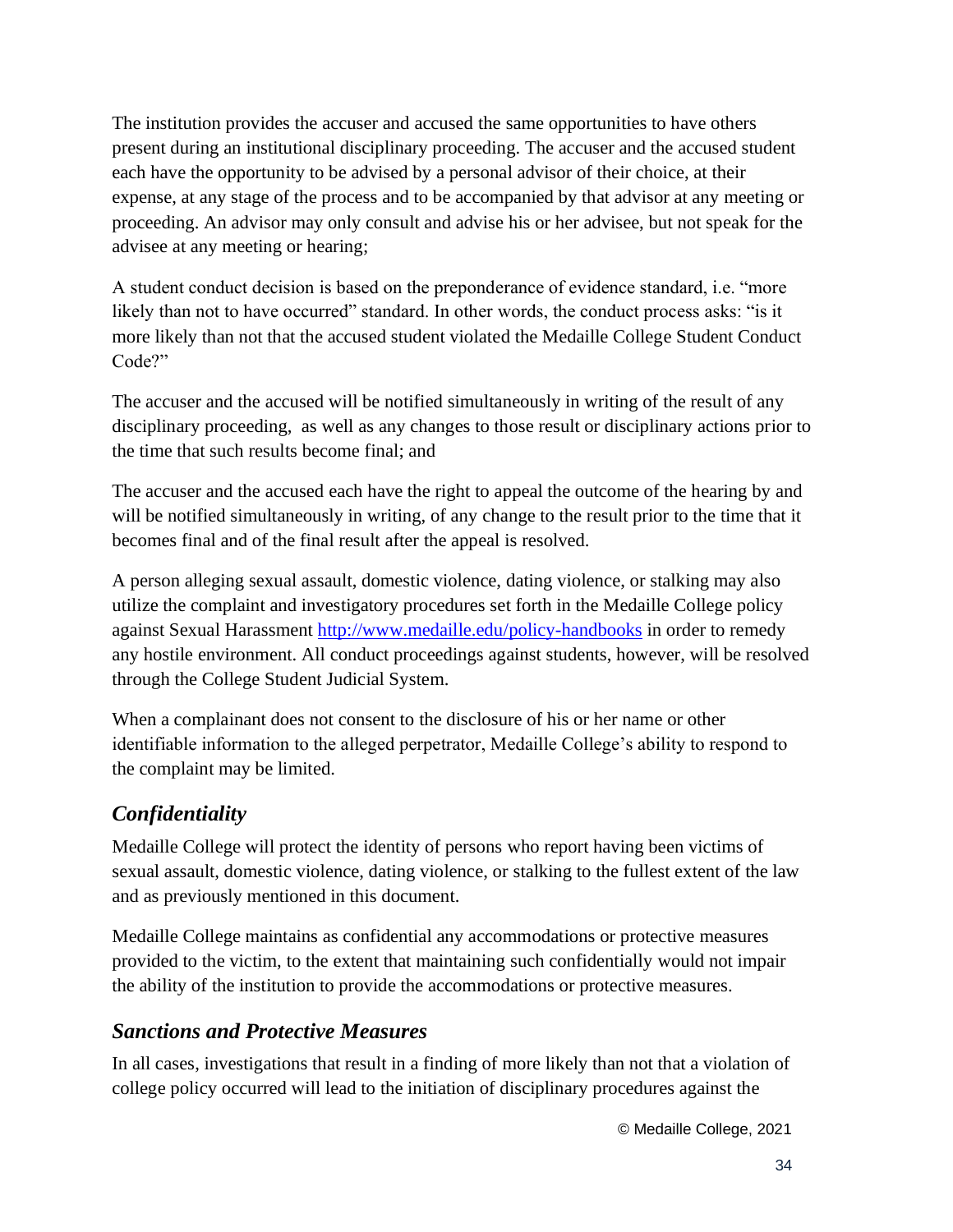The institution provides the accuser and accused the same opportunities to have others present during an institutional disciplinary proceeding. The accuser and the accused student each have the opportunity to be advised by a personal advisor of their choice, at their expense, at any stage of the process and to be accompanied by that advisor at any meeting or proceeding. An advisor may only consult and advise his or her advisee, but not speak for the advisee at any meeting or hearing;

A student conduct decision is based on the preponderance of evidence standard, i.e. "more likely than not to have occurred" standard. In other words, the conduct process asks: "is it more likely than not that the accused student violated the Medaille College Student Conduct Code?"

The accuser and the accused will be notified simultaneously in writing of the result of any disciplinary proceeding,  as well as any changes to those result or disciplinary actions prior to the time that such results become final; and

The accuser and the accused each have the right to appeal the outcome of the hearing by and will be notified simultaneously in writing, of any change to the result prior to the time that it becomes final and of the final result after the appeal is resolved.

A person alleging sexual assault, domestic violence, dating violence, or stalking may also utilize the complaint and investigatory procedures set forth in the Medaille College policy against Sexual Harassment [http://www.medaille.edu/policy-handbooks](http://www.medaille.edu/policy-handbooks) in order to remedy any hostile environment. All conduct proceedings against students, however, will be resolved through the College Student Judicial System.

When a complainant does not consent to the disclosure of his or her name or other identifiable information to the alleged perpetrator, Medaille College's ability to respond to the complaint may be limited.

## *Confidentiality*

Medaille College will protect the identity of persons who report having been victims of sexual assault, domestic violence, dating violence, or stalking to the fullest extent of the law and as previously mentioned in this document.

Medaille College maintains as confidential any accommodations or protective measures provided to the victim, to the extent that maintaining such confidentially would not impair the ability of the institution to provide the accommodations or protective measures.

## *Sanctions and Protective Measures*

In all cases, investigations that result in a finding of more likely than not that a violation of college policy occurred will lead to the initiation of disciplinary procedures against the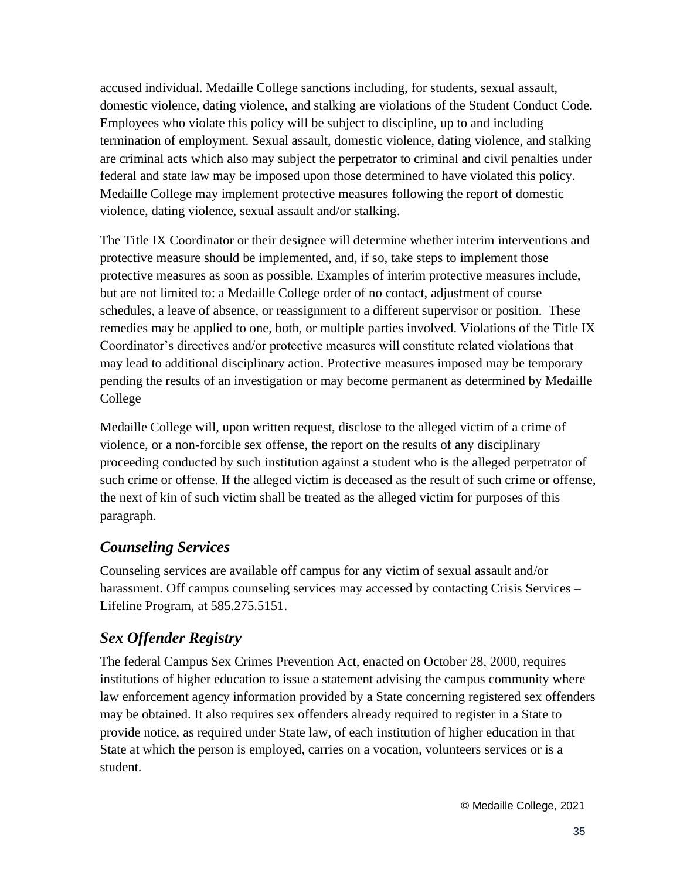accused individual. Medaille College sanctions including, for students, sexual assault, domestic violence, dating violence, and stalking are violations of the Student Conduct Code. Employees who violate this policy will be subject to discipline, up to and including termination of employment. Sexual assault, domestic violence, dating violence, and stalking are criminal acts which also may subject the perpetrator to criminal and civil penalties under federal and state law may be imposed upon those determined to have violated this policy. Medaille College may implement protective measures following the report of domestic violence, dating violence, sexual assault and/or stalking.

The Title IX Coordinator or their designee will determine whether interim interventions and protective measure should be implemented, and, if so, take steps to implement those protective measures as soon as possible. Examples of interim protective measures include, but are not limited to: a Medaille College order of no contact, adjustment of course schedules, a leave of absence, or reassignment to a different supervisor or position. These remedies may be applied to one, both, or multiple parties involved. Violations of the Title IX Coordinator's directives and/or protective measures will constitute related violations that may lead to additional disciplinary action. Protective measures imposed may be temporary pending the results of an investigation or may become permanent as determined by Medaille College

Medaille College will, upon written request, disclose to the alleged victim of a crime of violence, or a non-forcible sex offense, the report on the results of any disciplinary proceeding conducted by such institution against a student who is the alleged perpetrator of such crime or offense. If the alleged victim is deceased as the result of such crime or offense, the next of kin of such victim shall be treated as the alleged victim for purposes of this paragraph.

## *Counseling Services*

Counseling services are available off campus for any victim of sexual assault and/or harassment. Off campus counseling services may accessed by contacting Crisis Services – Lifeline Program, at 585.275.5151.

## *Sex Offender Registry*

The federal Campus Sex Crimes Prevention Act, enacted on October 28, 2000, requires institutions of higher education to issue a statement advising the campus community where law enforcement agency information provided by a State concerning registered sex offenders may be obtained. It also requires sex offenders already required to register in a State to provide notice, as required under State law, of each institution of higher education in that State at which the person is employed, carries on a vocation, volunteers services or is a student.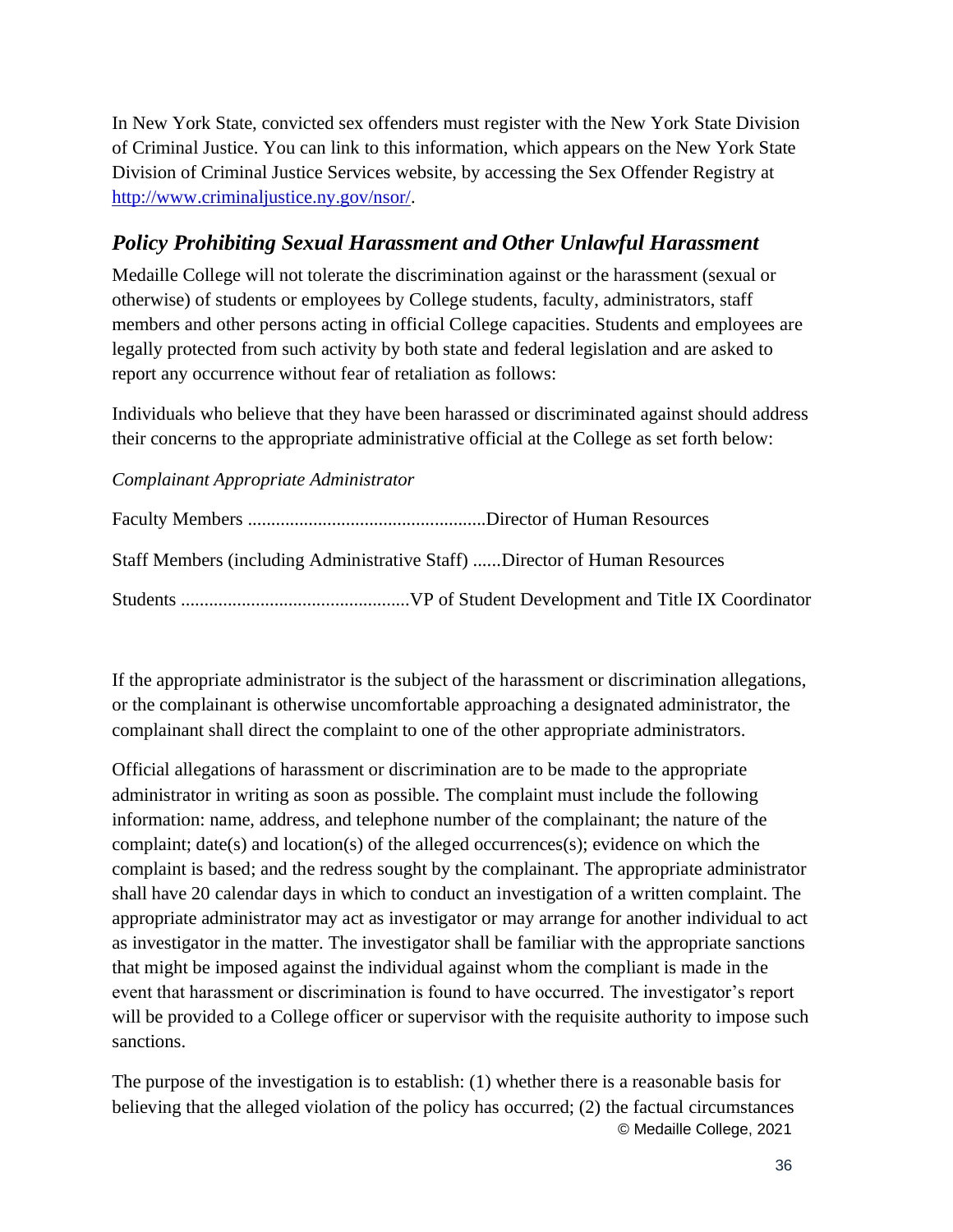In New York State, convicted sex offenders must register with the New York State Division of Criminal Justice. You can link to this information, which appears on the New York State Division of Criminal Justice Services website, by accessing the Sex Offender Registry at [http://www.criminaljustice.ny.gov/nsor/](http://www.criminaljustice.ny.gov/nsor/).

## *Policy Prohibiting Sexual Harassment and Other Unlawful Harassment*

Medaille College will not tolerate the discrimination against or the harassment (sexual or otherwise) of students or employees by College students, faculty, administrators, staff members and other persons acting in official College capacities. Students and employees are legally protected from such activity by both state and federal legislation and are asked to report any occurrence without fear of retaliation as follows:

Individuals who believe that they have been harassed or discriminated against should address their concerns to the appropriate administrative official at the College as set forth below:

*Complainant Appropriate Administrator*

Faculty Members ...................................................Director of Human Resources

Staff Members (including Administrative Staff) ......Director of Human Resources

Students ................................................VP of Student Development and Title IX Coordinator

If the appropriate administrator is the subject of the harassment or discrimination allegations, or the complainant is otherwise uncomfortable approaching a designated administrator, the complainant shall direct the complaint to one of the other appropriate administrators.

Official allegations of harassment or discrimination are to be made to the appropriate administrator in writing as soon as possible. The complaint must include the following information: name, address, and telephone number of the complainant; the nature of the complaint; date(s) and location(s) of the alleged occurrences(s); evidence on which the complaint is based; and the redress sought by the complainant. The appropriate administrator shall have 20 calendar days in which to conduct an investigation of a written complaint. The appropriate administrator may act as investigator or may arrange for another individual to act as investigator in the matter. The investigator shall be familiar with the appropriate sanctions that might be imposed against the individual against whom the compliant is made in the event that harassment or discrimination is found to have occurred. The investigator's report will be provided to a College officer or supervisor with the requisite authority to impose such sanctions.

The purpose of the investigation is to establish: (1) whether there is a reasonable basis for believing that the alleged violation of the policy has occurred; (2) the factual circumstances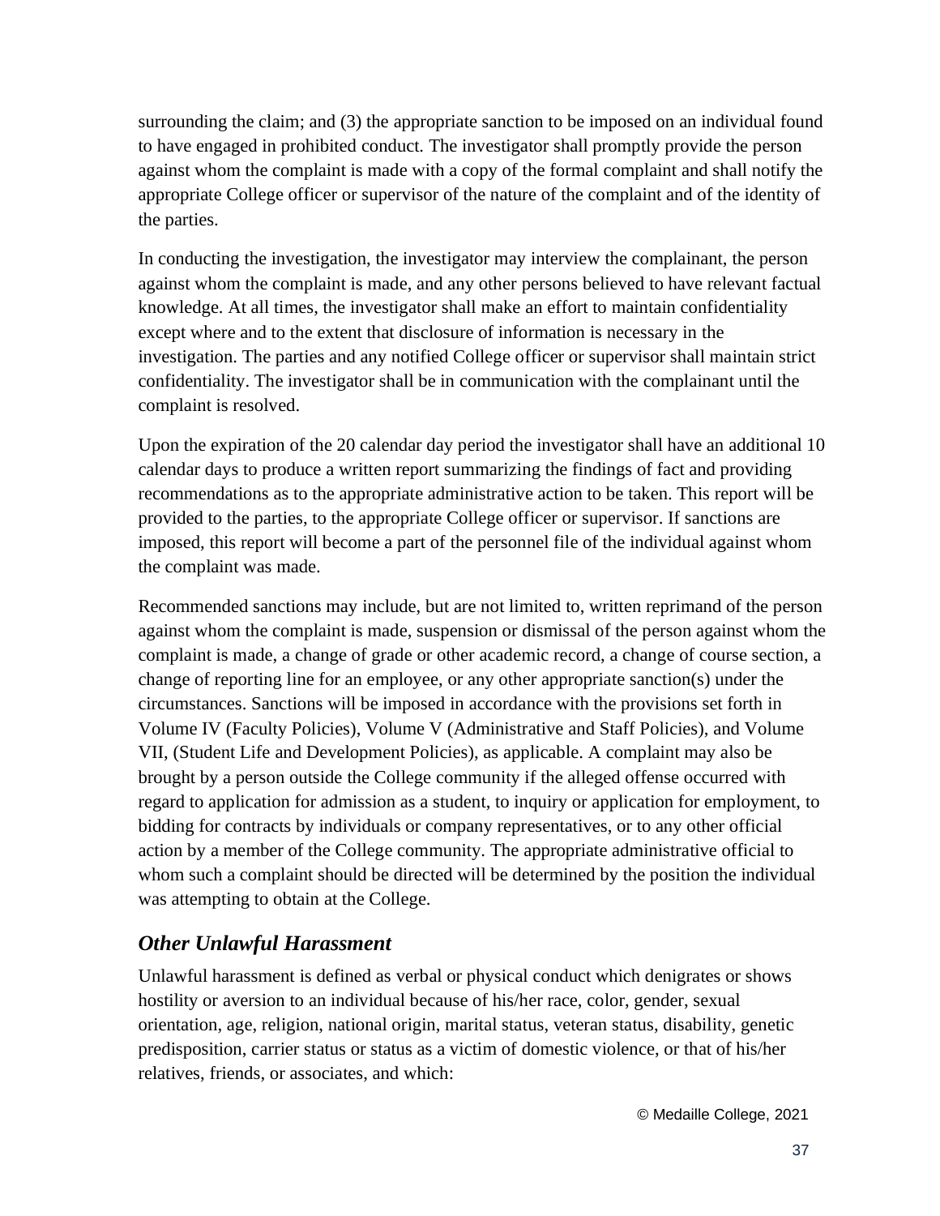surrounding the claim; and (3) the appropriate sanction to be imposed on an individual found to have engaged in prohibited conduct. The investigator shall promptly provide the person against whom the complaint is made with a copy of the formal complaint and shall notify the appropriate College officer or supervisor of the nature of the complaint and of the identity of the parties.

In conducting the investigation, the investigator may interview the complainant, the person against whom the complaint is made, and any other persons believed to have relevant factual knowledge. At all times, the investigator shall make an effort to maintain confidentiality except where and to the extent that disclosure of information is necessary in the investigation. The parties and any notified College officer or supervisor shall maintain strict confidentiality. The investigator shall be in communication with the complainant until the complaint is resolved.

Upon the expiration of the 20 calendar day period the investigator shall have an additional 10 calendar days to produce a written report summarizing the findings of fact and providing recommendations as to the appropriate administrative action to be taken. This report will be provided to the parties, to the appropriate College officer or supervisor. If sanctions are imposed, this report will become a part of the personnel file of the individual against whom the complaint was made.

Recommended sanctions may include, but are not limited to, written reprimand of the person against whom the complaint is made, suspension or dismissal of the person against whom the complaint is made, a change of grade or other academic record, a change of course section, a change of reporting line for an employee, or any other appropriate sanction(s) under the circumstances. Sanctions will be imposed in accordance with the provisions set forth in Volume IV (Faculty Policies), Volume V (Administrative and Staff Policies), and Volume VII, (Student Life and Development Policies), as applicable. A complaint may also be brought by a person outside the College community if the alleged offense occurred with regard to application for admission as a student, to inquiry or application for employment, to bidding for contracts by individuals or company representatives, or to any other official action by a member of the College community. The appropriate administrative official to whom such a complaint should be directed will be determined by the position the individual was attempting to obtain at the College.

### *Other Unlawful Harassment*

Unlawful harassment is defined as verbal or physical conduct which denigrates or shows hostility or aversion to an individual because of his/her race, color, gender, sexual orientation, age, religion, national origin, marital status, veteran status, disability, genetic predisposition, carrier status or status as a victim of domestic violence, or that of his/her relatives, friends, or associates, and which: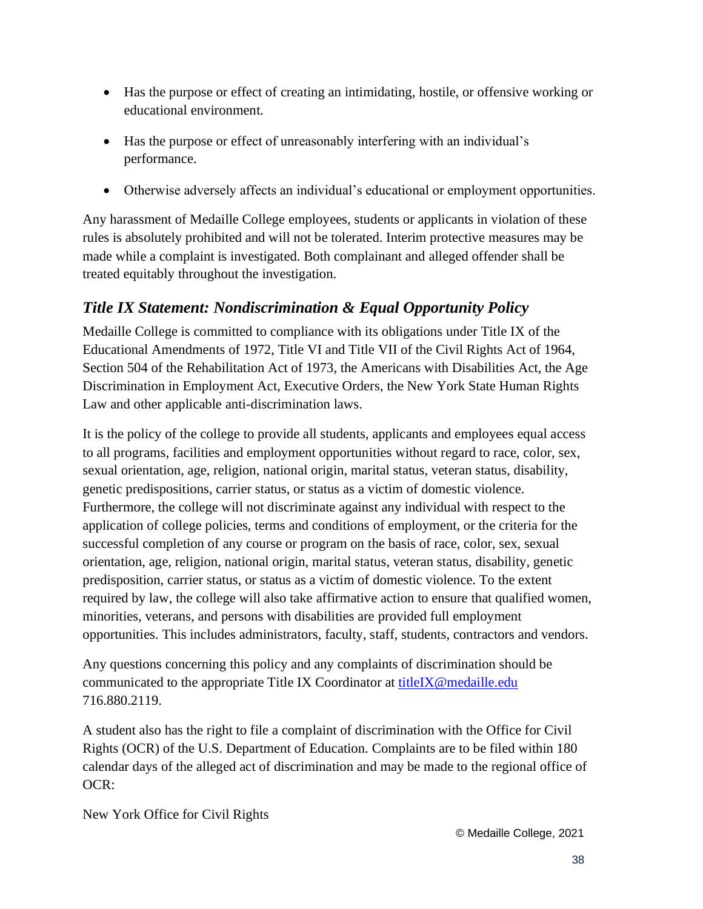- Has the purpose or effect of creating an intimidating, hostile, or offensive working or educational environment.
- Has the purpose or effect of unreasonably interfering with an individual's performance.
- Otherwise adversely affects an individual's educational or employment opportunities.

Any harassment of Medaille College employees, students or applicants in violation of these rules is absolutely prohibited and will not be tolerated. Interim protective measures may be made while a complaint is investigated. Both complainant and alleged offender shall be treated equitably throughout the investigation.

## *Title IX Statement: Nondiscrimination & Equal Opportunity Policy*

Medaille College is committed to compliance with its obligations under Title IX of the Educational Amendments of 1972, Title VI and Title VII of the Civil Rights Act of 1964, Section 504 of the Rehabilitation Act of 1973, the Americans with Disabilities Act, the Age Discrimination in Employment Act, Executive Orders, the New York State Human Rights Law and other applicable anti-discrimination laws.

It is the policy of the college to provide all students, applicants and employees equal access to all programs, facilities and employment opportunities without regard to race, color, sex, sexual orientation, age, religion, national origin, marital status, veteran status, disability, genetic predispositions, carrier status, or status as a victim of domestic violence. Furthermore, the college will not discriminate against any individual with respect to the application of college policies, terms and conditions of employment, or the criteria for the successful completion of any course or program on the basis of race, color, sex, sexual orientation, age, religion, national origin, marital status, veteran status, disability, genetic predisposition, carrier status, or status as a victim of domestic violence. To the extent required by law, the college will also take affirmative action to ensure that qualified women, minorities, veterans, and persons with disabilities are provided full employment opportunities. This includes administrators, faculty, staff, students, contractors and vendors.

Any questions concerning this policy and any complaints of discrimination should be communicated to the appropriate Title IX Coordinator at titleIX@medaille.edu 716.880.2119.

A student also has the right to file a complaint of discrimination with the Office for Civil Rights (OCR) of the U.S. Department of Education. Complaints are to be filed within 180 calendar days of the alleged act of discrimination and may be made to the regional office of OCR:

New York Office for Civil Rights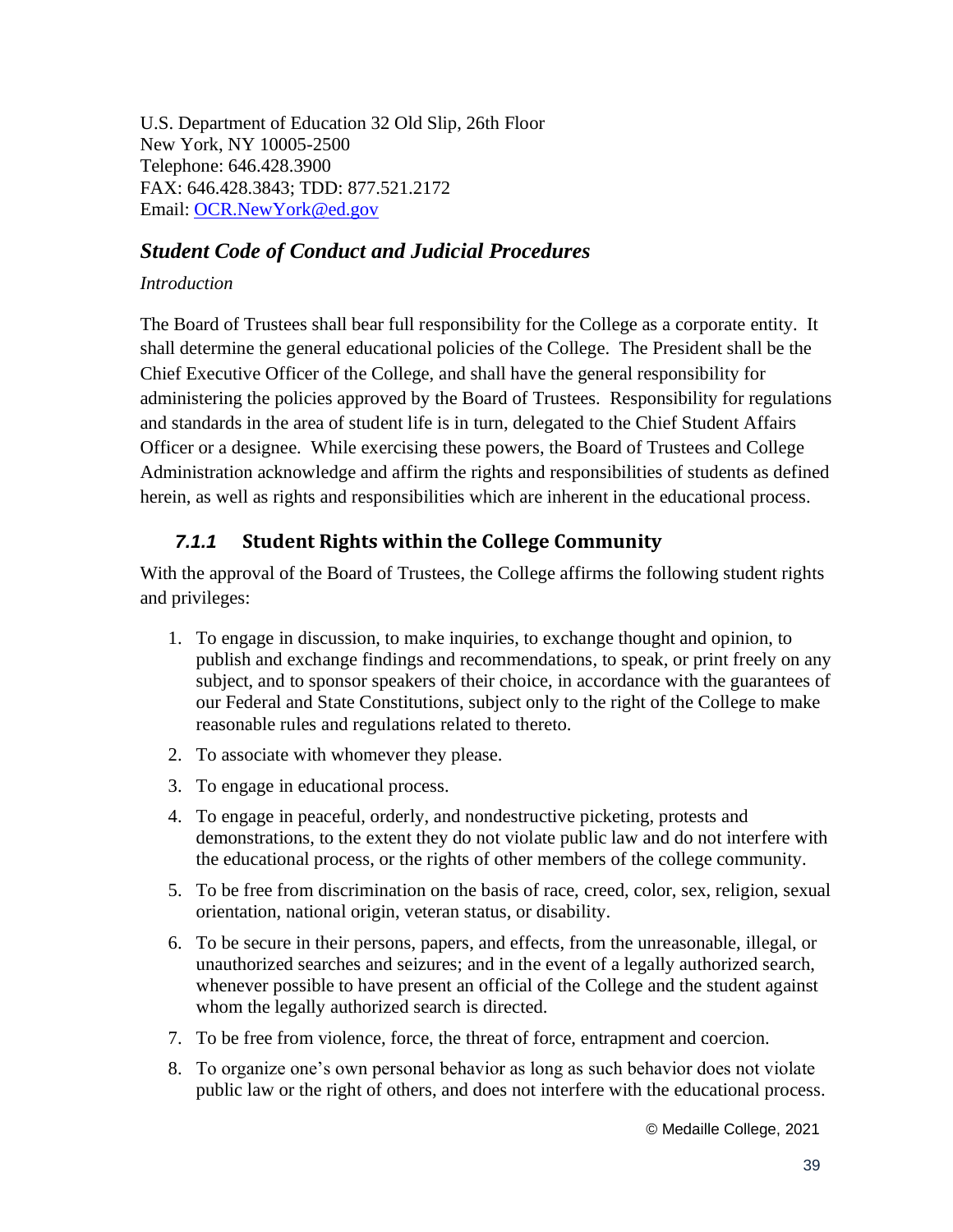U.S. Department of Education 32 Old Slip, 26th Floor
New York, NY 10005-2500
Telephone: 646.428.3900
FAX: 646.428.3843; TDD: 877.521.2172
Email: [OCR.NewYork@ed.gov](mailto:OCR.NewYork@ed.gov)

## *Student Code of Conduct and Judicial Procedures*

*Introduction*

The Board of Trustees shall bear full responsibility for the College as a corporate entity. It shall determine the general educational policies of the College. The President shall be the Chief Executive Officer of the College, and shall have the general responsibility for administering the policies approved by the Board of Trustees. Responsibility for regulations and standards in the area of student life is in turn, delegated to the Chief Student Affairs Officer or a designee. While exercising these powers, the Board of Trustees and College Administration acknowledge and affirm the rights and responsibilities of students as defined herein, as well as rights and responsibilities which are inherent in the educational process.

### *7.1.1* Student Rights within the College Community

With the approval of the Board of Trustees, the College affirms the following student rights and privileges:

1. To engage in discussion, to make inquiries, to exchange thought and opinion, to publish and exchange findings and recommendations, to speak, or print freely on any subject, and to sponsor speakers of their choice, in accordance with the guarantees of our Federal and State Constitutions, subject only to the right of the College to make reasonable rules and regulations related to thereto.
2. To associate with whomever they please.
3. To engage in educational process.
4. To engage in peaceful, orderly, and nondestructive picketing, protests and demonstrations, to the extent they do not violate public law and do not interfere with the educational process, or the rights of other members of the college community.
5. To be free from discrimination on the basis of race, creed, color, sex, religion, sexual orientation, national origin, veteran status, or disability.
6. To be secure in their persons, papers, and effects, from the unreasonable, illegal, or unauthorized searches and seizures; and in the event of a legally authorized search, whenever possible to have present an official of the College and the student against whom the legally authorized search is directed.
7. To be free from violence, force, the threat of force, entrapment and coercion.
8. To organize one's own personal behavior as long as such behavior does not violate public law or the right of others, and does not interfere with the educational process.

© Medaille College, 2021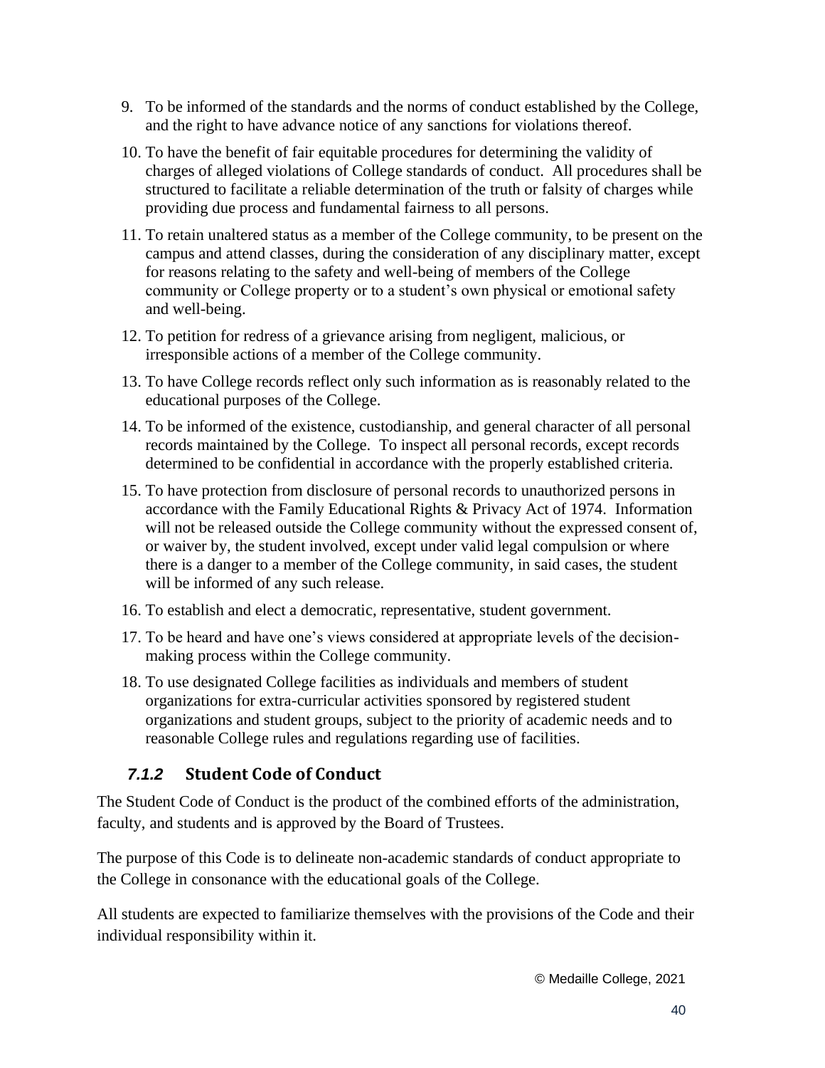9. To be informed of the standards and the norms of conduct established by the College, and the right to have advance notice of any sanctions for violations thereof.
10. To have the benefit of fair equitable procedures for determining the validity of charges of alleged violations of College standards of conduct. All procedures shall be structured to facilitate a reliable determination of the truth or falsity of charges while providing due process and fundamental fairness to all persons.
11. To retain unaltered status as a member of the College community, to be present on the campus and attend classes, during the consideration of any disciplinary matter, except for reasons relating to the safety and well-being of members of the College community or College property or to a student's own physical or emotional safety and well-being.
12. To petition for redress of a grievance arising from negligent, malicious, or irresponsible actions of a member of the College community.
13. To have College records reflect only such information as is reasonably related to the educational purposes of the College.
14. To be informed of the existence, custodianship, and general character of all personal records maintained by the College. To inspect all personal records, except records determined to be confidential in accordance with the properly established criteria.
15. To have protection from disclosure of personal records to unauthorized persons in accordance with the Family Educational Rights & Privacy Act of 1974. Information will not be released outside the College community without the expressed consent of, or waiver by, the student involved, except under valid legal compulsion or where there is a danger to a member of the College community, in said cases, the student will be informed of any such release.
16. To establish and elect a democratic, representative, student government.
17. To be heard and have one's views considered at appropriate levels of the decision-making process within the College community.
18. To use designated College facilities as individuals and members of student organizations for extra-curricular activities sponsored by registered student organizations and student groups, subject to the priority of academic needs and to reasonable College rules and regulations regarding use of facilities.

### *7.1.2* Student Code of Conduct

The Student Code of Conduct is the product of the combined efforts of the administration, faculty, and students and is approved by the Board of Trustees.

The purpose of this Code is to delineate non-academic standards of conduct appropriate to the College in consonance with the educational goals of the College.

All students are expected to familiarize themselves with the provisions of the Code and their individual responsibility within it.

© Medaille College, 2021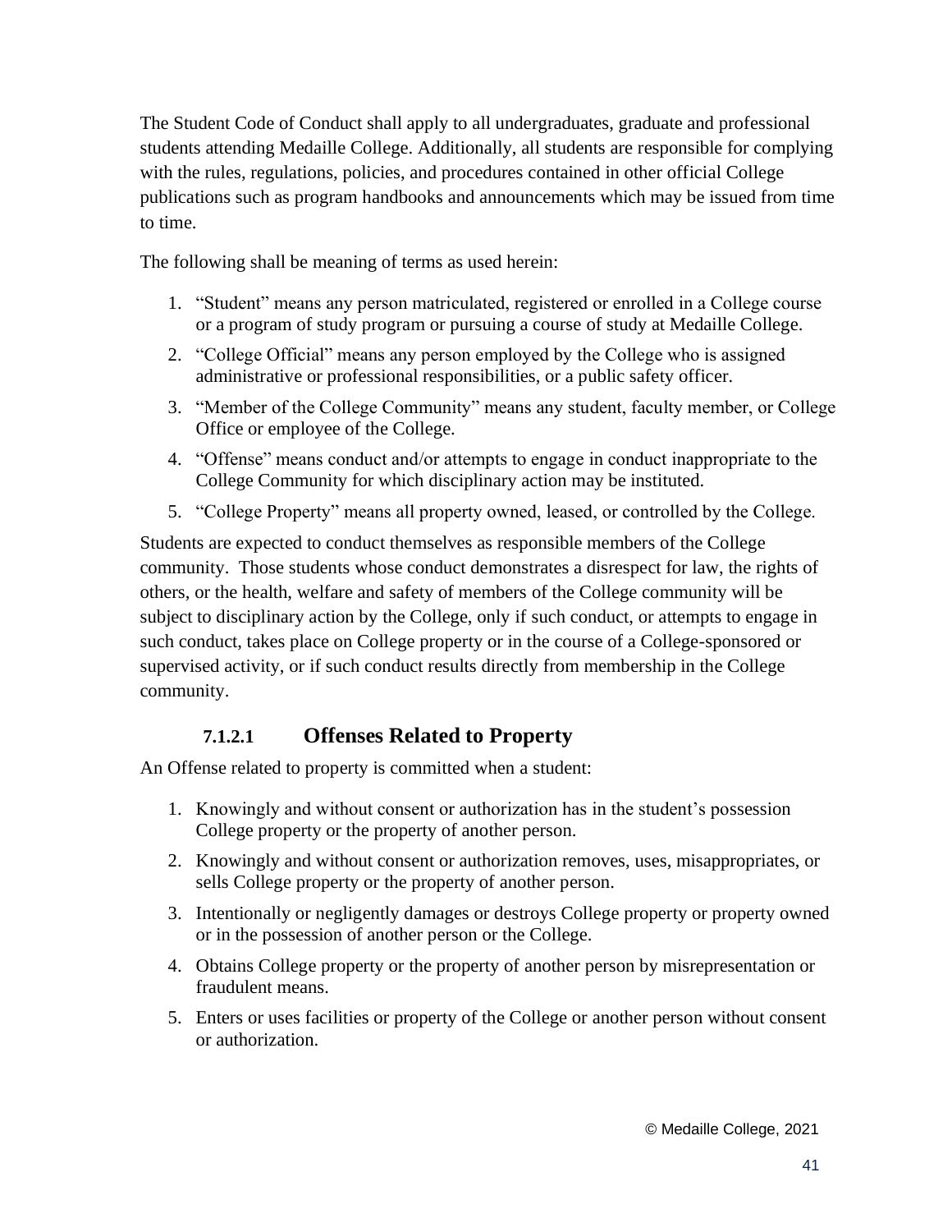The Student Code of Conduct shall apply to all undergraduates, graduate and professional students attending Medaille College. Additionally, all students are responsible for complying with the rules, regulations, policies, and procedures contained in other official College publications such as program handbooks and announcements which may be issued from time to time.

The following shall be meaning of terms as used herein:

1. "Student" means any person matriculated, registered or enrolled in a College course or a program of study program or pursuing a course of study at Medaille College.
2. "College Official" means any person employed by the College who is assigned administrative or professional responsibilities, or a public safety officer.
3. "Member of the College Community" means any student, faculty member, or College Office or employee of the College.
4. "Offense" means conduct and/or attempts to engage in conduct inappropriate to the College Community for which disciplinary action may be instituted.
5. "College Property" means all property owned, leased, or controlled by the College.

Students are expected to conduct themselves as responsible members of the College community. Those students whose conduct demonstrates a disrespect for law, the rights of others, or the health, welfare and safety of members of the College community will be subject to disciplinary action by the College, only if such conduct, or attempts to engage in such conduct, takes place on College property or in the course of a College-sponsored or supervised activity, or if such conduct results directly from membership in the College community.

#### 7.1.2.1 Offenses Related to Property

An Offense related to property is committed when a student:

1. Knowingly and without consent or authorization has in the student's possession College property or the property of another person.
2. Knowingly and without consent or authorization removes, uses, misappropriates, or sells College property or the property of another person.
3. Intentionally or negligently damages or destroys College property or property owned or in the possession of another person or the College.
4. Obtains College property or the property of another person by misrepresentation or fraudulent means.
5. Enters or uses facilities or property of the College or another person without consent or authorization.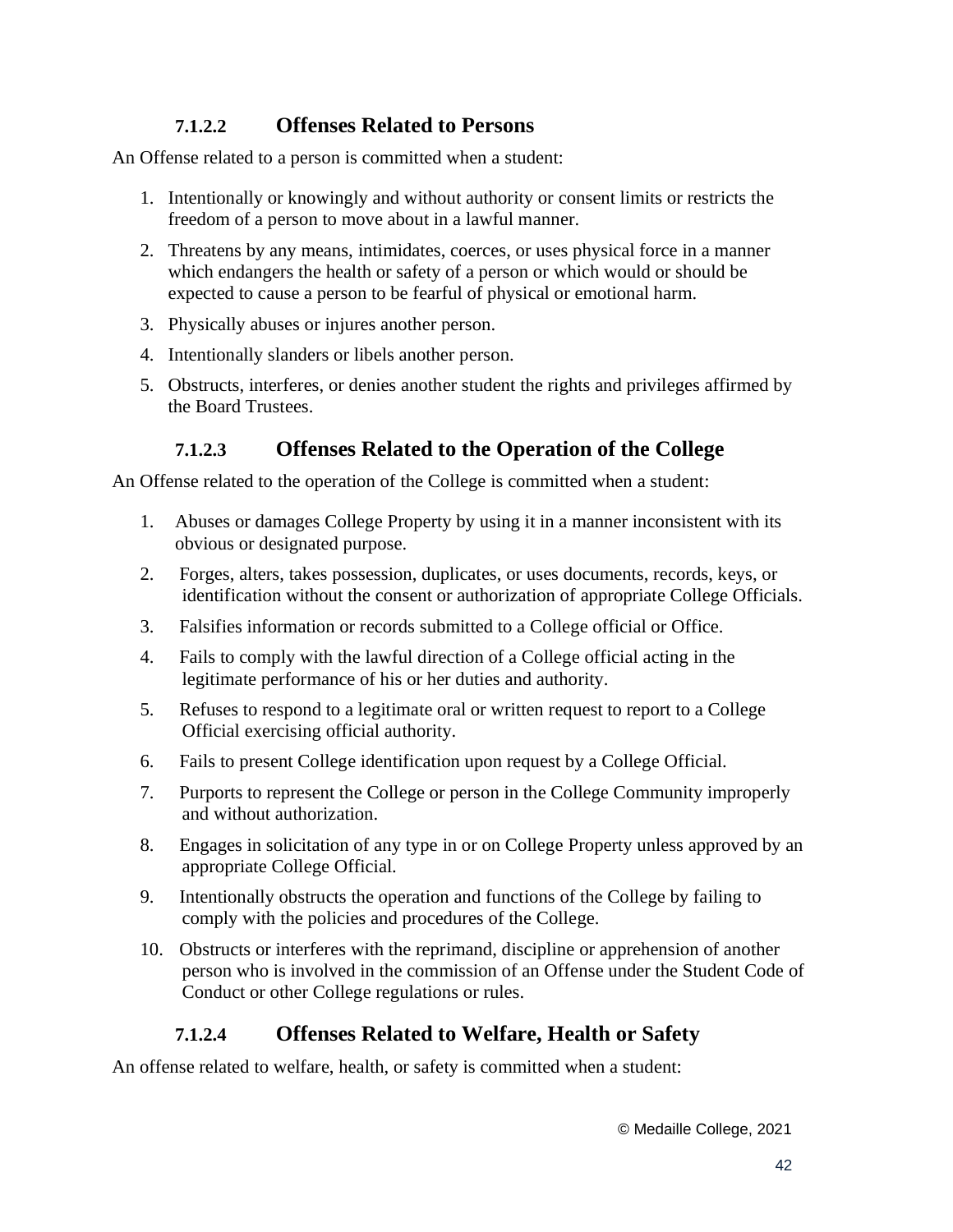#### 7.1.2.2 Offenses Related to Persons

An Offense related to a person is committed when a student:

1. Intentionally or knowingly and without authority or consent limits or restricts the freedom of a person to move about in a lawful manner.
2. Threatens by any means, intimidates, coerces, or uses physical force in a manner which endangers the health or safety of a person or which would or should be expected to cause a person to be fearful of physical or emotional harm.
3. Physically abuses or injures another person.
4. Intentionally slanders or libels another person.
5. Obstructs, interferes, or denies another student the rights and privileges affirmed by the Board Trustees.

#### 7.1.2.3 Offenses Related to the Operation of the College

An Offense related to the operation of the College is committed when a student:

1. Abuses or damages College Property by using it in a manner inconsistent with its obvious or designated purpose.
2. Forges, alters, takes possession, duplicates, or uses documents, records, keys, or identification without the consent or authorization of appropriate College Officials.
3. Falsifies information or records submitted to a College official or Office.
4. Fails to comply with the lawful direction of a College official acting in the legitimate performance of his or her duties and authority.
5. Refuses to respond to a legitimate oral or written request to report to a College Official exercising official authority.
6. Fails to present College identification upon request by a College Official.
7. Purports to represent the College or person in the College Community improperly and without authorization.
8. Engages in solicitation of any type in or on College Property unless approved by an appropriate College Official.
9. Intentionally obstructs the operation and functions of the College by failing to comply with the policies and procedures of the College.
10. Obstructs or interferes with the reprimand, discipline or apprehension of another person who is involved in the commission of an Offense under the Student Code of Conduct or other College regulations or rules.

#### 7.1.2.4 Offenses Related to Welfare, Health or Safety

An offense related to welfare, health, or safety is committed when a student:

© Medaille College, 2021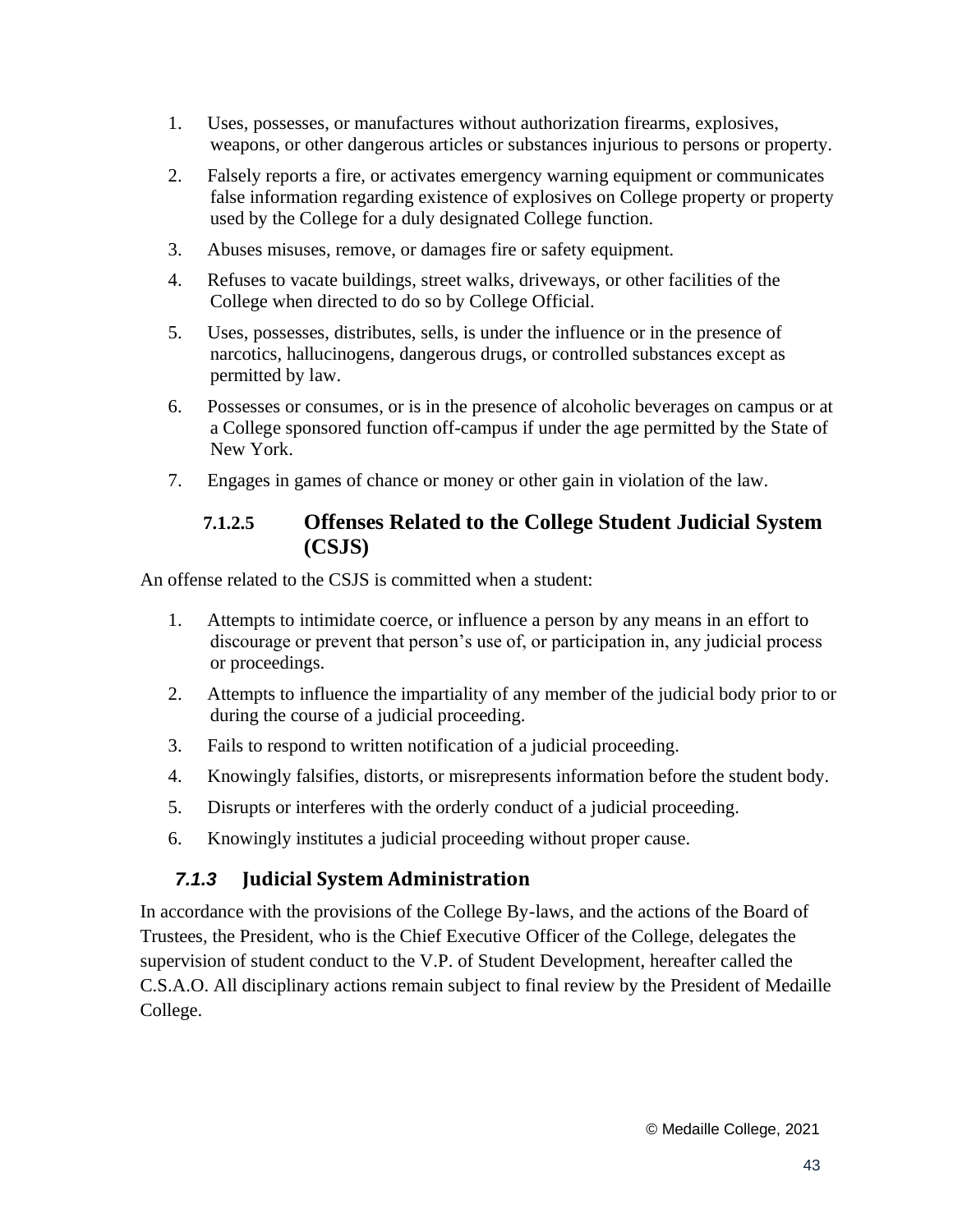1. Uses, possesses, or manufactures without authorization firearms, explosives, weapons, or other dangerous articles or substances injurious to persons or property.
2. Falsely reports a fire, or activates emergency warning equipment or communicates false information regarding existence of explosives on College property or property used by the College for a duly designated College function.
3. Abuses misuses, remove, or damages fire or safety equipment.
4. Refuses to vacate buildings, street walks, driveways, or other facilities of the College when directed to do so by College Official.
5. Uses, possesses, distributes, sells, is under the influence or in the presence of narcotics, hallucinogens, dangerous drugs, or controlled substances except as permitted by law.
6. Possesses or consumes, or is in the presence of alcoholic beverages on campus or at a College sponsored function off-campus if under the age permitted by the State of New York.
7. Engages in games of chance or money or other gain in violation of the law.

#### 7.1.2.5 Offenses Related to the College Student Judicial System (CSJS)

An offense related to the CSJS is committed when a student:

1. Attempts to intimidate coerce, or influence a person by any means in an effort to discourage or prevent that person's use of, or participation in, any judicial process or proceedings.
2. Attempts to influence the impartiality of any member of the judicial body prior to or during the course of a judicial proceeding.
3. Fails to respond to written notification of a judicial proceeding.
4. Knowingly falsifies, distorts, or misrepresents information before the student body.
5. Disrupts or interferes with the orderly conduct of a judicial proceeding.
6. Knowingly institutes a judicial proceeding without proper cause.

### *7.1.3* Judicial System Administration

In accordance with the provisions of the College By-laws, and the actions of the Board of Trustees, the President, who is the Chief Executive Officer of the College, delegates the supervision of student conduct to the V.P. of Student Development, hereafter called the C.S.A.O. All disciplinary actions remain subject to final review by the President of Medaille College.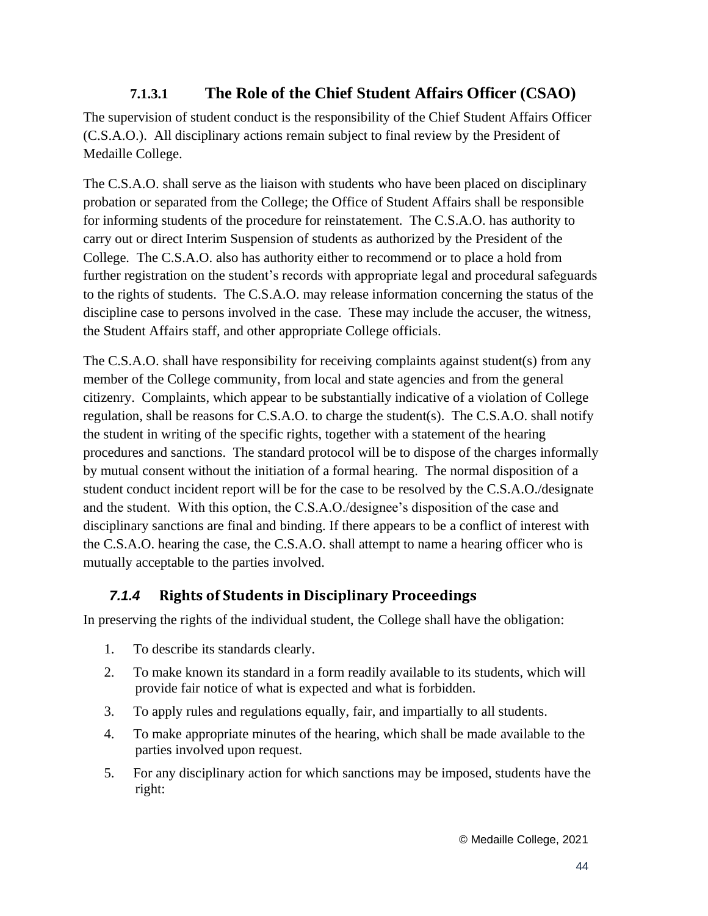#### 7.1.3.1 The Role of the Chief Student Affairs Officer (CSAO)

The supervision of student conduct is the responsibility of the Chief Student Affairs Officer (C.S.A.O.). All disciplinary actions remain subject to final review by the President of Medaille College.

The C.S.A.O. shall serve as the liaison with students who have been placed on disciplinary probation or separated from the College; the Office of Student Affairs shall be responsible for informing students of the procedure for reinstatement. The C.S.A.O. has authority to carry out or direct Interim Suspension of students as authorized by the President of the College. The C.S.A.O. also has authority either to recommend or to place a hold from further registration on the student's records with appropriate legal and procedural safeguards to the rights of students. The C.S.A.O. may release information concerning the status of the discipline case to persons involved in the case. These may include the accuser, the witness, the Student Affairs staff, and other appropriate College officials.

The C.S.A.O. shall have responsibility for receiving complaints against student(s) from any member of the College community, from local and state agencies and from the general citizenry. Complaints, which appear to be substantially indicative of a violation of College regulation, shall be reasons for C.S.A.O. to charge the student(s). The C.S.A.O. shall notify the student in writing of the specific rights, together with a statement of the hearing procedures and sanctions. The standard protocol will be to dispose of the charges informally by mutual consent without the initiation of a formal hearing. The normal disposition of a student conduct incident report will be for the case to be resolved by the C.S.A.O./designate and the student. With this option, the C.S.A.O./designee's disposition of the case and disciplinary sanctions are final and binding. If there appears to be a conflict of interest with the C.S.A.O. hearing the case, the C.S.A.O. shall attempt to name a hearing officer who is mutually acceptable to the parties involved.

### *7.1.4* Rights of Students in Disciplinary Proceedings

In preserving the rights of the individual student, the College shall have the obligation:

1. To describe its standards clearly.
2. To make known its standard in a form readily available to its students, which will provide fair notice of what is expected and what is forbidden.
3. To apply rules and regulations equally, fair, and impartially to all students.
4. To make appropriate minutes of the hearing, which shall be made available to the parties involved upon request.
5. For any disciplinary action for which sanctions may be imposed, students have the right: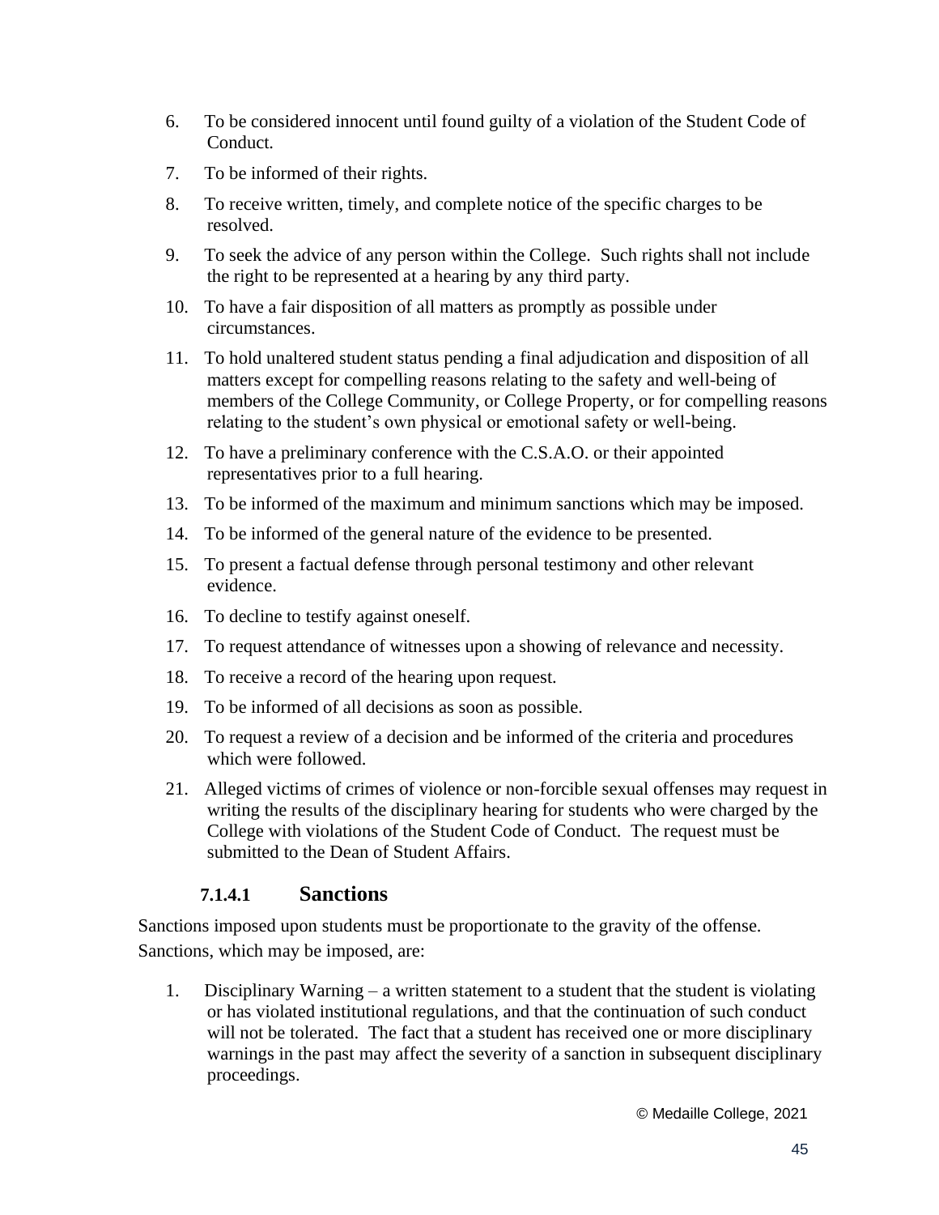6. To be considered innocent until found guilty of a violation of the Student Code of Conduct.
7. To be informed of their rights.
8. To receive written, timely, and complete notice of the specific charges to be resolved.
9. To seek the advice of any person within the College. Such rights shall not include the right to be represented at a hearing by any third party.
10. To have a fair disposition of all matters as promptly as possible under circumstances.
11. To hold unaltered student status pending a final adjudication and disposition of all matters except for compelling reasons relating to the safety and well-being of members of the College Community, or College Property, or for compelling reasons relating to the student's own physical or emotional safety or well-being.
12. To have a preliminary conference with the C.S.A.O. or their appointed representatives prior to a full hearing.
13. To be informed of the maximum and minimum sanctions which may be imposed.
14. To be informed of the general nature of the evidence to be presented.
15. To present a factual defense through personal testimony and other relevant evidence.
16. To decline to testify against oneself.
17. To request attendance of witnesses upon a showing of relevance and necessity.
18. To receive a record of the hearing upon request.
19. To be informed of all decisions as soon as possible.
20. To request a review of a decision and be informed of the criteria and procedures which were followed.
21. Alleged victims of crimes of violence or non-forcible sexual offenses may request in writing the results of the disciplinary hearing for students who were charged by the College with violations of the Student Code of Conduct. The request must be submitted to the Dean of Student Affairs.

#### 7.1.4.1 Sanctions

Sanctions imposed upon students must be proportionate to the gravity of the offense. Sanctions, which may be imposed, are:

1. Disciplinary Warning – a written statement to a student that the student is violating or has violated institutional regulations, and that the continuation of such conduct will not be tolerated. The fact that a student has received one or more disciplinary warnings in the past may affect the severity of a sanction in subsequent disciplinary proceedings.

© Medaille College, 2021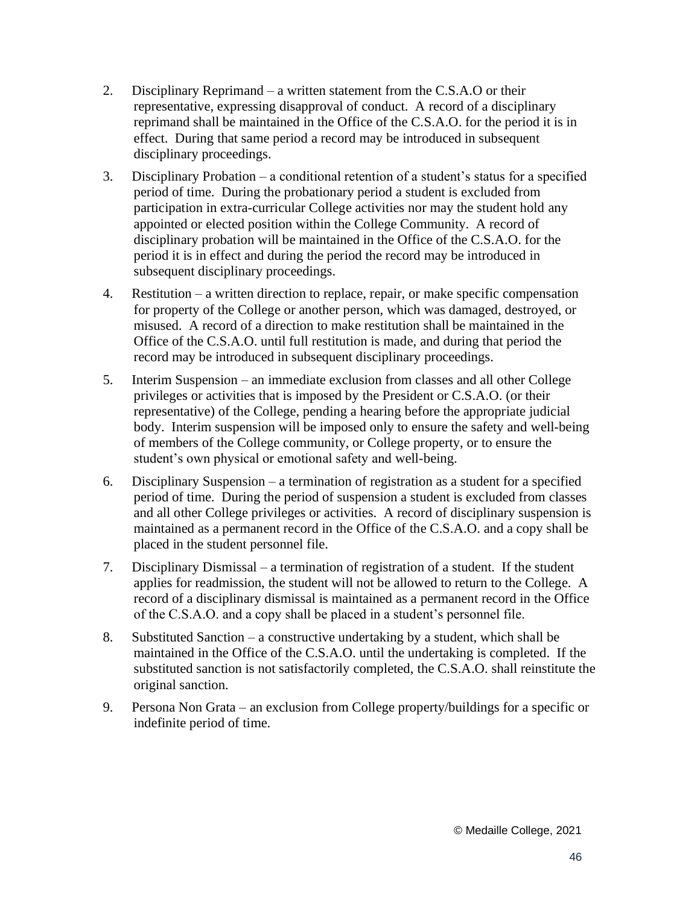2. Disciplinary Reprimand – a written statement from the C.S.A.O or their representative, expressing disapproval of conduct. A record of a disciplinary reprimand shall be maintained in the Office of the C.S.A.O. for the period it is in effect. During that same period a record may be introduced in subsequent disciplinary proceedings.

3. Disciplinary Probation – a conditional retention of a student's status for a specified period of time. During the probationary period a student is excluded from participation in extra-curricular College activities nor may the student hold any appointed or elected position within the College Community. A record of disciplinary probation will be maintained in the Office of the C.S.A.O. for the period it is in effect and during the period the record may be introduced in subsequent disciplinary proceedings.

4. Restitution – a written direction to replace, repair, or make specific compensation for property of the College or another person, which was damaged, destroyed, or misused. A record of a direction to make restitution shall be maintained in the Office of the C.S.A.O. until full restitution is made, and during that period the record may be introduced in subsequent disciplinary proceedings.

5. Interim Suspension – an immediate exclusion from classes and all other College privileges or activities that is imposed by the President or C.S.A.O. (or their representative) of the College, pending a hearing before the appropriate judicial body. Interim suspension will be imposed only to ensure the safety and well-being of members of the College community, or College property, or to ensure the student's own physical or emotional safety and well-being.

6. Disciplinary Suspension – a termination of registration as a student for a specified period of time. During the period of suspension a student is excluded from classes and all other College privileges or activities. A record of disciplinary suspension is maintained as a permanent record in the Office of the C.S.A.O. and a copy shall be placed in the student personnel file.

7. Disciplinary Dismissal – a termination of registration of a student. If the student applies for readmission, the student will not be allowed to return to the College. A record of a disciplinary dismissal is maintained as a permanent record in the Office of the C.S.A.O. and a copy shall be placed in a student's personnel file.

8. Substituted Sanction – a constructive undertaking by a student, which shall be maintained in the Office of the C.S.A.O. until the undertaking is completed. If the substituted sanction is not satisfactorily completed, the C.S.A.O. shall reinstitute the original sanction.

9. Persona Non Grata – an exclusion from College property/buildings for a specific or indefinite period of time.

© Medaille College, 2021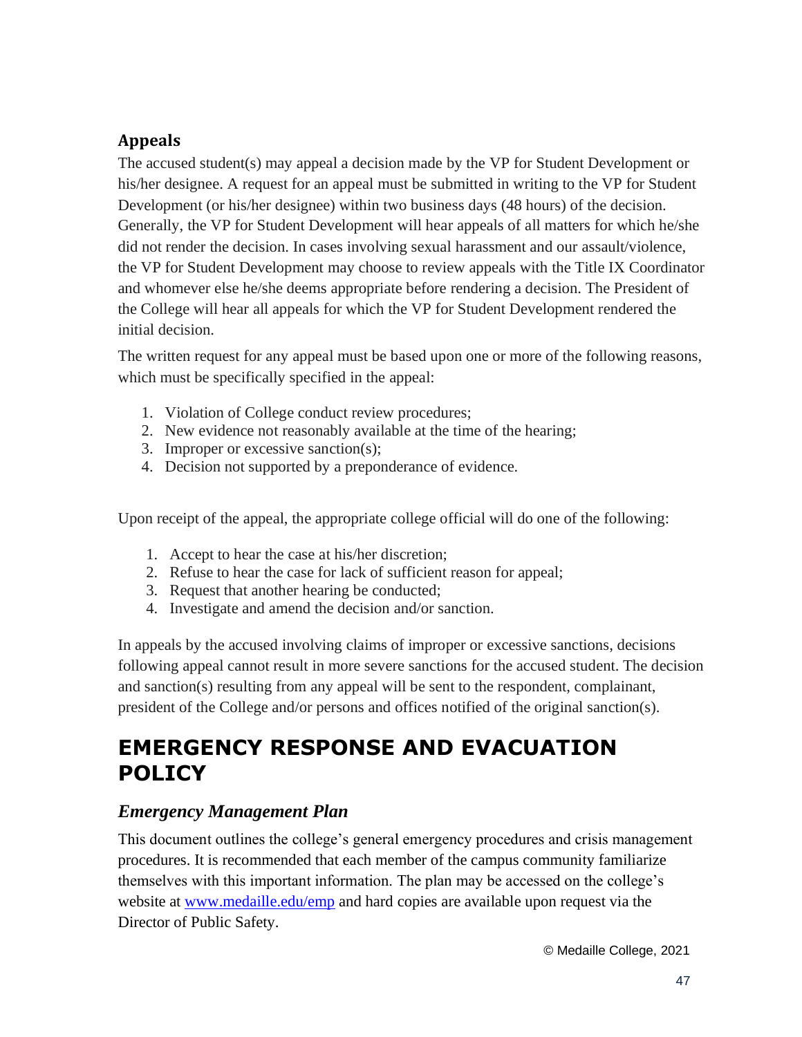### Appeals

The accused student(s) may appeal a decision made by the VP for Student Development or his/her designee. A request for an appeal must be submitted in writing to the VP for Student Development (or his/her designee) within two business days (48 hours) of the decision. Generally, the VP for Student Development will hear appeals of all matters for which he/she did not render the decision. In cases involving sexual harassment and our assault/violence, the VP for Student Development may choose to review appeals with the Title IX Coordinator and whomever else he/she deems appropriate before rendering a decision. The President of the College will hear all appeals for which the VP for Student Development rendered the initial decision.

The written request for any appeal must be based upon one or more of the following reasons, which must be specifically specified in the appeal:

1. Violation of College conduct review procedures;
2. New evidence not reasonably available at the time of the hearing;
3. Improper or excessive sanction(s);
4. Decision not supported by a preponderance of evidence.

Upon receipt of the appeal, the appropriate college official will do one of the following:

1. Accept to hear the case at his/her discretion;
2. Refuse to hear the case for lack of sufficient reason for appeal;
3. Request that another hearing be conducted;
4. Investigate and amend the decision and/or sanction.

In appeals by the accused involving claims of improper or excessive sanctions, decisions following appeal cannot result in more severe sanctions for the accused student. The decision and sanction(s) resulting from any appeal will be sent to the respondent, complainant, president of the College and/or persons and offices notified of the original sanction(s).

# EMERGENCY RESPONSE AND EVACUATION POLICY

## *Emergency Management Plan*

This document outlines the college's general emergency procedures and crisis management procedures. It is recommended that each member of the campus community familiarize themselves with this important information. The plan may be accessed on the college's website at [www.medaille.edu/emp](www.medaille.edu/emp) and hard copies are available upon request via the Director of Public Safety.

© Medaille College, 2021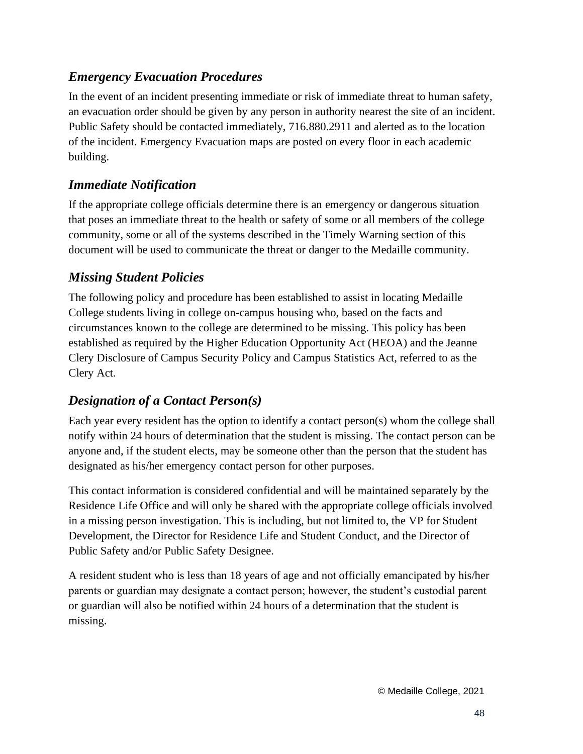### *Emergency Evacuation Procedures*

In the event of an incident presenting immediate or risk of immediate threat to human safety, an evacuation order should be given by any person in authority nearest the site of an incident. Public Safety should be contacted immediately, 716.880.2911 and alerted as to the location of the incident. Emergency Evacuation maps are posted on every floor in each academic building.

### *Immediate Notification*

If the appropriate college officials determine there is an emergency or dangerous situation that poses an immediate threat to the health or safety of some or all members of the college community, some or all of the systems described in the Timely Warning section of this document will be used to communicate the threat or danger to the Medaille community.

### *Missing Student Policies*

The following policy and procedure has been established to assist in locating Medaille College students living in college on-campus housing who, based on the facts and circumstances known to the college are determined to be missing. This policy has been established as required by the Higher Education Opportunity Act (HEOA) and the Jeanne Clery Disclosure of Campus Security Policy and Campus Statistics Act, referred to as the Clery Act.

### *Designation of a Contact Person(s)*

Each year every resident has the option to identify a contact person(s) whom the college shall notify within 24 hours of determination that the student is missing. The contact person can be anyone and, if the student elects, may be someone other than the person that the student has designated as his/her emergency contact person for other purposes.

This contact information is considered confidential and will be maintained separately by the Residence Life Office and will only be shared with the appropriate college officials involved in a missing person investigation. This is including, but not limited to, the VP for Student Development, the Director for Residence Life and Student Conduct, and the Director of Public Safety and/or Public Safety Designee.

A resident student who is less than 18 years of age and not officially emancipated by his/her parents or guardian may designate a contact person; however, the student's custodial parent or guardian will also be notified within 24 hours of a determination that the student is missing.

© Medaille College, 2021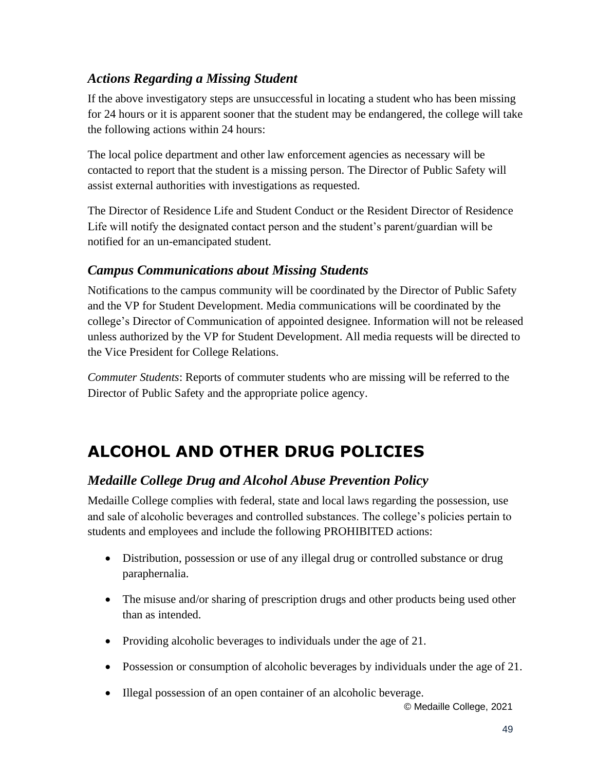### *Actions Regarding a Missing Student*

If the above investigatory steps are unsuccessful in locating a student who has been missing for 24 hours or it is apparent sooner that the student may be endangered, the college will take the following actions within 24 hours:

The local police department and other law enforcement agencies as necessary will be contacted to report that the student is a missing person. The Director of Public Safety will assist external authorities with investigations as requested.

The Director of Residence Life and Student Conduct or the Resident Director of Residence Life will notify the designated contact person and the student's parent/guardian will be notified for an un-emancipated student.

### *Campus Communications about Missing Students*

Notifications to the campus community will be coordinated by the Director of Public Safety and the VP for Student Development. Media communications will be coordinated by the college's Director of Communication of appointed designee. Information will not be released unless authorized by the VP for Student Development. All media requests will be directed to the Vice President for College Relations.

*Commuter Students*: Reports of commuter students who are missing will be referred to the Director of Public Safety and the appropriate police agency.

## ALCOHOL AND OTHER DRUG POLICIES

### *Medaille College Drug and Alcohol Abuse Prevention Policy*

Medaille College complies with federal, state and local laws regarding the possession, use and sale of alcoholic beverages and controlled substances. The college's policies pertain to students and employees and include the following PROHIBITED actions:

- Distribution, possession or use of any illegal drug or controlled substance or drug paraphernalia.
- The misuse and/or sharing of prescription drugs and other products being used other than as intended.
- Providing alcoholic beverages to individuals under the age of 21.
- Possession or consumption of alcoholic beverages by individuals under the age of 21.
- Illegal possession of an open container of an alcoholic beverage.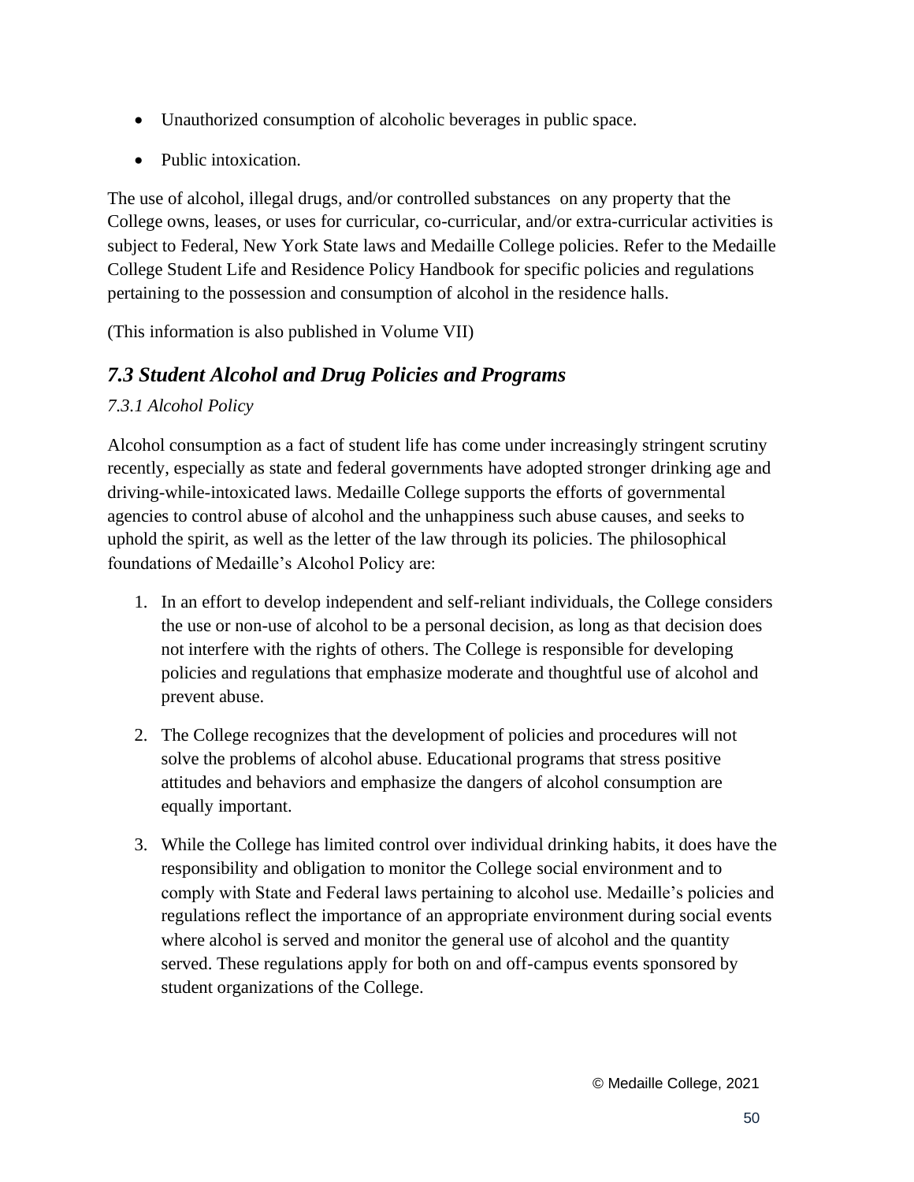- Unauthorized consumption of alcoholic beverages in public space.
- Public intoxication.

The use of alcohol, illegal drugs, and/or controlled substances on any property that the College owns, leases, or uses for curricular, co-curricular, and/or extra-curricular activities is subject to Federal, New York State laws and Medaille College policies. Refer to the Medaille College Student Life and Residence Policy Handbook for specific policies and regulations pertaining to the possession and consumption of alcohol in the residence halls.

(This information is also published in Volume VII)

## *7.3 Student Alcohol and Drug Policies and Programs*

### *7.3.1 Alcohol Policy*

Alcohol consumption as a fact of student life has come under increasingly stringent scrutiny recently, especially as state and federal governments have adopted stronger drinking age and driving-while-intoxicated laws. Medaille College supports the efforts of governmental agencies to control abuse of alcohol and the unhappiness such abuse causes, and seeks to uphold the spirit, as well as the letter of the law through its policies. The philosophical foundations of Medaille's Alcohol Policy are:

1. In an effort to develop independent and self-reliant individuals, the College considers the use or non-use of alcohol to be a personal decision, as long as that decision does not interfere with the rights of others. The College is responsible for developing policies and regulations that emphasize moderate and thoughtful use of alcohol and prevent abuse.
2. The College recognizes that the development of policies and procedures will not solve the problems of alcohol abuse. Educational programs that stress positive attitudes and behaviors and emphasize the dangers of alcohol consumption are equally important.
3. While the College has limited control over individual drinking habits, it does have the responsibility and obligation to monitor the College social environment and to comply with State and Federal laws pertaining to alcohol use. Medaille's policies and regulations reflect the importance of an appropriate environment during social events where alcohol is served and monitor the general use of alcohol and the quantity served. These regulations apply for both on and off-campus events sponsored by student organizations of the College.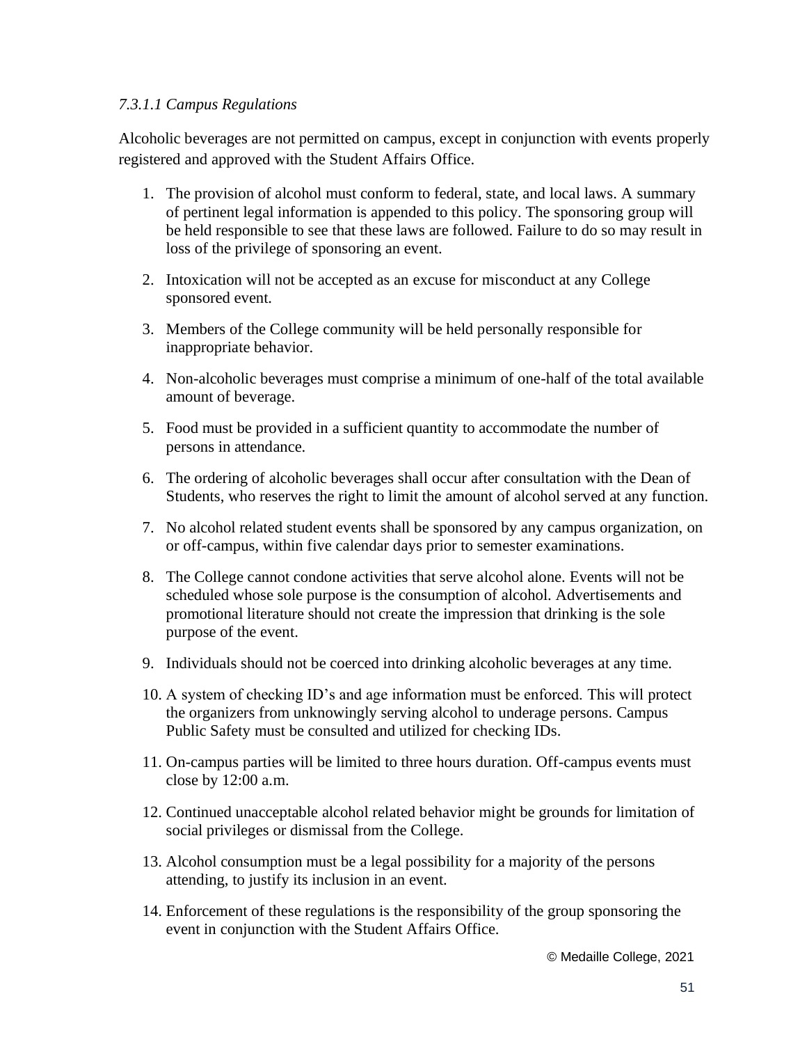*7.3.1.1 Campus Regulations*

Alcoholic beverages are not permitted on campus, except in conjunction with events properly registered and approved with the Student Affairs Office.

1. The provision of alcohol must conform to federal, state, and local laws. A summary of pertinent legal information is appended to this policy. The sponsoring group will be held responsible to see that these laws are followed. Failure to do so may result in loss of the privilege of sponsoring an event.

2. Intoxication will not be accepted as an excuse for misconduct at any College sponsored event.

3. Members of the College community will be held personally responsible for inappropriate behavior.

4. Non-alcoholic beverages must comprise a minimum of one-half of the total available amount of beverage.

5. Food must be provided in a sufficient quantity to accommodate the number of persons in attendance.

6. The ordering of alcoholic beverages shall occur after consultation with the Dean of Students, who reserves the right to limit the amount of alcohol served at any function.

7. No alcohol related student events shall be sponsored by any campus organization, on or off-campus, within five calendar days prior to semester examinations.

8. The College cannot condone activities that serve alcohol alone. Events will not be scheduled whose sole purpose is the consumption of alcohol. Advertisements and promotional literature should not create the impression that drinking is the sole purpose of the event.

9. Individuals should not be coerced into drinking alcoholic beverages at any time.

10. A system of checking ID's and age information must be enforced. This will protect the organizers from unknowingly serving alcohol to underage persons. Campus Public Safety must be consulted and utilized for checking IDs.

11. On-campus parties will be limited to three hours duration. Off-campus events must close by 12:00 a.m.

12. Continued unacceptable alcohol related behavior might be grounds for limitation of social privileges or dismissal from the College.

13. Alcohol consumption must be a legal possibility for a majority of the persons attending, to justify its inclusion in an event.

14. Enforcement of these regulations is the responsibility of the group sponsoring the event in conjunction with the Student Affairs Office.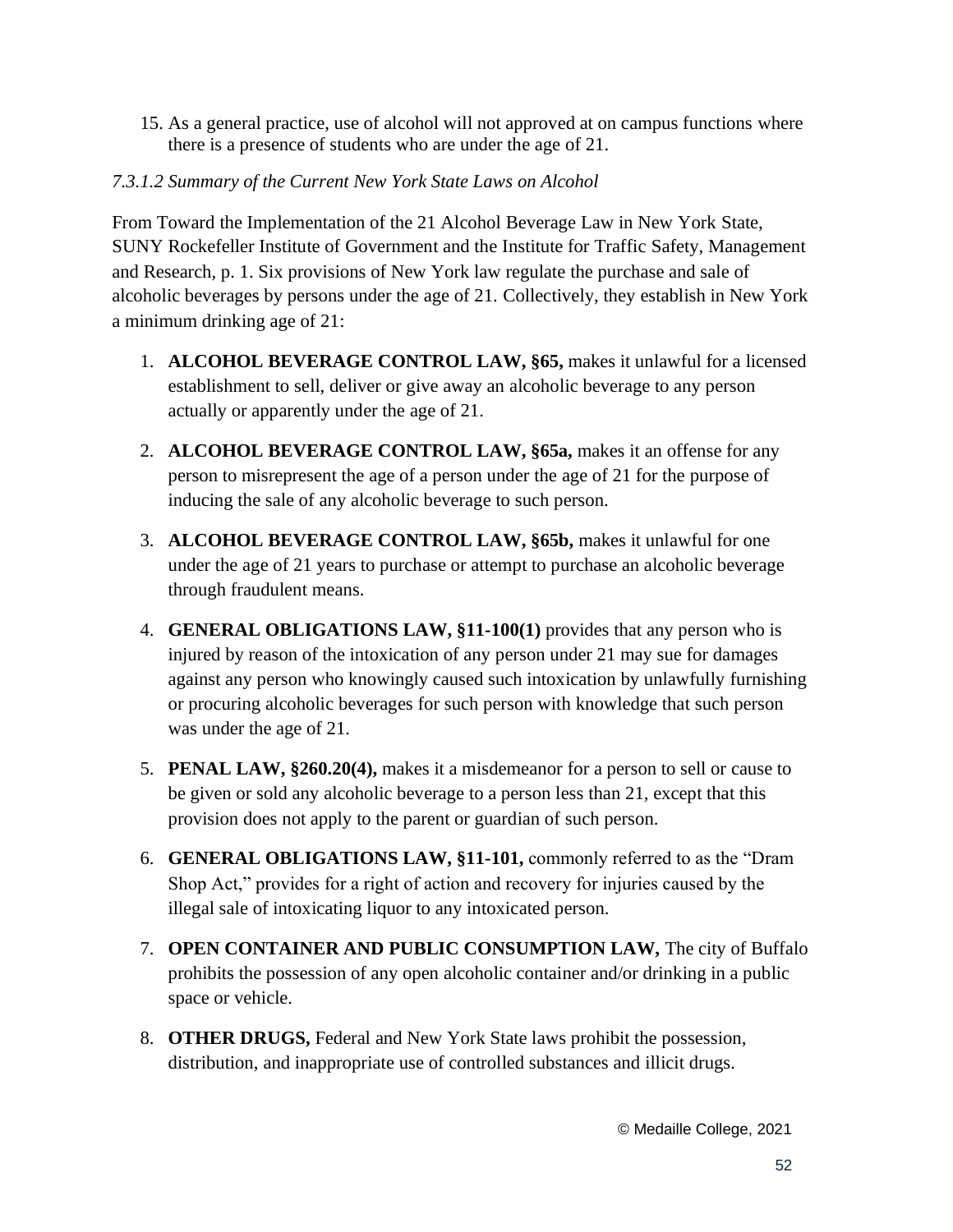15. As a general practice, use of alcohol will not approved at on campus functions where there is a presence of students who are under the age of 21.

*7.3.1.2 Summary of the Current New York State Laws on Alcohol*

From Toward the Implementation of the 21 Alcohol Beverage Law in New York State, SUNY Rockefeller Institute of Government and the Institute for Traffic Safety, Management and Research, p. 1. Six provisions of New York law regulate the purchase and sale of alcoholic beverages by persons under the age of 21. Collectively, they establish in New York a minimum drinking age of 21:

1. **ALCOHOL BEVERAGE CONTROL LAW, §65,** makes it unlawful for a licensed establishment to sell, deliver or give away an alcoholic beverage to any person actually or apparently under the age of 21.

2. **ALCOHOL BEVERAGE CONTROL LAW, §65a,** makes it an offense for any person to misrepresent the age of a person under the age of 21 for the purpose of inducing the sale of any alcoholic beverage to such person.

3. **ALCOHOL BEVERAGE CONTROL LAW, §65b,** makes it unlawful for one under the age of 21 years to purchase or attempt to purchase an alcoholic beverage through fraudulent means.

4. **GENERAL OBLIGATIONS LAW, §11-100(1)** provides that any person who is injured by reason of the intoxication of any person under 21 may sue for damages against any person who knowingly caused such intoxication by unlawfully furnishing or procuring alcoholic beverages for such person with knowledge that such person was under the age of 21.

5. **PENAL LAW, §260.20(4),** makes it a misdemeanor for a person to sell or cause to be given or sold any alcoholic beverage to a person less than 21, except that this provision does not apply to the parent or guardian of such person.

6. **GENERAL OBLIGATIONS LAW, §11-101,** commonly referred to as the "Dram Shop Act," provides for a right of action and recovery for injuries caused by the illegal sale of intoxicating liquor to any intoxicated person.

7. **OPEN CONTAINER AND PUBLIC CONSUMPTION LAW,** The city of Buffalo prohibits the possession of any open alcoholic container and/or drinking in a public space or vehicle.

8. **OTHER DRUGS,** Federal and New York State laws prohibit the possession, distribution, and inappropriate use of controlled substances and illicit drugs.

© Medaille College, 2021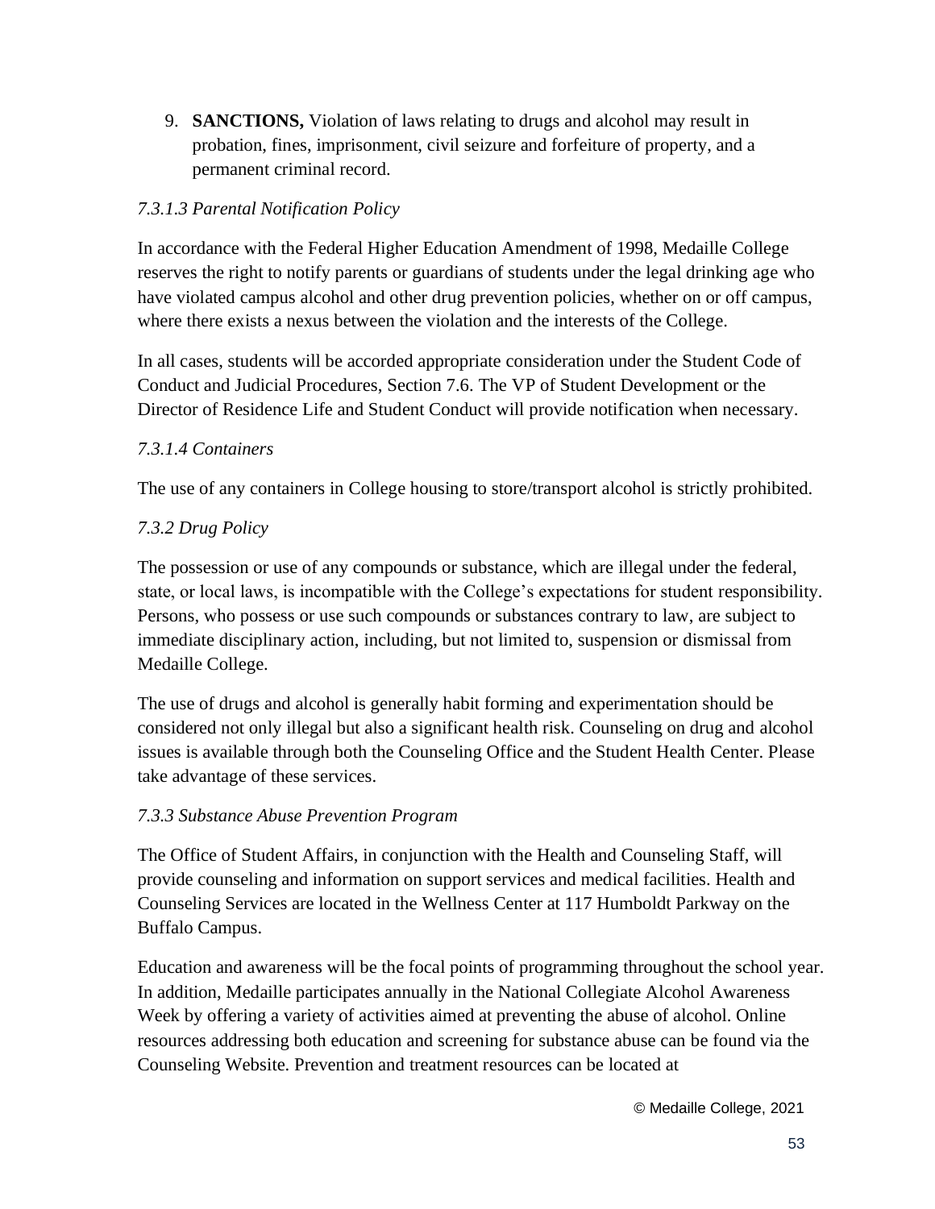9. **SANCTIONS,** Violation of laws relating to drugs and alcohol may result in probation, fines, imprisonment, civil seizure and forfeiture of property, and a permanent criminal record.

*7.3.1.3 Parental Notification Policy*

In accordance with the Federal Higher Education Amendment of 1998, Medaille College reserves the right to notify parents or guardians of students under the legal drinking age who have violated campus alcohol and other drug prevention policies, whether on or off campus, where there exists a nexus between the violation and the interests of the College.

In all cases, students will be accorded appropriate consideration under the Student Code of Conduct and Judicial Procedures, Section 7.6. The VP of Student Development or the Director of Residence Life and Student Conduct will provide notification when necessary.

*7.3.1.4 Containers*

The use of any containers in College housing to store/transport alcohol is strictly prohibited.

*7.3.2 Drug Policy*

The possession or use of any compounds or substance, which are illegal under the federal, state, or local laws, is incompatible with the College's expectations for student responsibility. Persons, who possess or use such compounds or substances contrary to law, are subject to immediate disciplinary action, including, but not limited to, suspension or dismissal from Medaille College.

The use of drugs and alcohol is generally habit forming and experimentation should be considered not only illegal but also a significant health risk. Counseling on drug and alcohol issues is available through both the Counseling Office and the Student Health Center. Please take advantage of these services.

*7.3.3 Substance Abuse Prevention Program*

The Office of Student Affairs, in conjunction with the Health and Counseling Staff, will provide counseling and information on support services and medical facilities. Health and Counseling Services are located in the Wellness Center at 117 Humboldt Parkway on the Buffalo Campus.

Education and awareness will be the focal points of programming throughout the school year. In addition, Medaille participates annually in the National Collegiate Alcohol Awareness Week by offering a variety of activities aimed at preventing the abuse of alcohol. Online resources addressing both education and screening for substance abuse can be found via the Counseling Website. Prevention and treatment resources can be located at

© Medaille College, 2021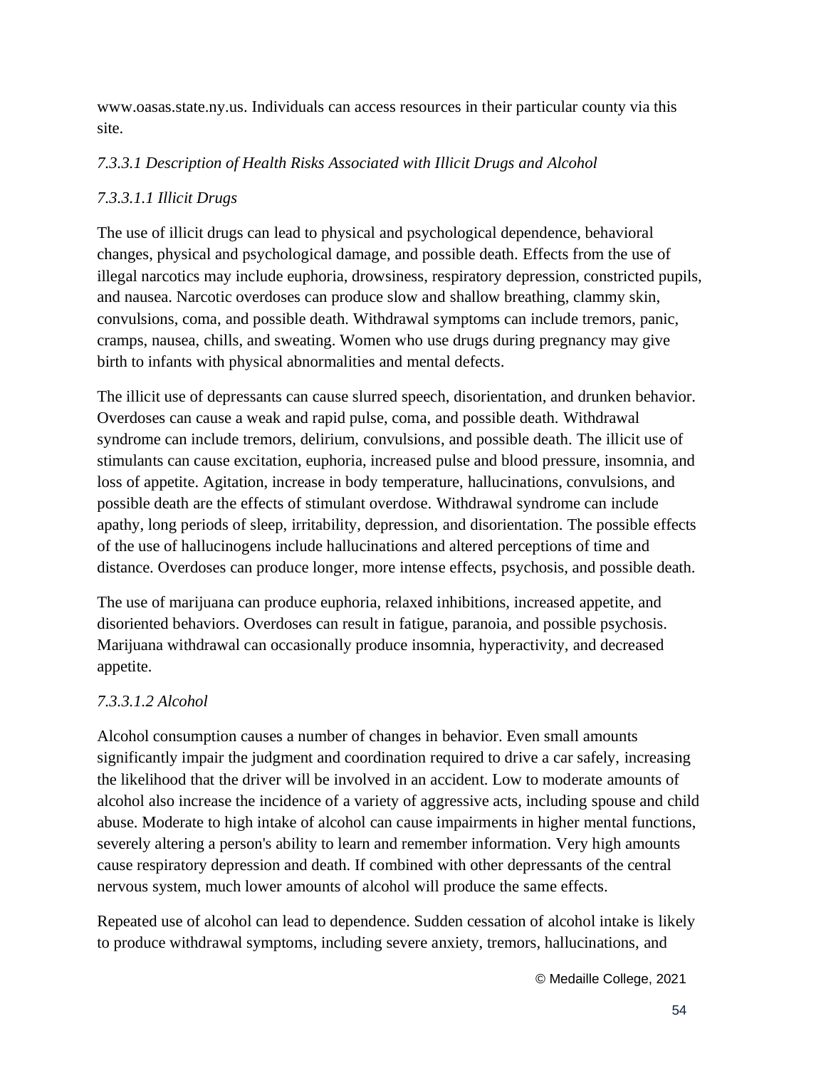www.oasas.state.ny.us. Individuals can access resources in their particular county via this site.

*7.3.3.1 Description of Health Risks Associated with Illicit Drugs and Alcohol*

*7.3.3.1.1 Illicit Drugs*

The use of illicit drugs can lead to physical and psychological dependence, behavioral changes, physical and psychological damage, and possible death. Effects from the use of illegal narcotics may include euphoria, drowsiness, respiratory depression, constricted pupils, and nausea. Narcotic overdoses can produce slow and shallow breathing, clammy skin, convulsions, coma, and possible death. Withdrawal symptoms can include tremors, panic, cramps, nausea, chills, and sweating. Women who use drugs during pregnancy may give birth to infants with physical abnormalities and mental defects.

The illicit use of depressants can cause slurred speech, disorientation, and drunken behavior. Overdoses can cause a weak and rapid pulse, coma, and possible death. Withdrawal syndrome can include tremors, delirium, convulsions, and possible death. The illicit use of stimulants can cause excitation, euphoria, increased pulse and blood pressure, insomnia, and loss of appetite. Agitation, increase in body temperature, hallucinations, convulsions, and possible death are the effects of stimulant overdose. Withdrawal syndrome can include apathy, long periods of sleep, irritability, depression, and disorientation. The possible effects of the use of hallucinogens include hallucinations and altered perceptions of time and distance. Overdoses can produce longer, more intense effects, psychosis, and possible death.

The use of marijuana can produce euphoria, relaxed inhibitions, increased appetite, and disoriented behaviors. Overdoses can result in fatigue, paranoia, and possible psychosis. Marijuana withdrawal can occasionally produce insomnia, hyperactivity, and decreased appetite.

*7.3.3.1.2 Alcohol*

Alcohol consumption causes a number of changes in behavior. Even small amounts significantly impair the judgment and coordination required to drive a car safely, increasing the likelihood that the driver will be involved in an accident. Low to moderate amounts of alcohol also increase the incidence of a variety of aggressive acts, including spouse and child abuse. Moderate to high intake of alcohol can cause impairments in higher mental functions, severely altering a person's ability to learn and remember information. Very high amounts cause respiratory depression and death. If combined with other depressants of the central nervous system, much lower amounts of alcohol will produce the same effects.

Repeated use of alcohol can lead to dependence. Sudden cessation of alcohol intake is likely to produce withdrawal symptoms, including severe anxiety, tremors, hallucinations, and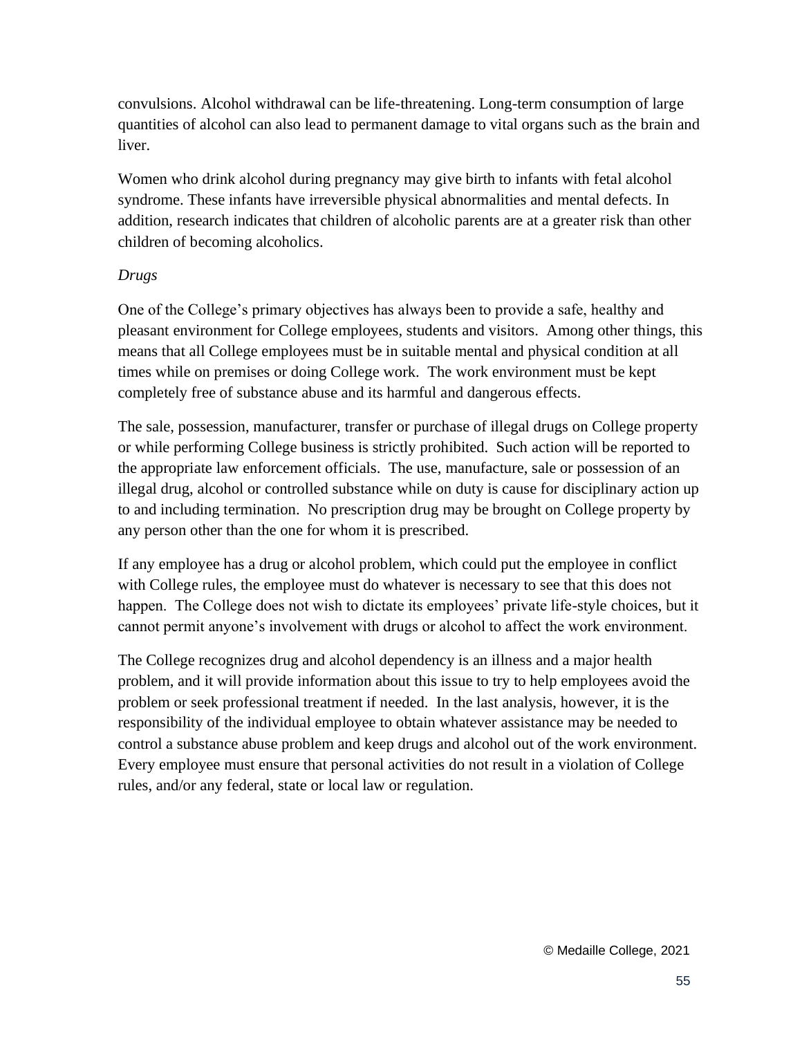convulsions. Alcohol withdrawal can be life-threatening. Long-term consumption of large quantities of alcohol can also lead to permanent damage to vital organs such as the brain and liver.

Women who drink alcohol during pregnancy may give birth to infants with fetal alcohol syndrome. These infants have irreversible physical abnormalities and mental defects. In addition, research indicates that children of alcoholic parents are at a greater risk than other children of becoming alcoholics.

*Drugs*

One of the College's primary objectives has always been to provide a safe, healthy and pleasant environment for College employees, students and visitors. Among other things, this means that all College employees must be in suitable mental and physical condition at all times while on premises or doing College work. The work environment must be kept completely free of substance abuse and its harmful and dangerous effects.

The sale, possession, manufacturer, transfer or purchase of illegal drugs on College property or while performing College business is strictly prohibited. Such action will be reported to the appropriate law enforcement officials. The use, manufacture, sale or possession of an illegal drug, alcohol or controlled substance while on duty is cause for disciplinary action up to and including termination. No prescription drug may be brought on College property by any person other than the one for whom it is prescribed.

If any employee has a drug or alcohol problem, which could put the employee in conflict with College rules, the employee must do whatever is necessary to see that this does not happen. The College does not wish to dictate its employees' private life-style choices, but it cannot permit anyone's involvement with drugs or alcohol to affect the work environment.

The College recognizes drug and alcohol dependency is an illness and a major health problem, and it will provide information about this issue to try to help employees avoid the problem or seek professional treatment if needed. In the last analysis, however, it is the responsibility of the individual employee to obtain whatever assistance may be needed to control a substance abuse problem and keep drugs and alcohol out of the work environment. Every employee must ensure that personal activities do not result in a violation of College rules, and/or any federal, state or local law or regulation.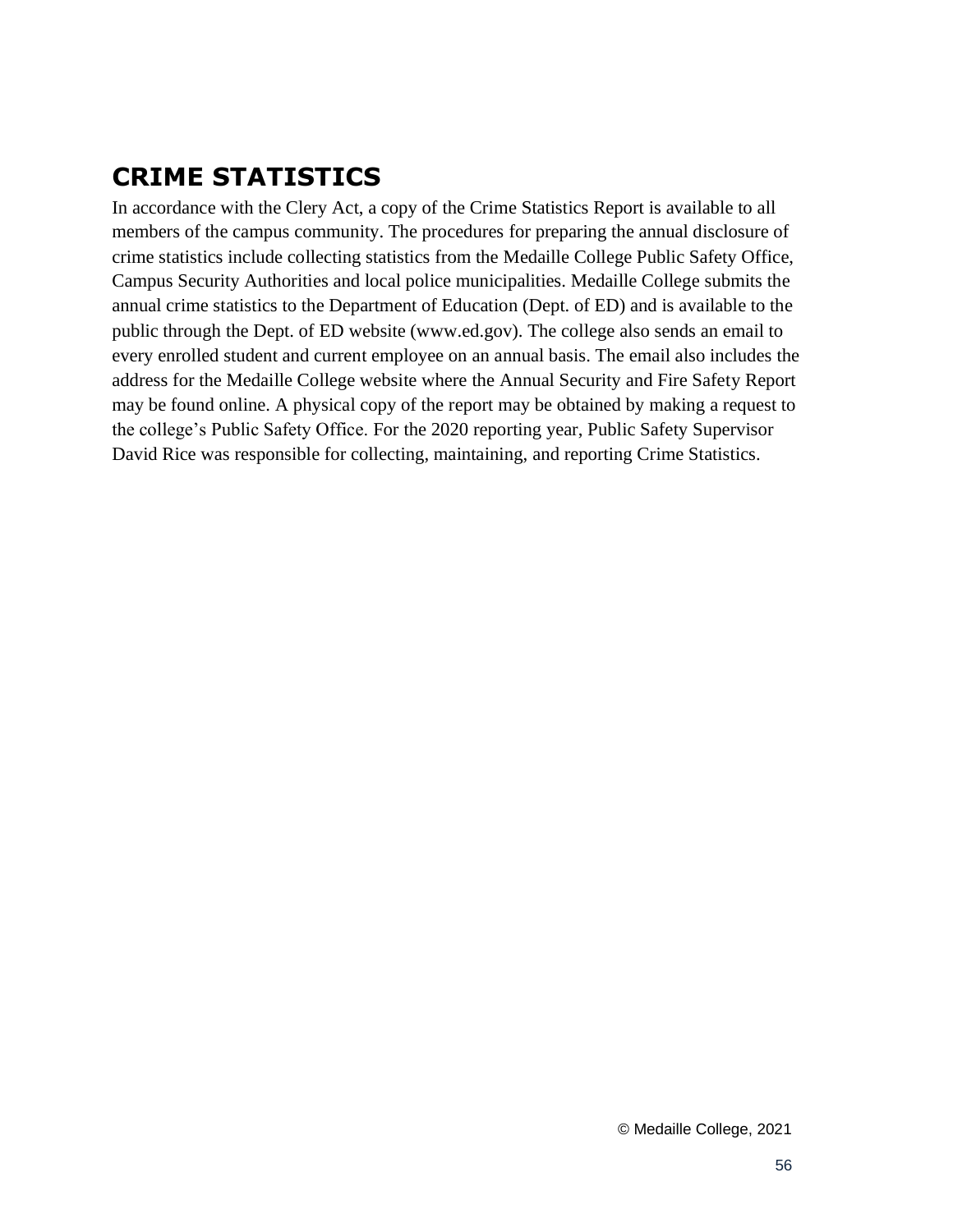## CRIME STATISTICS

In accordance with the Clery Act, a copy of the Crime Statistics Report is available to all members of the campus community. The procedures for preparing the annual disclosure of crime statistics include collecting statistics from the Medaille College Public Safety Office, Campus Security Authorities and local police municipalities. Medaille College submits the annual crime statistics to the Department of Education (Dept. of ED) and is available to the public through the Dept. of ED website (www.ed.gov). The college also sends an email to every enrolled student and current employee on an annual basis. The email also includes the address for the Medaille College website where the Annual Security and Fire Safety Report may be found online. A physical copy of the report may be obtained by making a request to the college's Public Safety Office. For the 2020 reporting year, Public Safety Supervisor David Rice was responsible for collecting, maintaining, and reporting Crime Statistics.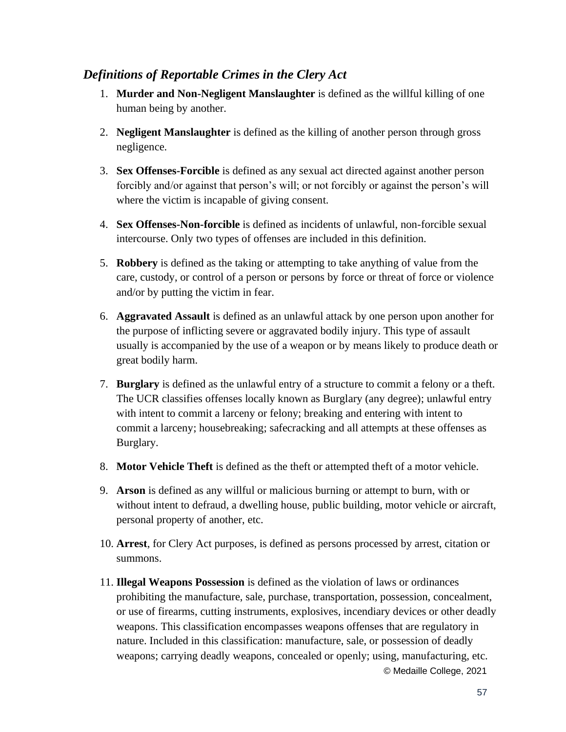### *Definitions of Reportable Crimes in the Clery Act*

1. **Murder and Non-Negligent Manslaughter** is defined as the willful killing of one human being by another.

2. **Negligent Manslaughter** is defined as the killing of another person through gross negligence.

3. **Sex Offenses-Forcible** is defined as any sexual act directed against another person forcibly and/or against that person's will; or not forcibly or against the person's will where the victim is incapable of giving consent.

4. **Sex Offenses-Non-forcible** is defined as incidents of unlawful, non-forcible sexual intercourse. Only two types of offenses are included in this definition.

5. **Robbery** is defined as the taking or attempting to take anything of value from the care, custody, or control of a person or persons by force or threat of force or violence and/or by putting the victim in fear.

6. **Aggravated Assault** is defined as an unlawful attack by one person upon another for the purpose of inflicting severe or aggravated bodily injury. This type of assault usually is accompanied by the use of a weapon or by means likely to produce death or great bodily harm.

7. **Burglary** is defined as the unlawful entry of a structure to commit a felony or a theft. The UCR classifies offenses locally known as Burglary (any degree); unlawful entry with intent to commit a larceny or felony; breaking and entering with intent to commit a larceny; housebreaking; safecracking and all attempts at these offenses as Burglary.

8. **Motor Vehicle Theft** is defined as the theft or attempted theft of a motor vehicle.

9. **Arson** is defined as any willful or malicious burning or attempt to burn, with or without intent to defraud, a dwelling house, public building, motor vehicle or aircraft, personal property of another, etc.

10. **Arrest**, for Clery Act purposes, is defined as persons processed by arrest, citation or summons.

11. **Illegal Weapons Possession** is defined as the violation of laws or ordinances prohibiting the manufacture, sale, purchase, transportation, possession, concealment, or use of firearms, cutting instruments, explosives, incendiary devices or other deadly weapons. This classification encompasses weapons offenses that are regulatory in nature. Included in this classification: manufacture, sale, or possession of deadly weapons; carrying deadly weapons, concealed or openly; using, manufacturing, etc.

© Medaille College, 2021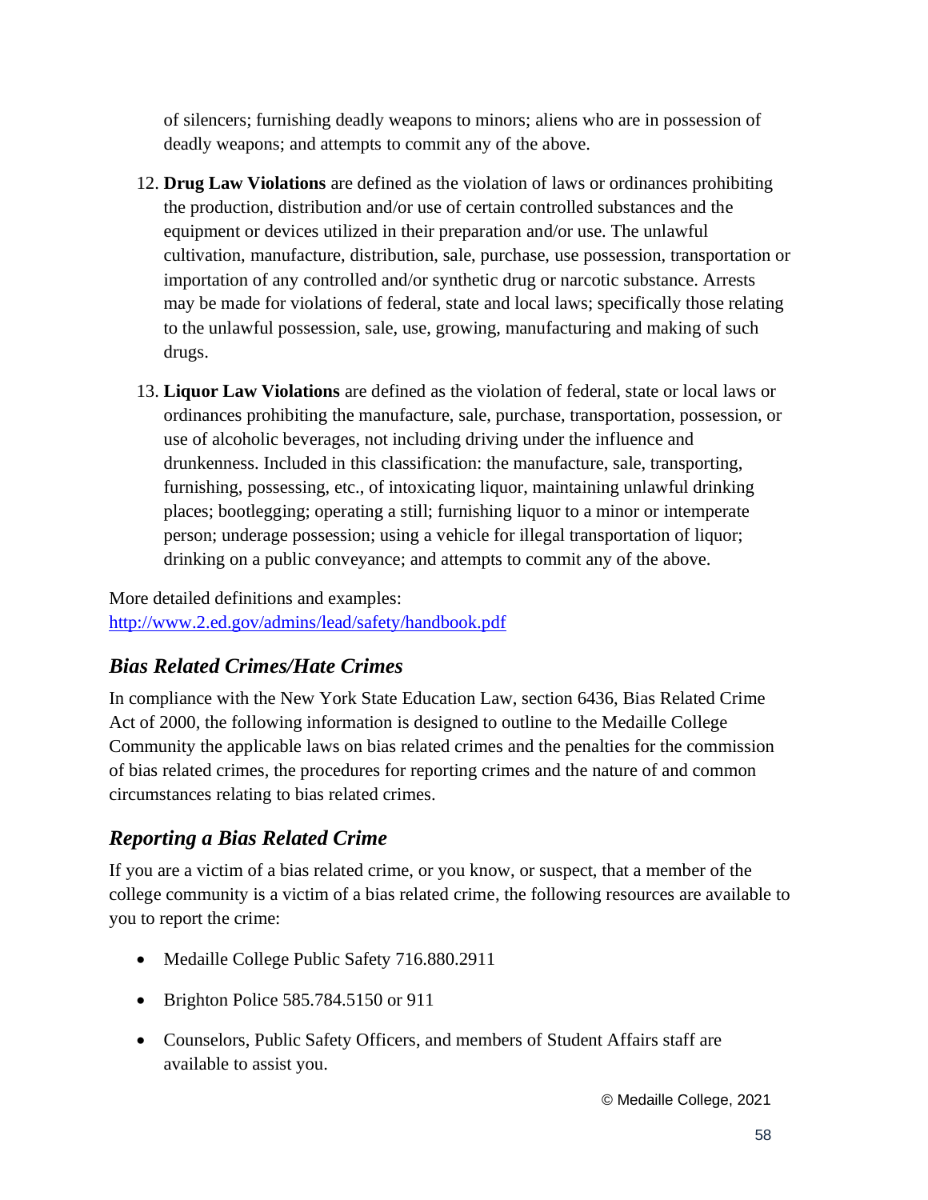of silencers; furnishing deadly weapons to minors; aliens who are in possession of deadly weapons; and attempts to commit any of the above.

12. **Drug Law Violations** are defined as the violation of laws or ordinances prohibiting the production, distribution and/or use of certain controlled substances and the equipment or devices utilized in their preparation and/or use. The unlawful cultivation, manufacture, distribution, sale, purchase, use possession, transportation or importation of any controlled and/or synthetic drug or narcotic substance. Arrests may be made for violations of federal, state and local laws; specifically those relating to the unlawful possession, sale, use, growing, manufacturing and making of such drugs.

13. **Liquor Law Violations** are defined as the violation of federal, state or local laws or ordinances prohibiting the manufacture, sale, purchase, transportation, possession, or use of alcoholic beverages, not including driving under the influence and drunkenness. Included in this classification: the manufacture, sale, transporting, furnishing, possessing, etc., of intoxicating liquor, maintaining unlawful drinking places; bootlegging; operating a still; furnishing liquor to a minor or intemperate person; underage possession; using a vehicle for illegal transportation of liquor; drinking on a public conveyance; and attempts to commit any of the above.

More detailed definitions and examples:
[http://www.2.ed.gov/admins/lead/safety/handbook.pdf](http://www.2.ed.gov/admins/lead/safety/handbook.pdf)

## *Bias Related Crimes/Hate Crimes*

In compliance with the New York State Education Law, section 6436, Bias Related Crime Act of 2000, the following information is designed to outline to the Medaille College Community the applicable laws on bias related crimes and the penalties for the commission of bias related crimes, the procedures for reporting crimes and the nature of and common circumstances relating to bias related crimes.

## *Reporting a Bias Related Crime*

If you are a victim of a bias related crime, or you know, or suspect, that a member of the college community is a victim of a bias related crime, the following resources are available to you to report the crime:

- Medaille College Public Safety 716.880.2911
- Brighton Police 585.784.5150 or 911
- Counselors, Public Safety Officers, and members of Student Affairs staff are available to assist you.

© Medaille College, 2021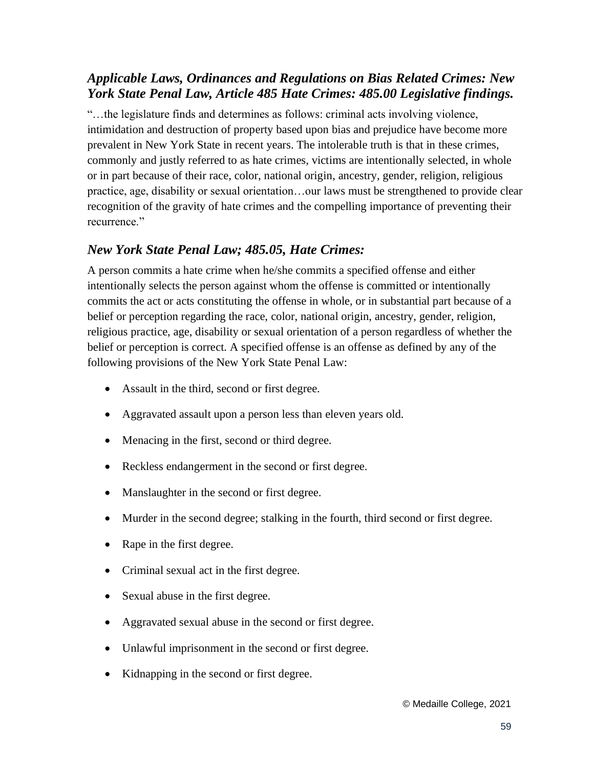### *Applicable Laws, Ordinances and Regulations on Bias Related Crimes: New York State Penal Law, Article 485 Hate Crimes: 485.00 Legislative findings.*

"…the legislature finds and determines as follows: criminal acts involving violence, intimidation and destruction of property based upon bias and prejudice have become more prevalent in New York State in recent years. The intolerable truth is that in these crimes, commonly and justly referred to as hate crimes, victims are intentionally selected, in whole or in part because of their race, color, national origin, ancestry, gender, religion, religious practice, age, disability or sexual orientation…our laws must be strengthened to provide clear recognition of the gravity of hate crimes and the compelling importance of preventing their recurrence."

### *New York State Penal Law; 485.05, Hate Crimes:*

A person commits a hate crime when he/she commits a specified offense and either intentionally selects the person against whom the offense is committed or intentionally commits the act or acts constituting the offense in whole, or in substantial part because of a belief or perception regarding the race, color, national origin, ancestry, gender, religion, religious practice, age, disability or sexual orientation of a person regardless of whether the belief or perception is correct. A specified offense is an offense as defined by any of the following provisions of the New York State Penal Law:

- Assault in the third, second or first degree.
- Aggravated assault upon a person less than eleven years old.
- Menacing in the first, second or third degree.
- Reckless endangerment in the second or first degree.
- Manslaughter in the second or first degree.
- Murder in the second degree; stalking in the fourth, third second or first degree.
- Rape in the first degree.
- Criminal sexual act in the first degree.
- Sexual abuse in the first degree.
- Aggravated sexual abuse in the second or first degree.
- Unlawful imprisonment in the second or first degree.
- Kidnapping in the second or first degree.

© Medaille College, 2021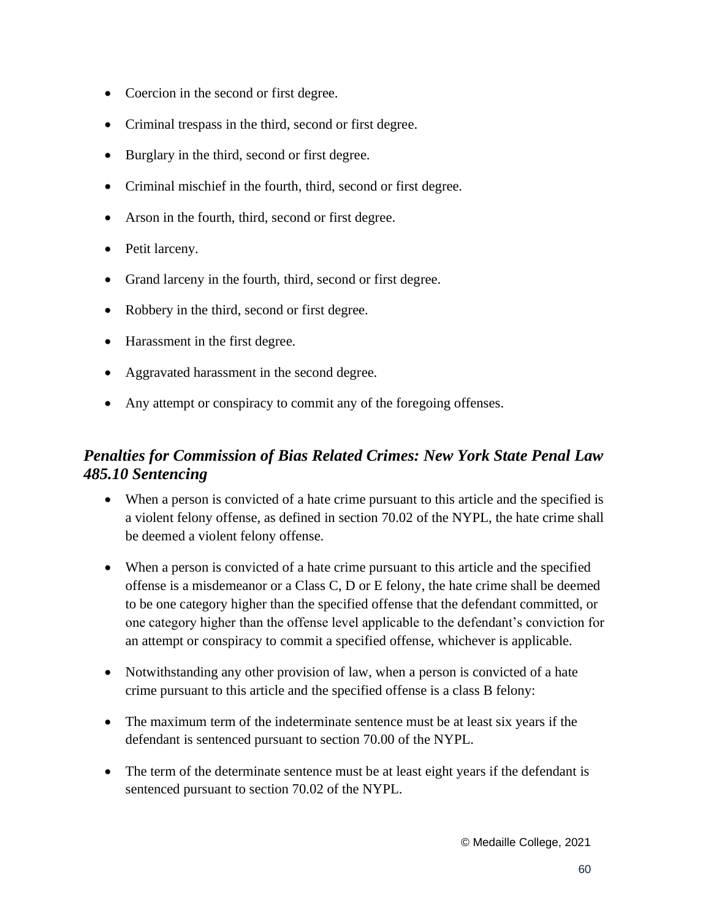- Coercion in the second or first degree.
- Criminal trespass in the third, second or first degree.
- Burglary in the third, second or first degree.
- Criminal mischief in the fourth, third, second or first degree.
- Arson in the fourth, third, second or first degree.
- Petit larceny.
- Grand larceny in the fourth, third, second or first degree.
- Robbery in the third, second or first degree.
- Harassment in the first degree.
- Aggravated harassment in the second degree.
- Any attempt or conspiracy to commit any of the foregoing offenses.

### ***Penalties for Commission of Bias Related Crimes: New York State Penal Law 485.10 Sentencing***

- When a person is convicted of a hate crime pursuant to this article and the specified is a violent felony offense, as defined in section 70.02 of the NYPL, the hate crime shall be deemed a violent felony offense.
- When a person is convicted of a hate crime pursuant to this article and the specified offense is a misdemeanor or a Class C, D or E felony, the hate crime shall be deemed to be one category higher than the specified offense that the defendant committed, or one category higher than the offense level applicable to the defendant's conviction for an attempt or conspiracy to commit a specified offense, whichever is applicable.
- Notwithstanding any other provision of law, when a person is convicted of a hate crime pursuant to this article and the specified offense is a class B felony:
- The maximum term of the indeterminate sentence must be at least six years if the defendant is sentenced pursuant to section 70.00 of the NYPL.
- The term of the determinate sentence must be at least eight years if the defendant is sentenced pursuant to section 70.02 of the NYPL.

© Medaille College, 2021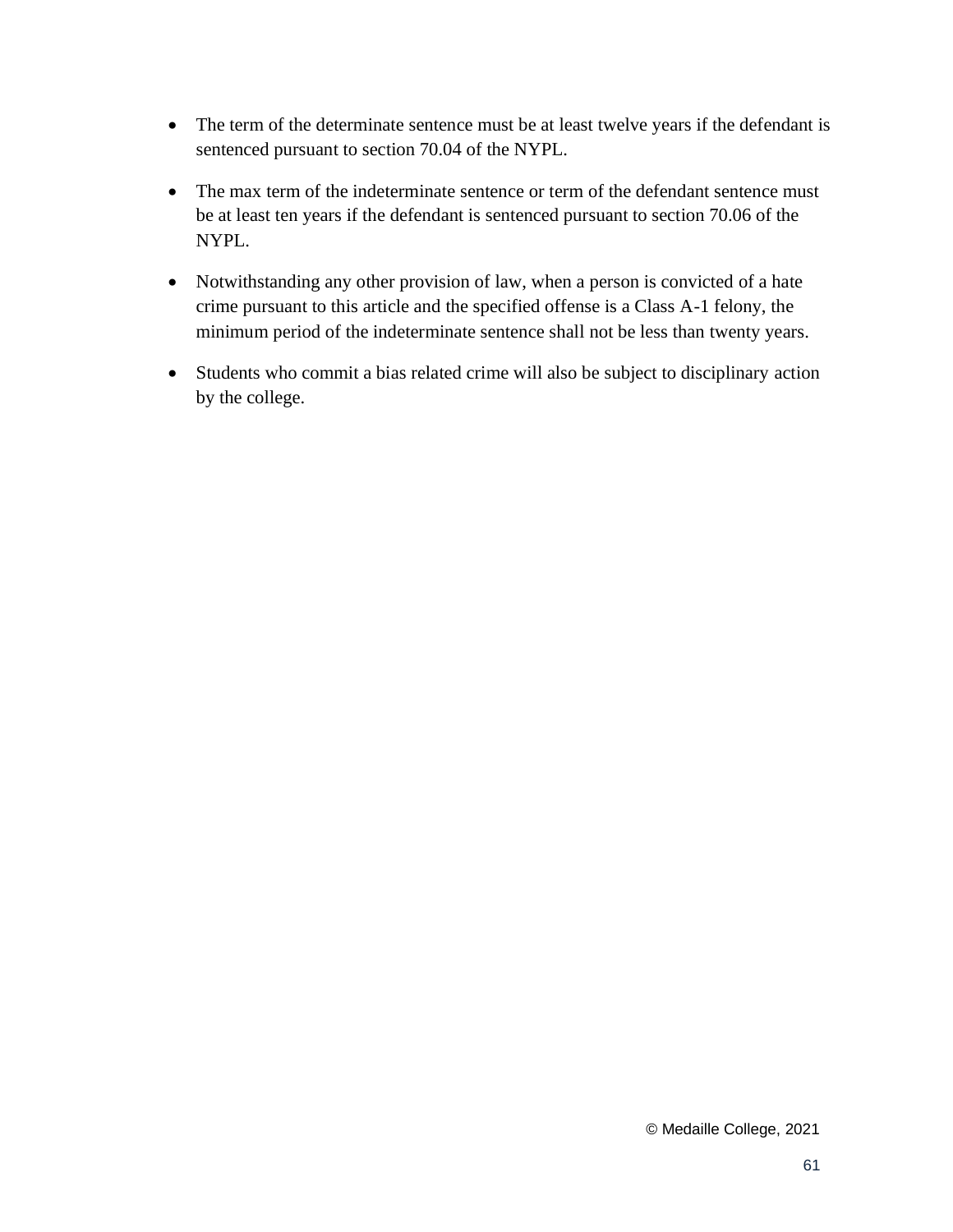- The term of the determinate sentence must be at least twelve years if the defendant is sentenced pursuant to section 70.04 of the NYPL.
- The max term of the indeterminate sentence or term of the defendant sentence must be at least ten years if the defendant is sentenced pursuant to section 70.06 of the NYPL.
- Notwithstanding any other provision of law, when a person is convicted of a hate crime pursuant to this article and the specified offense is a Class A-1 felony, the minimum period of the indeterminate sentence shall not be less than twenty years.
- Students who commit a bias related crime will also be subject to disciplinary action by the college.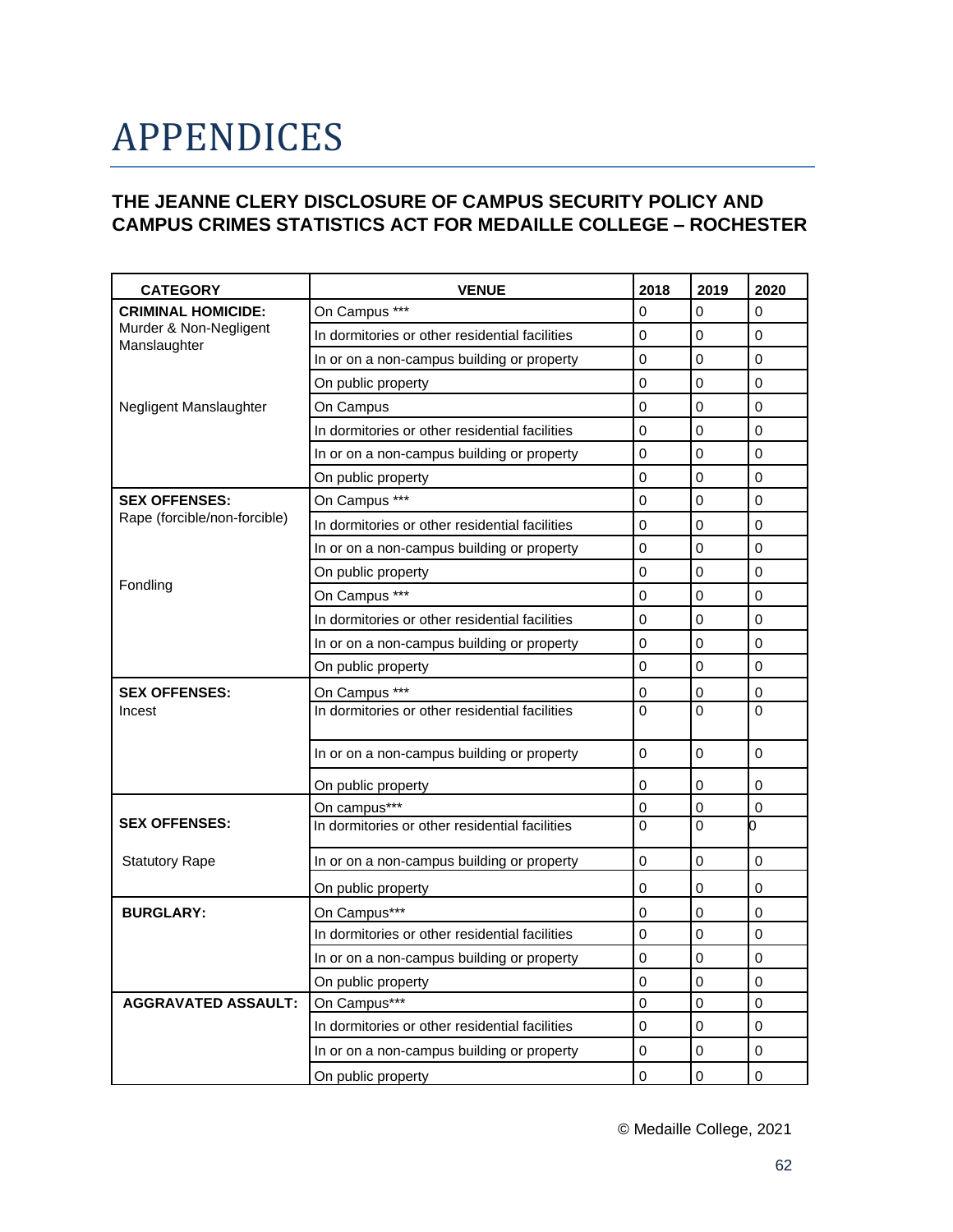# APPENDICES

### THE JEANNE CLERY DISCLOSURE OF CAMPUS SECURITY POLICY AND CAMPUS CRIMES STATISTICS ACT FOR MEDAILLE COLLEGE – ROCHESTER

| CATEGORY | VENUE | 2018 | 2019 | 2020 |
|---|---|---|---|---|
| **CRIMINAL HOMICIDE:** | On Campus *** | 0 | 0 | 0 |
| Murder & Non-Negligent Manslaughter | In dormitories or other residential facilities | 0 | 0 | 0 |
| | In or on a non-campus building or property | 0 | 0 | 0 |
| | On public property | 0 | 0 | 0 |
| Negligent Manslaughter | On Campus | 0 | 0 | 0 |
| | In dormitories or other residential facilities | 0 | 0 | 0 |
| | In or on a non-campus building or property | 0 | 0 | 0 |
| | On public property | 0 | 0 | 0 |
| **SEX OFFENSES:** | On Campus *** | 0 | 0 | 0 |
| Rape (forcible/non-forcible) | In dormitories or other residential facilities | 0 | 0 | 0 |
| | In or on a non-campus building or property | 0 | 0 | 0 |
| | On public property | 0 | 0 | 0 |
| Fondling | On Campus *** | 0 | 0 | 0 |
| | In dormitories or other residential facilities | 0 | 0 | 0 |
| | In or on a non-campus building or property | 0 | 0 | 0 |
| | On public property | 0 | 0 | 0 |
| **SEX OFFENSES:** | On Campus *** | 0 | 0 | 0 |
| Incest | In dormitories or other residential facilities | 0 | 0 | 0 |
| | In or on a non-campus building or property | 0 | 0 | 0 |
| | On public property | 0 | 0 | 0 |
| | On campus*** | 0 | 0 | 0 |
| **SEX OFFENSES:** | In dormitories or other residential facilities | 0 | 0 | 0 |
| Statutory Rape | In or on a non-campus building or property | 0 | 0 | 0 |
| | On public property | 0 | 0 | 0 |
| **BURGLARY:** | On Campus*** | 0 | 0 | 0 |
| | In dormitories or other residential facilities | 0 | 0 | 0 |
| | In or on a non-campus building or property | 0 | 0 | 0 |
| | On public property | 0 | 0 | 0 |
| **AGGRAVATED ASSAULT:** | On Campus*** | 0 | 0 | 0 |
| | In dormitories or other residential facilities | 0 | 0 | 0 |
| | In or on a non-campus building or property | 0 | 0 | 0 |
| | On public property | 0 | 0 | 0 |

© Medaille College, 2021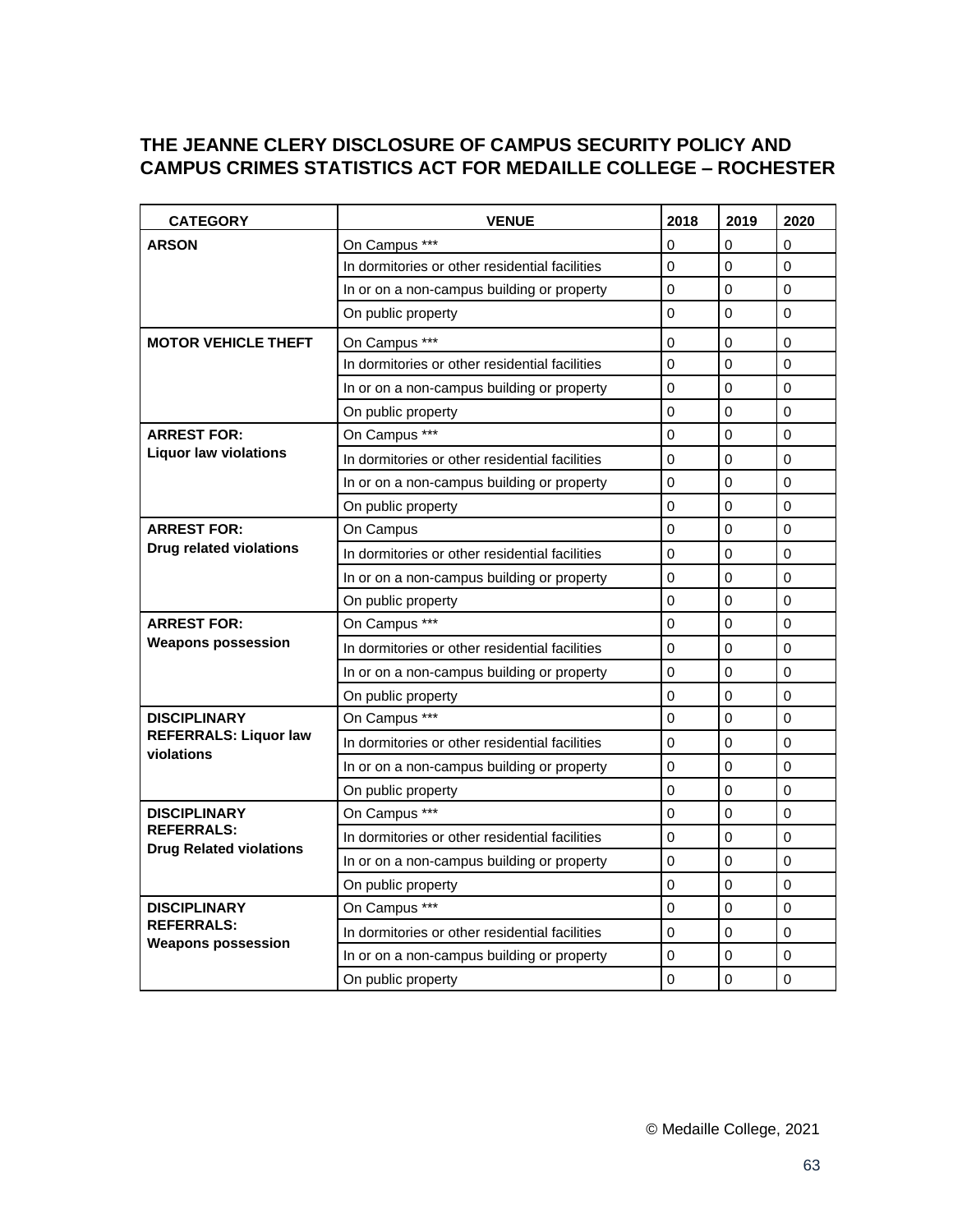## THE JEANNE CLERY DISCLOSURE OF CAMPUS SECURITY POLICY AND CAMPUS CRIMES STATISTICS ACT FOR MEDAILLE COLLEGE – ROCHESTER

| CATEGORY | VENUE | 2018 | 2019 | 2020 |
|---|---|---|---|---|
| **ARSON** | On Campus *** | 0 | 0 | 0 |
| | In dormitories or other residential facilities | 0 | 0 | 0 |
| | In or on a non-campus building or property | 0 | 0 | 0 |
| | On public property | 0 | 0 | 0 |
| **MOTOR VEHICLE THEFT** | On Campus *** | 0 | 0 | 0 |
| | In dormitories or other residential facilities | 0 | 0 | 0 |
| | In or on a non-campus building or property | 0 | 0 | 0 |
| | On public property | 0 | 0 | 0 |
| **ARREST FOR: Liquor law violations** | On Campus *** | 0 | 0 | 0 |
| | In dormitories or other residential facilities | 0 | 0 | 0 |
| | In or on a non-campus building or property | 0 | 0 | 0 |
| | On public property | 0 | 0 | 0 |
| **ARREST FOR: Drug related violations** | On Campus | 0 | 0 | 0 |
| | In dormitories or other residential facilities | 0 | 0 | 0 |
| | In or on a non-campus building or property | 0 | 0 | 0 |
| | On public property | 0 | 0 | 0 |
| **ARREST FOR: Weapons possession** | On Campus *** | 0 | 0 | 0 |
| | In dormitories or other residential facilities | 0 | 0 | 0 |
| | In or on a non-campus building or property | 0 | 0 | 0 |
| | On public property | 0 | 0 | 0 |
| **DISCIPLINARY REFERRALS: Liquor law violations** | On Campus *** | 0 | 0 | 0 |
| | In dormitories or other residential facilities | 0 | 0 | 0 |
| | In or on a non-campus building or property | 0 | 0 | 0 |
| | On public property | 0 | 0 | 0 |
| **DISCIPLINARY REFERRALS: Drug Related violations** | On Campus *** | 0 | 0 | 0 |
| | In dormitories or other residential facilities | 0 | 0 | 0 |
| | In or on a non-campus building or property | 0 | 0 | 0 |
| | On public property | 0 | 0 | 0 |
| **DISCIPLINARY REFERRALS: Weapons possession** | On Campus *** | 0 | 0 | 0 |
| | In dormitories or other residential facilities | 0 | 0 | 0 |
| | In or on a non-campus building or property | 0 | 0 | 0 |
| | On public property | 0 | 0 | 0 |

© Medaille College, 2021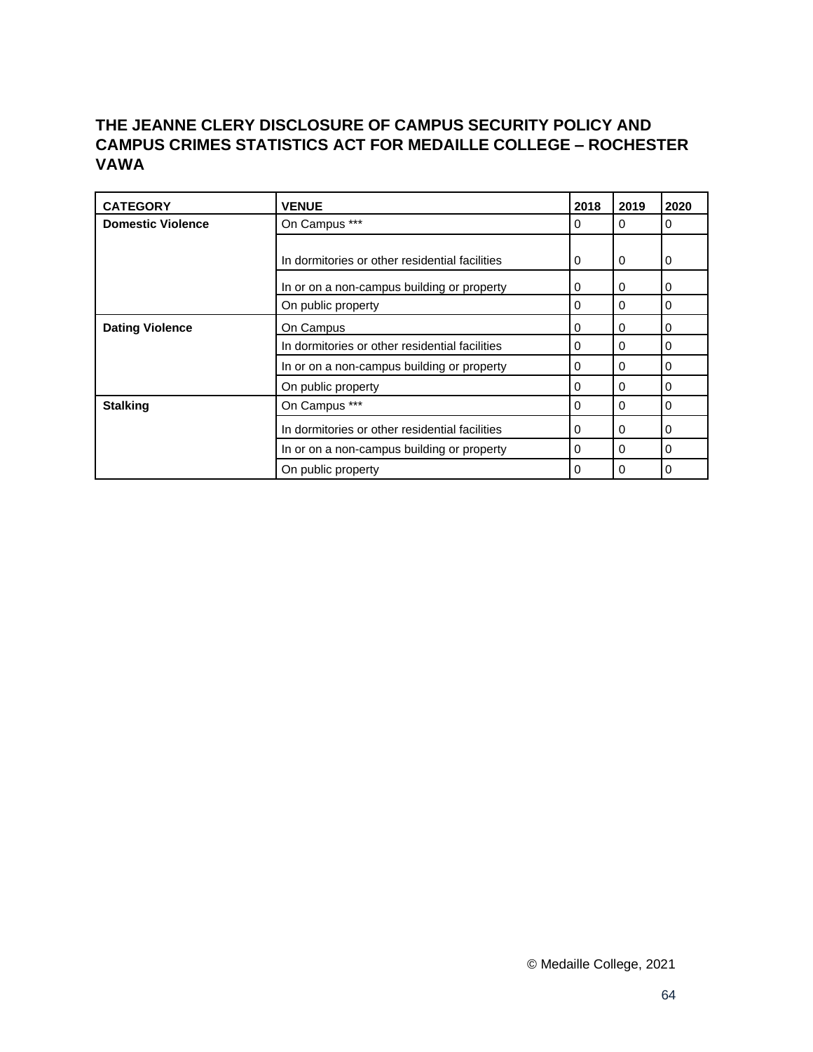## THE JEANNE CLERY DISCLOSURE OF CAMPUS SECURITY POLICY AND CAMPUS CRIMES STATISTICS ACT FOR MEDAILLE COLLEGE – ROCHESTER VAWA

| CATEGORY | VENUE | 2018 | 2019 | 2020 |
|---|---|---|---|---|
| **Domestic Violence** | On Campus *** | 0 | 0 | 0 |
| | In dormitories or other residential facilities | 0 | 0 | 0 |
| | In or on a non-campus building or property | 0 | 0 | 0 |
| | On public property | 0 | 0 | 0 |
| **Dating Violence** | On Campus | 0 | 0 | 0 |
| | In dormitories or other residential facilities | 0 | 0 | 0 |
| | In or on a non-campus building or property | 0 | 0 | 0 |
| | On public property | 0 | 0 | 0 |
| **Stalking** | On Campus *** | 0 | 0 | 0 |
| | In dormitories or other residential facilities | 0 | 0 | 0 |
| | In or on a non-campus building or property | 0 | 0 | 0 |
| | On public property | 0 | 0 | 0 |

© Medaille College, 2021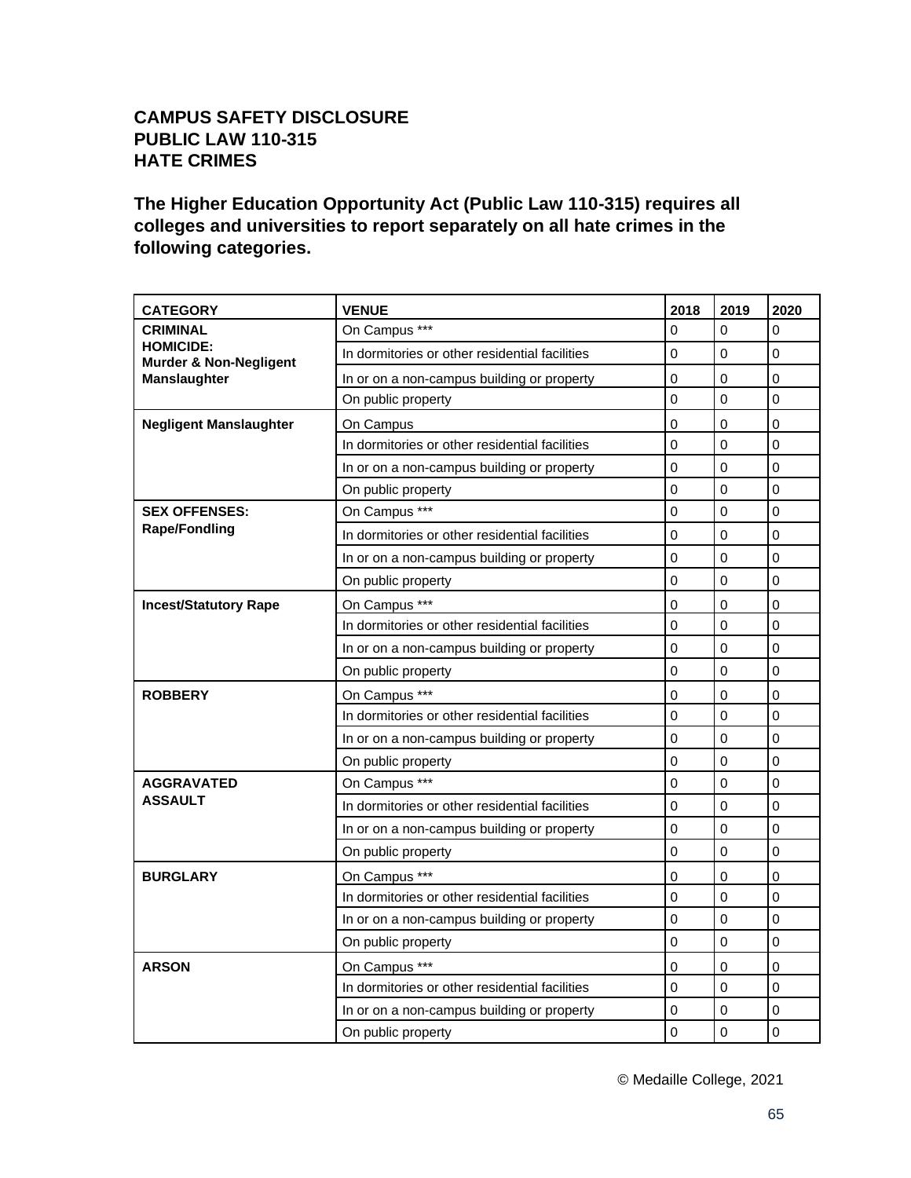**CAMPUS SAFETY DISCLOSURE**
**PUBLIC LAW 110-315**
**HATE CRIMES**

**The Higher Education Opportunity Act (Public Law 110-315) requires all colleges and universities to report separately on all hate crimes in the following categories.**

| CATEGORY | VENUE | 2018 | 2019 | 2020 |
|---|---|---|---|---|
| **CRIMINAL HOMICIDE: Murder & Non-Negligent Manslaughter** | On Campus *** | 0 | 0 | 0 |
| | In dormitories or other residential facilities | 0 | 0 | 0 |
| | In or on a non-campus building or property | 0 | 0 | 0 |
| | On public property | 0 | 0 | 0 |
| **Negligent Manslaughter** | On Campus | 0 | 0 | 0 |
| | In dormitories or other residential facilities | 0 | 0 | 0 |
| | In or on a non-campus building or property | 0 | 0 | 0 |
| | On public property | 0 | 0 | 0 |
| **SEX OFFENSES: Rape/Fondling** | On Campus *** | 0 | 0 | 0 |
| | In dormitories or other residential facilities | 0 | 0 | 0 |
| | In or on a non-campus building or property | 0 | 0 | 0 |
| | On public property | 0 | 0 | 0 |
| **Incest/Statutory Rape** | On Campus *** | 0 | 0 | 0 |
| | In dormitories or other residential facilities | 0 | 0 | 0 |
| | In or on a non-campus building or property | 0 | 0 | 0 |
| | On public property | 0 | 0 | 0 |
| **ROBBERY** | On Campus *** | 0 | 0 | 0 |
| | In dormitories or other residential facilities | 0 | 0 | 0 |
| | In or on a non-campus building or property | 0 | 0 | 0 |
| | On public property | 0 | 0 | 0 |
| **AGGRAVATED ASSAULT** | On Campus *** | 0 | 0 | 0 |
| | In dormitories or other residential facilities | 0 | 0 | 0 |
| | In or on a non-campus building or property | 0 | 0 | 0 |
| | On public property | 0 | 0 | 0 |
| **BURGLARY** | On Campus *** | 0 | 0 | 0 |
| | In dormitories or other residential facilities | 0 | 0 | 0 |
| | In or on a non-campus building or property | 0 | 0 | 0 |
| | On public property | 0 | 0 | 0 |
| **ARSON** | On Campus *** | 0 | 0 | 0 |
| | In dormitories or other residential facilities | 0 | 0 | 0 |
| | In or on a non-campus building or property | 0 | 0 | 0 |
| | On public property | 0 | 0 | 0 |

© Medaille College, 2021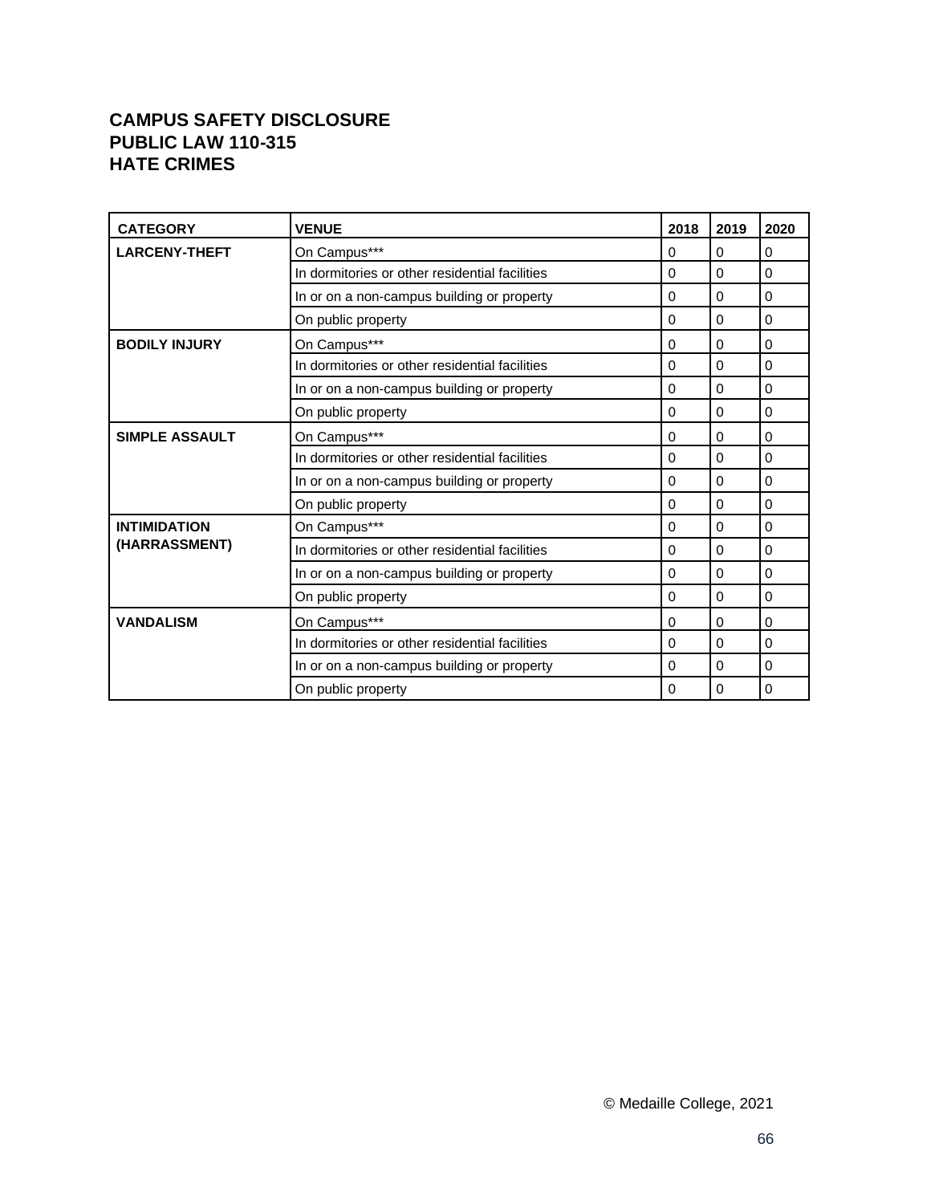**CAMPUS SAFETY DISCLOSURE**
**PUBLIC LAW 110-315**
**HATE CRIMES**

| CATEGORY | VENUE | 2018 | 2019 | 2020 |
|---|---|---|---|---|
| **LARCENY-THEFT** | On Campus*** | 0 | 0 | 0 |
| | In dormitories or other residential facilities | 0 | 0 | 0 |
| | In or on a non-campus building or property | 0 | 0 | 0 |
| | On public property | 0 | 0 | 0 |
| **BODILY INJURY** | On Campus*** | 0 | 0 | 0 |
| | In dormitories or other residential facilities | 0 | 0 | 0 |
| | In or on a non-campus building or property | 0 | 0 | 0 |
| | On public property | 0 | 0 | 0 |
| **SIMPLE ASSAULT** | On Campus*** | 0 | 0 | 0 |
| | In dormitories or other residential facilities | 0 | 0 | 0 |
| | In or on a non-campus building or property | 0 | 0 | 0 |
| | On public property | 0 | 0 | 0 |
| **INTIMIDATION (HARRASSMENT)** | On Campus*** | 0 | 0 | 0 |
| | In dormitories or other residential facilities | 0 | 0 | 0 |
| | In or on a non-campus building or property | 0 | 0 | 0 |
| | On public property | 0 | 0 | 0 |
| **VANDALISM** | On Campus*** | 0 | 0 | 0 |
| | In dormitories or other residential facilities | 0 | 0 | 0 |
| | In or on a non-campus building or property | 0 | 0 | 0 |
| | On public property | 0 | 0 | 0 |

© Medaille College, 2021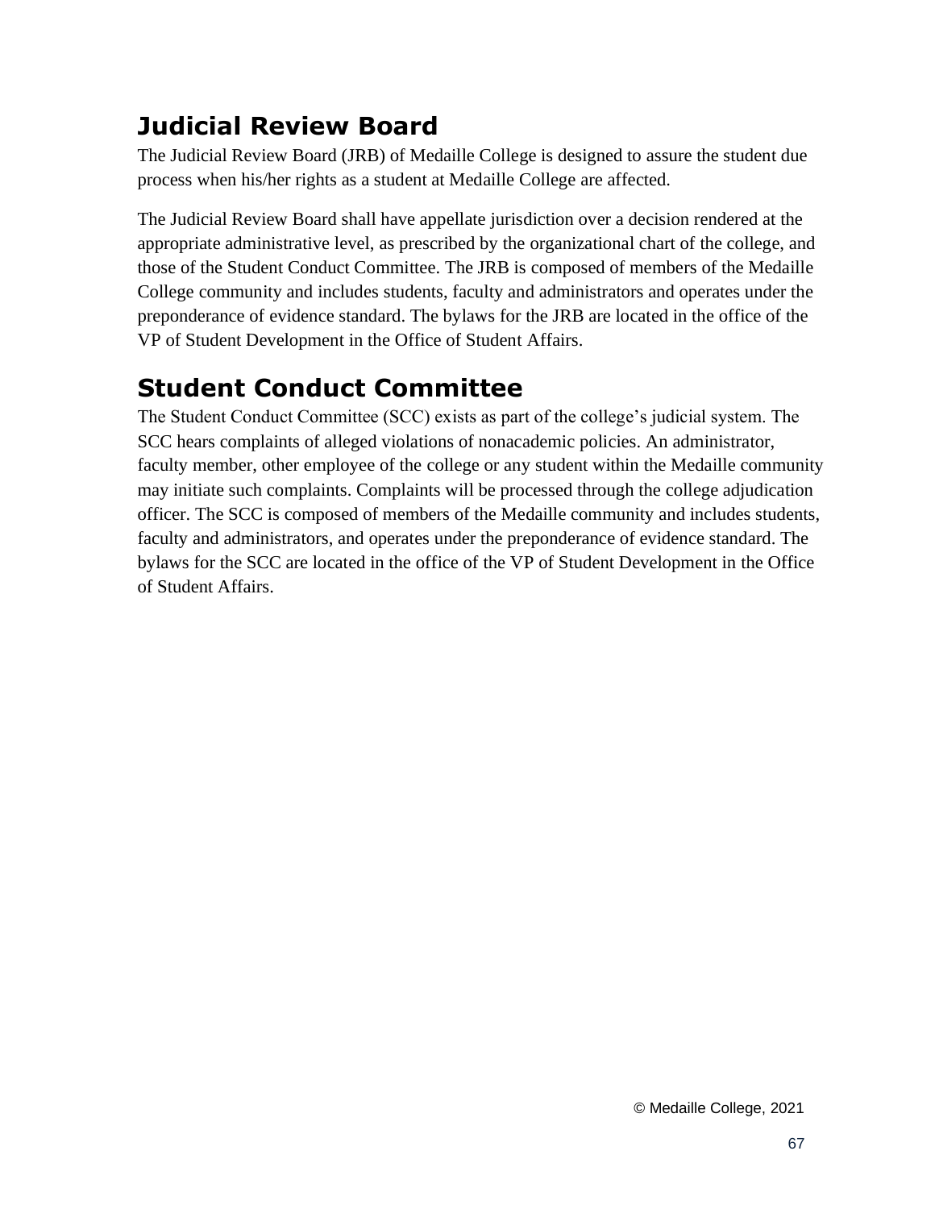## Judicial Review Board

The Judicial Review Board (JRB) of Medaille College is designed to assure the student due process when his/her rights as a student at Medaille College are affected.

The Judicial Review Board shall have appellate jurisdiction over a decision rendered at the appropriate administrative level, as prescribed by the organizational chart of the college, and those of the Student Conduct Committee. The JRB is composed of members of the Medaille College community and includes students, faculty and administrators and operates under the preponderance of evidence standard. The bylaws for the JRB are located in the office of the VP of Student Development in the Office of Student Affairs.

## Student Conduct Committee

The Student Conduct Committee (SCC) exists as part of the college's judicial system. The SCC hears complaints of alleged violations of nonacademic policies. An administrator, faculty member, other employee of the college or any student within the Medaille community may initiate such complaints. Complaints will be processed through the college adjudication officer. The SCC is composed of members of the Medaille community and includes students, faculty and administrators, and operates under the preponderance of evidence standard. The bylaws for the SCC are located in the office of the VP of Student Development in the Office of Student Affairs.